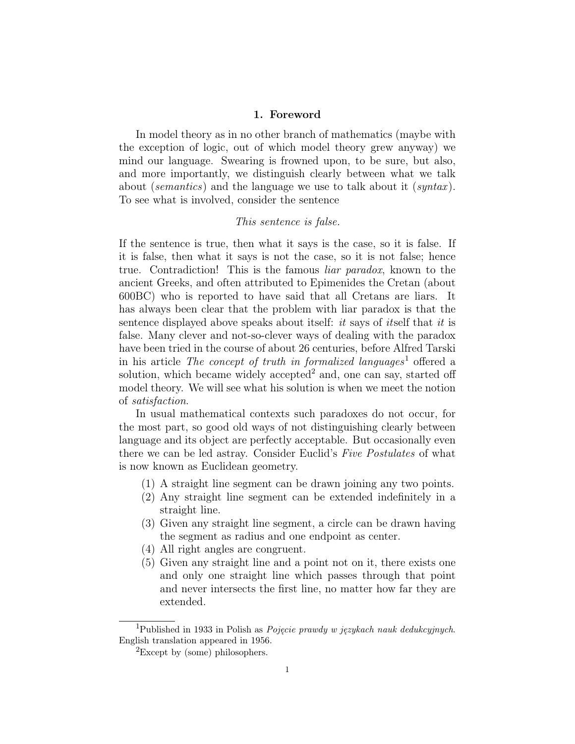## 1. Foreword

In model theory as in no other branch of mathematics (maybe with the exception of logic, out of which model theory grew anyway) we mind our language. Swearing is frowned upon, to be sure, but also, and more importantly, we distinguish clearly between what we talk about (*semantics*) and the language we use to talk about it (*syntax*). To see what is involved, consider the sentence

*This sentence is false.*

If the sentence is true, then what it says is the case, so it is false. If it is false, then what it says is not the case, so it is not false; hence true. Contradiction! This is the famous *liar paradox*, known to the ancient Greeks, and often attributed to Epimenides the Cretan (about 600BC) who is reported to have said that all Cretans are liars. It has always been clear that the problem with liar paradox is that the sentence displayed above speaks about itself: *it* says of *it*self that *it* is false. Many clever and not-so-clever ways of dealing with the paradox have been tried in the course of about 26 centuries, before Alfred Tarski in his article *The concept of truth in formalized languages*[1] offered a solution, which became widely accepted[2] and, one can say, started off model theory. We will see what his solution is when we meet the notion of *satisfaction*.

In usual mathematical contexts such paradoxes do not occur, for the most part, so good old ways of not distinguishing clearly between language and its object are perfectly acceptable. But occasionally even there we can be led astray. Consider Euclid's *Five Postulates* of what is now known as Euclidean geometry.

(1) A straight line segment can be drawn joining any two points.
(2) Any straight line segment can be extended indefinitely in a straight line.
(3) Given any straight line segment, a circle can be drawn having the segment as radius and one endpoint as center.
(4) All right angles are congruent.
(5) Given any straight line and a point not on it, there exists one and only one straight line which passes through that point and never intersects the first line, no matter how far they are extended.

---

[1] Published in 1933 in Polish as *Pojęcie prawdy w językach nauk dedukcyjnych*. English translation appeared in 1956.

[2] Except by (some) philosophers.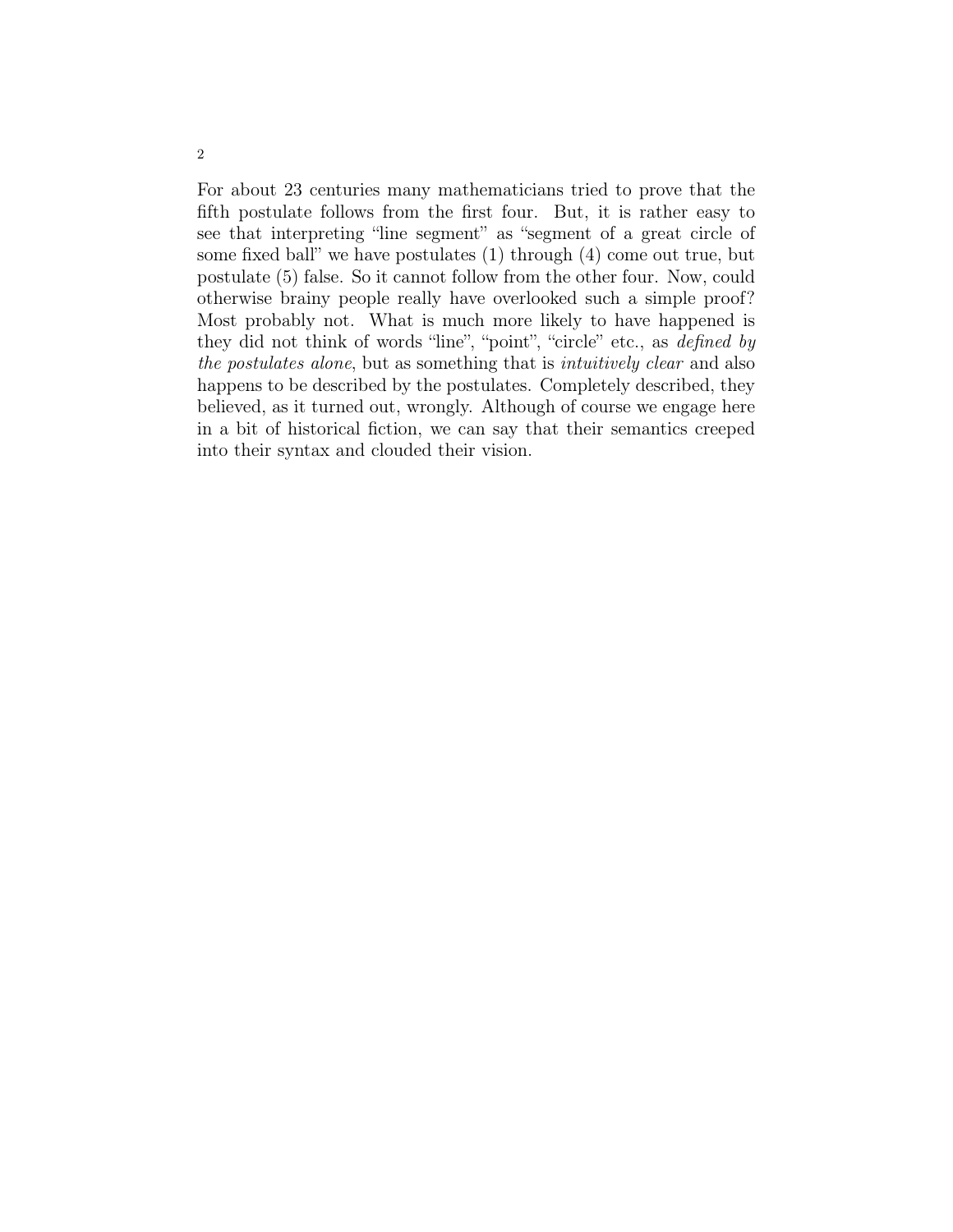For about 23 centuries many mathematicians tried to prove that the fifth postulate follows from the first four. But, it is rather easy to see that interpreting "line segment" as "segment of a great circle of some fixed ball" we have postulates (1) through (4) come out true, but postulate (5) false. So it cannot follow from the other four. Now, could otherwise brainy people really have overlooked such a simple proof? Most probably not. What is much more likely to have happened is they did not think of words "line", "point", "circle" etc., as *defined by the postulates alone*, but as something that is *intuitively clear* and also happens to be described by the postulates. Completely described, they believed, as it turned out, wrongly. Although of course we engage here in a bit of historical fiction, we can say that their semantics creeped into their syntax and clouded their vision.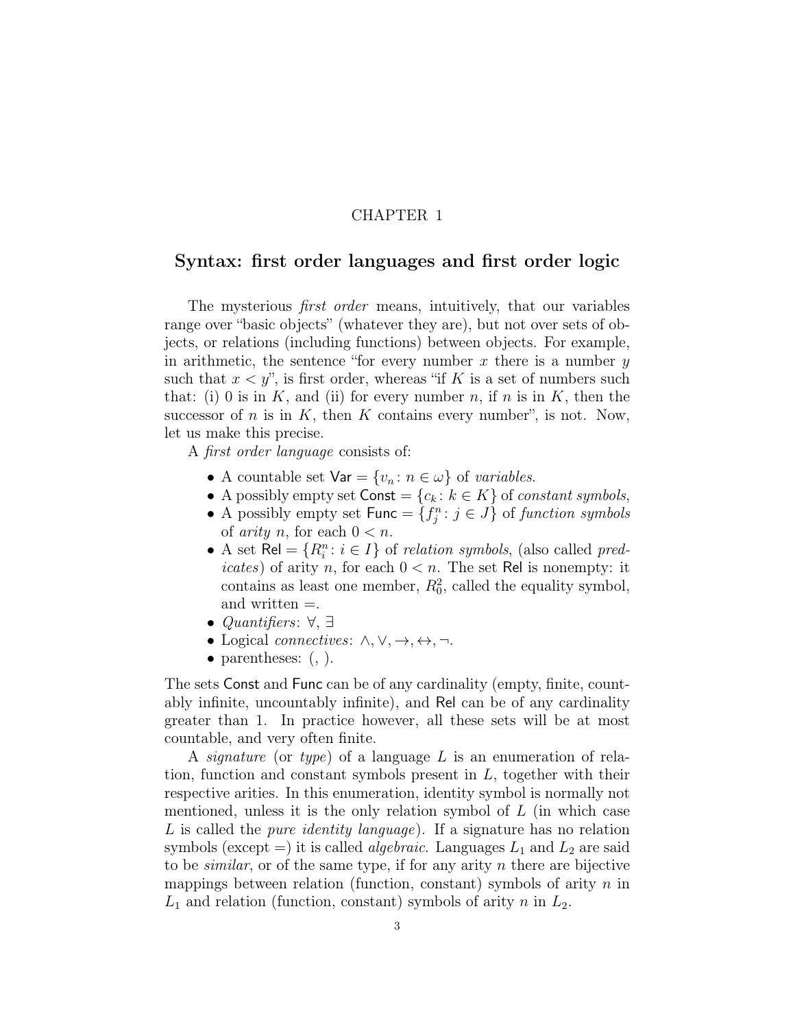# CHAPTER 1

## Syntax: first order languages and first order logic

The mysterious *first order* means, intuitively, that our variables range over "basic objects" (whatever they are), but not over sets of objects, or relations (including functions) between objects. For example, in arithmetic, the sentence "for every number $x$ there is a number $y$ such that $x < y$", is first order, whereas "if $K$ is a set of numbers such that: (i) 0 is in $K$, and (ii) for every number $n$, if $n$ is in $K$, then the successor of $n$ is in $K$, then $K$ contains every number", is not. Now, let us make this precise.

A *first order language* consists of:

- A countable set $\mathsf{Var} = \{v_n : n \in \omega\}$ of *variables*.
- A possibly empty set $\mathsf{Const} = \{c_k : k \in K\}$ of *constant symbols*,
- A possibly empty set $\mathsf{Func} = \{f^n_j : j \in J\}$ of *function symbols* of *arity* $n$, for each $0 < n$.
- A set $\mathsf{Rel} = \{R^n_i : i \in I\}$ of *relation symbols*, (also called *predicates*) of arity $n$, for each $0 < n$. The set $\mathsf{Rel}$ is nonempty: it contains as least one member, $R^2_0$, called the equality symbol, and written $=$.
- *Quantifiers*: $\forall$, $\exists$
- Logical *connectives*: $\wedge, \vee, \rightarrow, \leftrightarrow, \neg$.
- parentheses: (, ).

The sets $\mathsf{Const}$ and $\mathsf{Func}$ can be of any cardinality (empty, finite, countably infinite, uncountably infinite), and $\mathsf{Rel}$ can be of any cardinality greater than 1. In practice however, all these sets will be at most countable, and very often finite.

A *signature* (or *type*) of a language $L$ is an enumeration of relation, function and constant symbols present in $L$, together with their respective arities. In this enumeration, identity symbol is normally not mentioned, unless it is the only relation symbol of $L$ (in which case $L$ is called the *pure identity language*). If a signature has no relation symbols (except $=$) it is called *algebraic*. Languages $L_1$ and $L_2$ are said to be *similar*, or of the same type, if for any arity $n$ there are bijective mappings between relation (function, constant) symbols of arity $n$ in $L_1$ and relation (function, constant) symbols of arity $n$ in $L_2$.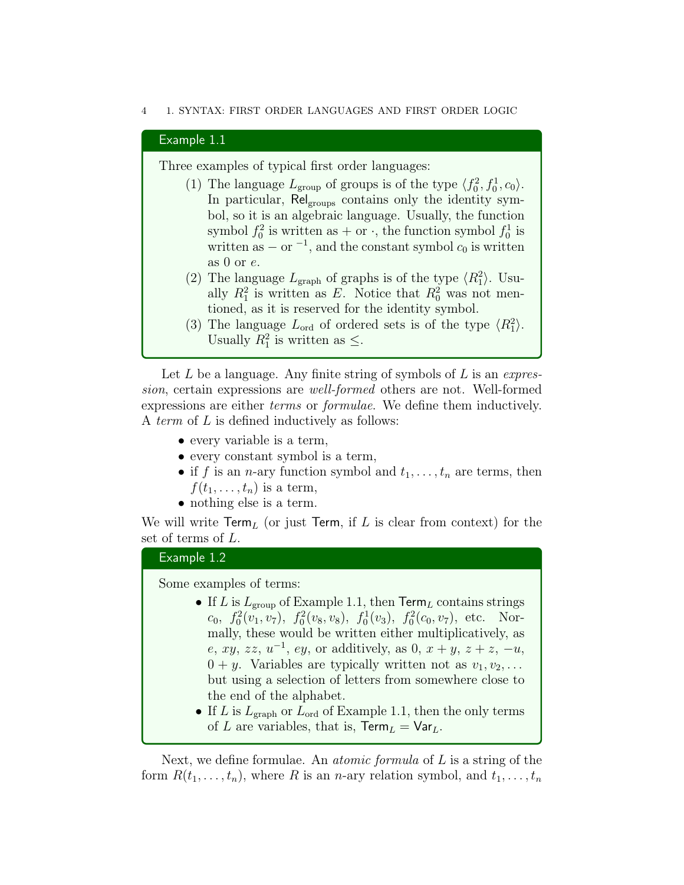**Example 1.1**

Three examples of typical first order languages:

(1) The language $L_{\text{group}}$ of groups is of the type $\langle f_0^2, f_0^1, c_0 \rangle$. In particular, $\mathsf{Rel}_{\text{groups}}$ contains only the identity symbol, so it is an algebraic language. Usually, the function symbol $f_0^2$ is written as $+$ or $\cdot$, the function symbol $f_0^1$ is written as $-$ or $^{-1}$, and the constant symbol $c_0$ is written as 0 or $e$.

(2) The language $L_{\text{graph}}$ of graphs is of the type $\langle R_1^2 \rangle$. Usually $R_1^2$ is written as $E$. Notice that $R_0^2$ was not mentioned, as it is reserved for the identity symbol.

(3) The language $L_{\text{ord}}$ of ordered sets is of the type $\langle R_1^2 \rangle$. Usually $R_1^2$ is written as $\leq$.

Let $L$ be a language. Any finite string of symbols of $L$ is an *expression*, certain expressions are *well-formed* others are not. Well-formed expressions are either *terms* or *formulae*. We define them inductively. A *term* of $L$ is defined inductively as follows:

- every variable is a term,
- every constant symbol is a term,
- if $f$ is an $n$-ary function symbol and $t_1, \dots, t_n$ are terms, then $f(t_1, \dots, t_n)$ is a term,
- nothing else is a term.

We will write $\mathsf{Term}_L$ (or just $\mathsf{Term}$, if $L$ is clear from context) for the set of terms of $L$.

**Example 1.2**

Some examples of terms:

- If $L$ is $L_{\text{group}}$ of Example 1.1, then $\mathsf{Term}_L$ contains strings $c_0$, $f_0^2(v_1, v_7)$, $f_0^2(v_8, v_8)$, $f_0^1(v_3)$, $f_0^2(c_0, v_7)$, etc. Normally, these would be written either multiplicatively, as $e$, $xy$, $zz$, $u^{-1}$, $ey$, or additively, as $0$, $x + y$, $z + z$, $-u$, $0 + y$. Variables are typically written not as $v_1, v_2, \dots$ but using a selection of letters from somewhere close to the end of the alphabet.
- If $L$ is $L_{\text{graph}}$ or $L_{\text{ord}}$ of Example 1.1, then the only terms of $L$ are variables, that is, $\mathsf{Term}_L = \mathsf{Var}_L$.

Next, we define formulae. An *atomic formula* of $L$ is a string of the form $R(t_1, \dots, t_n)$, where $R$ is an $n$-ary relation symbol, and $t_1, \dots, t_n$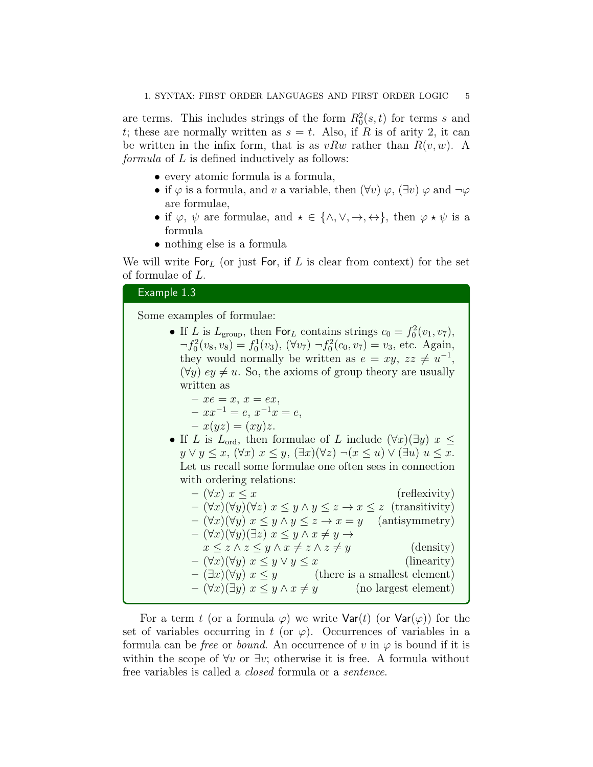are terms. This includes strings of the form $R^2_0(s,t)$ for terms $s$ and $t$; these are normally written as $s = t$. Also, if $R$ is of arity 2, it can be written in the infix form, that is as $vRw$ rather than $R(v,w)$. A *formula* of $L$ is defined inductively as follows:

- every atomic formula is a formula,
- if $\varphi$ is a formula, and $v$ a variable, then $(\forall v)\ \varphi$, $(\exists v)\ \varphi$ and $\neg\varphi$ are formulae,
- if $\varphi$, $\psi$ are formulae, and $\star \in \{\wedge, \vee, \rightarrow, \leftrightarrow\}$, then $\varphi \star \psi$ is a formula
- nothing else is a formula

We will write $\mathsf{For}_L$ (or just $\mathsf{For}$, if $L$ is clear from context) for the set of formulae of $L$.

**Example 1.3**

Some examples of formulae:

- If $L$ is $L_{\text{group}}$, then $\mathsf{For}_L$ contains strings $c_0 = f^2_0(v_1, v_7)$, $\neg f^2_0(v_8, v_8) = f^1_0(v_3)$, $(\forall v_7)\ \neg f^2_0(c_0, v_7) = v_3$, etc. Again, they would normally be written as $e = xy$, $zz \neq u^{-1}$, $(\forall y)\ ey \neq u$. So, the axioms of group theory are usually written as
  - $xe = x$, $x = ex$,
  - $xx^{-1} = e$, $x^{-1}x = e$,
  - $x(yz) = (xy)z$.
- If $L$ is $L_{\text{ord}}$, then formulae of $L$ include $(\forall x)(\exists y)\ x \leq y \vee y \leq x$, $(\forall x)\ x \leq y$, $(\exists x)(\forall z)\ \neg(x \leq u) \vee (\exists u)\ u \leq x$. Let us recall some formulae one often sees in connection with ordering relations:
  - $(\forall x)\ x \leq x$ (reflexivity)
  - $(\forall x)(\forall y)(\forall z)\ x \leq y \wedge y \leq z \rightarrow x \leq z$ (transitivity)
  - $(\forall x)(\forall y)\ x \leq y \wedge y \leq z \rightarrow x = y$ (antisymmetry)
  - $(\forall x)(\forall y)(\exists z)\ x \leq y \wedge x \neq y \rightarrow$
    $x \leq z \wedge z \leq y \wedge x \neq z \wedge z \neq y$ (density)
  - $(\forall x)(\forall y)\ x \leq y \vee y \leq x$ (linearity)
  - $(\exists x)(\forall y)\ x \leq y$ (there is a smallest element)
  - $(\forall x)(\exists y)\ x \leq y \wedge x \neq y$ (no largest element)

For a term $t$ (or a formula $\varphi$) we write $\mathsf{Var}(t)$ (or $\mathsf{Var}(\varphi)$) for the set of variables occurring in $t$ (or $\varphi$). Occurrences of variables in a formula can be *free* or *bound*. An occurrence of $v$ in $\varphi$ is bound if it is within the scope of $\forall v$ or $\exists v$; otherwise it is free. A formula without free variables is called a *closed* formula or a *sentence*.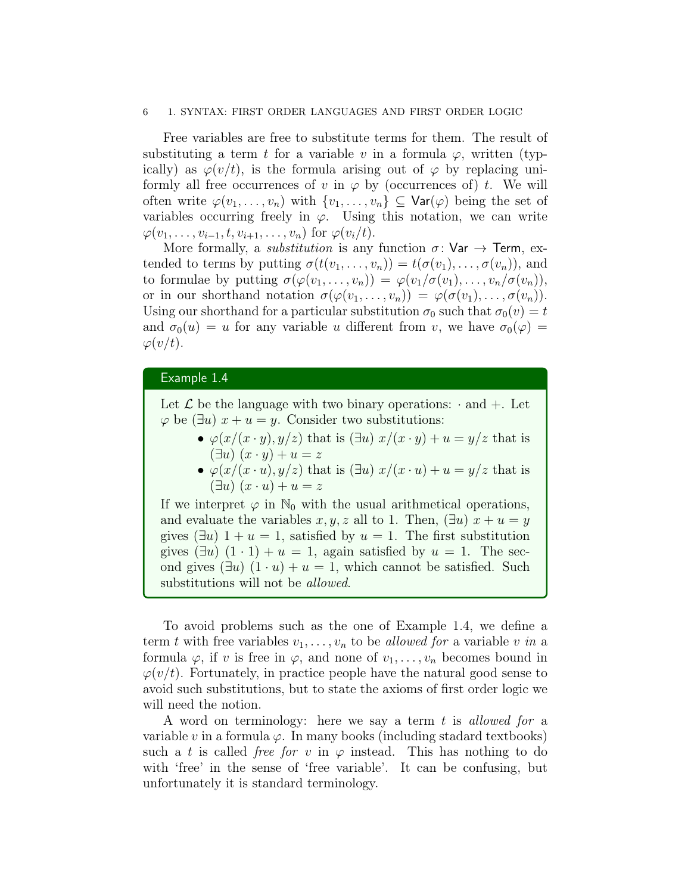Free variables are free to substitute terms for them. The result of substituting a term $t$ for a variable $v$ in a formula $\varphi$, written (typically) as $\varphi(v/t)$, is the formula arising out of $\varphi$ by replacing uniformly all free occurrences of $v$ in $\varphi$ by (occurrences of) $t$. We will often write $\varphi(v_1, \dots, v_n)$ with $\{v_1, \dots, v_n\} \subseteq \mathsf{Var}(\varphi)$ being the set of variables occurring freely in $\varphi$. Using this notation, we can write $\varphi(v_1, \dots, v_{i-1}, t, v_{i+1}, \dots, v_n)$ for $\varphi(v_i/t)$.

More formally, a *substitution* is any function $\sigma\colon \mathsf{Var} \to \mathsf{Term}$, extended to terms by putting $\sigma(t(v_1, \dots, v_n)) = t(\sigma(v_1), \dots, \sigma(v_n))$, and to formulae by putting $\sigma(\varphi(v_1, \dots, v_n)) = \varphi(v_1/\sigma(v_1), \dots, v_n/\sigma(v_n))$, or in our shorthand notation $\sigma(\varphi(v_1, \dots, v_n)) = \varphi(\sigma(v_1), \dots, \sigma(v_n))$. Using our shorthand for a particular substitution $\sigma_0$ such that $\sigma_0(v) = t$ and $\sigma_0(u) = u$ for any variable $u$ different from $v$, we have $\sigma_0(\varphi) = \varphi(v/t)$.

**Example 1.4**

Let $\mathcal{L}$ be the language with two binary operations: $\cdot$ and $+$. Let $\varphi$ be $(\exists u)\ x + u = y$. Consider two substitutions:

- $\varphi(x/(x \cdot y), y/z)$ that is $(\exists u)\ x/(x \cdot y) + u = y/z$ that is $(\exists u)\ (x \cdot y) + u = z$
- $\varphi(x/(x \cdot u), y/z)$ that is $(\exists u)\ x/(x \cdot u) + u = y/z$ that is $(\exists u)\ (x \cdot u) + u = z$

If we interpret $\varphi$ in $\mathbb{N}_0$ with the usual arithmetical operations, and evaluate the variables $x, y, z$ all to 1. Then, $(\exists u)\ x + u = y$ gives $(\exists u)\ 1 + u = 1$, satisfied by $u = 1$. The first substitution gives $(\exists u)\ (1 \cdot 1) + u = 1$, again satisfied by $u = 1$. The second gives $(\exists u)\ (1 \cdot u) + u = 1$, which cannot be satisfied. Such substitutions will not be *allowed*.

To avoid problems such as the one of Example 1.4, we define a term $t$ with free variables $v_1, \dots, v_n$ to be *allowed for* a variable $v$ *in* a formula $\varphi$, if $v$ is free in $\varphi$, and none of $v_1, \dots, v_n$ becomes bound in $\varphi(v/t)$. Fortunately, in practice people have the natural good sense to avoid such substitutions, but to state the axioms of first order logic we will need the notion.

A word on terminology: here we say a term $t$ is *allowed for* a variable $v$ in a formula $\varphi$. In many books (including stadard textbooks) such a $t$ is called *free for* $v$ in $\varphi$ instead. This has nothing to do with 'free' in the sense of 'free variable'. It can be confusing, but unfortunately it is standard terminology.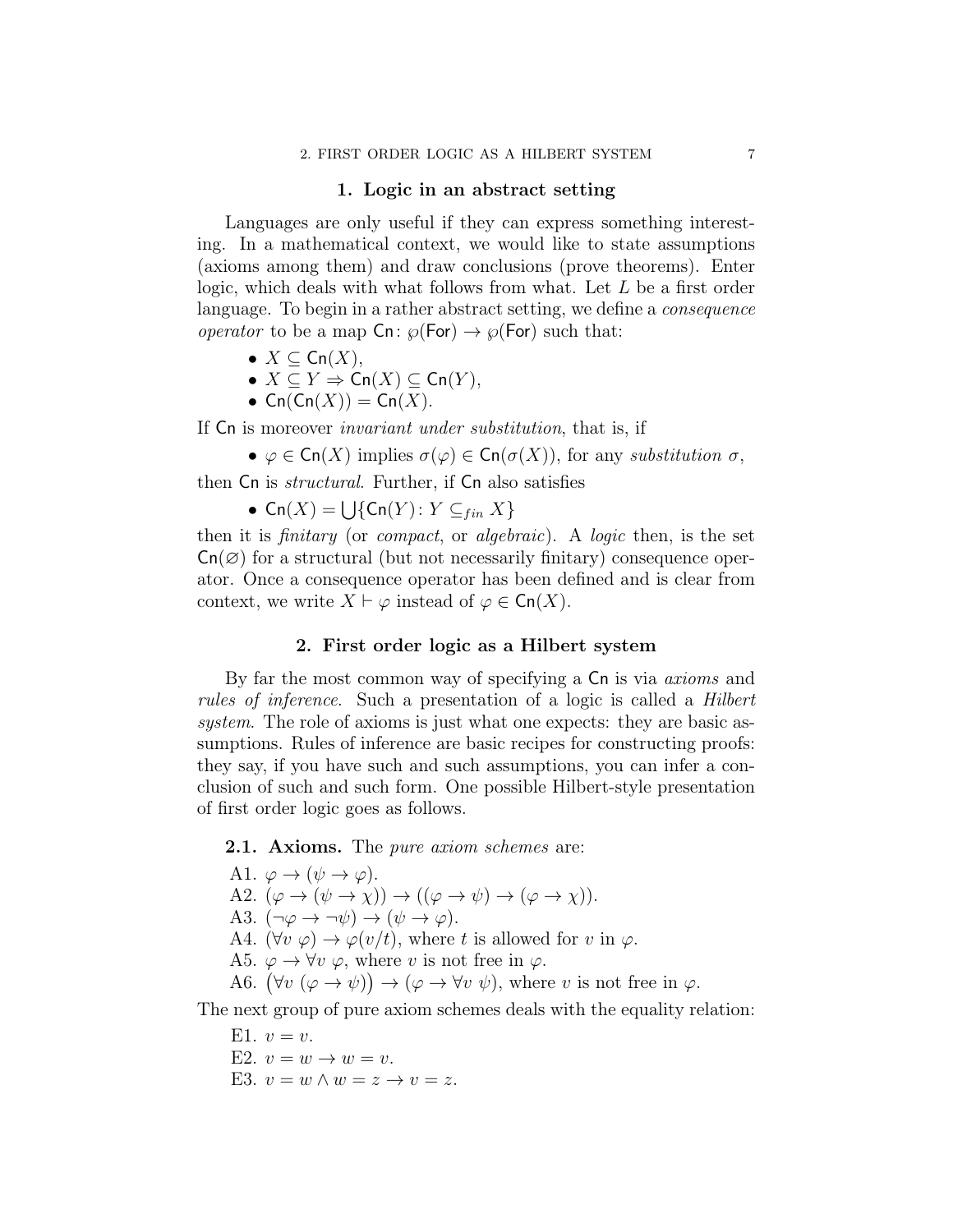## 1. Logic in an abstract setting

Languages are only useful if they can express something interesting. In a mathematical context, we would like to state assumptions (axioms among them) and draw conclusions (prove theorems). Enter logic, which deals with what follows from what. Let $L$ be a first order language. To begin in a rather abstract setting, we define a *consequence operator* to be a map $\mathsf{Cn}\colon \wp(\mathsf{For}) \to \wp(\mathsf{For})$ such that:

- $X \subseteq \mathsf{Cn}(X)$,
- $X \subseteq Y \Rightarrow \mathsf{Cn}(X) \subseteq \mathsf{Cn}(Y)$,
- $\mathsf{Cn}(\mathsf{Cn}(X)) = \mathsf{Cn}(X)$.

If $\mathsf{Cn}$ is moreover *invariant under substitution*, that is, if

- $\varphi \in \mathsf{Cn}(X)$ implies $\sigma(\varphi) \in \mathsf{Cn}(\sigma(X))$, for any *substitution* $\sigma$,

then $\mathsf{Cn}$ is *structural*. Further, if $\mathsf{Cn}$ also satisfies

- $\mathsf{Cn}(X) = \bigcup\{\mathsf{Cn}(Y)\colon Y \subseteq_{fin} X\}$

then it is *finitary* (or *compact*, or *algebraic*). A *logic* then, is the set $\mathsf{Cn}(\varnothing)$ for a structural (but not necessarily finitary) consequence operator. Once a consequence operator has been defined and is clear from context, we write $X \vdash \varphi$ instead of $\varphi \in \mathsf{Cn}(X)$.

## 2. First order logic as a Hilbert system

By far the most common way of specifying a $\mathsf{Cn}$ is via *axioms* and *rules of inference*. Such a presentation of a logic is called a *Hilbert system*. The role of axioms is just what one expects: they are basic assumptions. Rules of inference are basic recipes for constructing proofs: they say, if you have such and such assumptions, you can infer a conclusion of such and such form. One possible Hilbert-style presentation of first order logic goes as follows.

### 2.1. Axioms.

The *pure axiom schemes* are:

A1. $\varphi \to (\psi \to \varphi)$.
A2. $(\varphi \to (\psi \to \chi)) \to ((\varphi \to \psi) \to (\varphi \to \chi))$.
A3. $(\neg\varphi \to \neg\psi) \to (\psi \to \varphi)$.
A4. $(\forall v\ \varphi) \to \varphi(v/t)$, where $t$ is allowed for $v$ in $\varphi$.
A5. $\varphi \to \forall v\ \varphi$, where $v$ is not free in $\varphi$.
A6. $\big(\forall v\ (\varphi \to \psi)\big) \to (\varphi \to \forall v\ \psi)$, where $v$ is not free in $\varphi$.

The next group of pure axiom schemes deals with the equality relation:

E1. $v = v$.
E2. $v = w \to w = v$.
E3. $v = w \wedge w = z \to v = z$.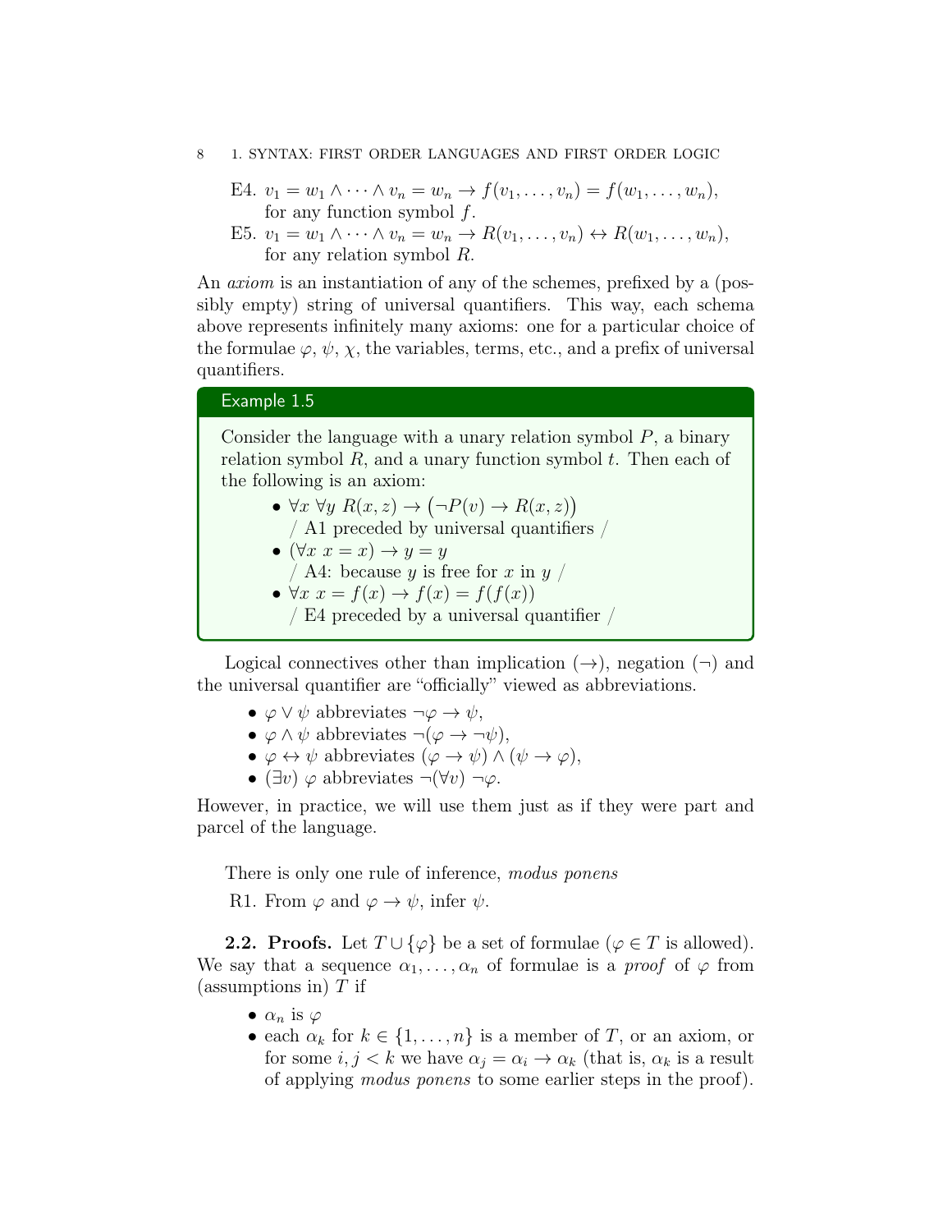E4. $v_1 = w_1 \wedge \cdots \wedge v_n = w_n \to f(v_1, \ldots, v_n) = f(w_1, \ldots, w_n)$, for any function symbol $f$.

E5. $v_1 = w_1 \wedge \cdots \wedge v_n = w_n \to R(v_1, \ldots, v_n) \leftrightarrow R(w_1, \ldots, w_n)$, for any relation symbol $R$.

An *axiom* is an instantiation of any of the schemes, prefixed by a (possibly empty) string of universal quantifiers. This way, each schema above represents infinitely many axioms: one for a particular choice of the formulae $\varphi$, $\psi$, $\chi$, the variables, terms, etc., and a prefix of universal quantifiers.

**Example 1.5**

Consider the language with a unary relation symbol $P$, a binary relation symbol $R$, and a unary function symbol $t$. Then each of the following is an axiom:

- $\forall x \ \forall y \ R(x, z) \to \big(\neg P(v) \to R(x, z)\big)$
  / A1 preceded by universal quantifiers /
- $(\forall x \ x = x) \to y = y$
  / A4: because $y$ is free for $x$ in $y$ /
- $\forall x \ x = f(x) \to f(x) = f(f(x))$
  / E4 preceded by a universal quantifier /

Logical connectives other than implication ($\to$), negation ($\neg$) and the universal quantifier are "officially" viewed as abbreviations.

- $\varphi \vee \psi$ abbreviates $\neg\varphi \to \psi$,
- $\varphi \wedge \psi$ abbreviates $\neg(\varphi \to \neg\psi)$,
- $\varphi \leftrightarrow \psi$ abbreviates $(\varphi \to \psi) \wedge (\psi \to \varphi)$,
- $(\exists v) \ \varphi$ abbreviates $\neg(\forall v) \ \neg\varphi$.

However, in practice, we will use them just as if they were part and parcel of the language.

There is only one rule of inference, *modus ponens*

R1. From $\varphi$ and $\varphi \to \psi$, infer $\psi$.

**2.2. Proofs.** Let $T \cup \{\varphi\}$ be a set of formulae ($\varphi \in T$ is allowed). We say that a sequence $\alpha_1, \ldots, \alpha_n$ of formulae is a *proof* of $\varphi$ from (assumptions in) $T$ if

- $\alpha_n$ is $\varphi$
- each $\alpha_k$ for $k \in \{1, \ldots, n\}$ is a member of $T$, or an axiom, or for some $i, j < k$ we have $\alpha_j = \alpha_i \to \alpha_k$ (that is, $\alpha_k$ is a result of applying *modus ponens* to some earlier steps in the proof).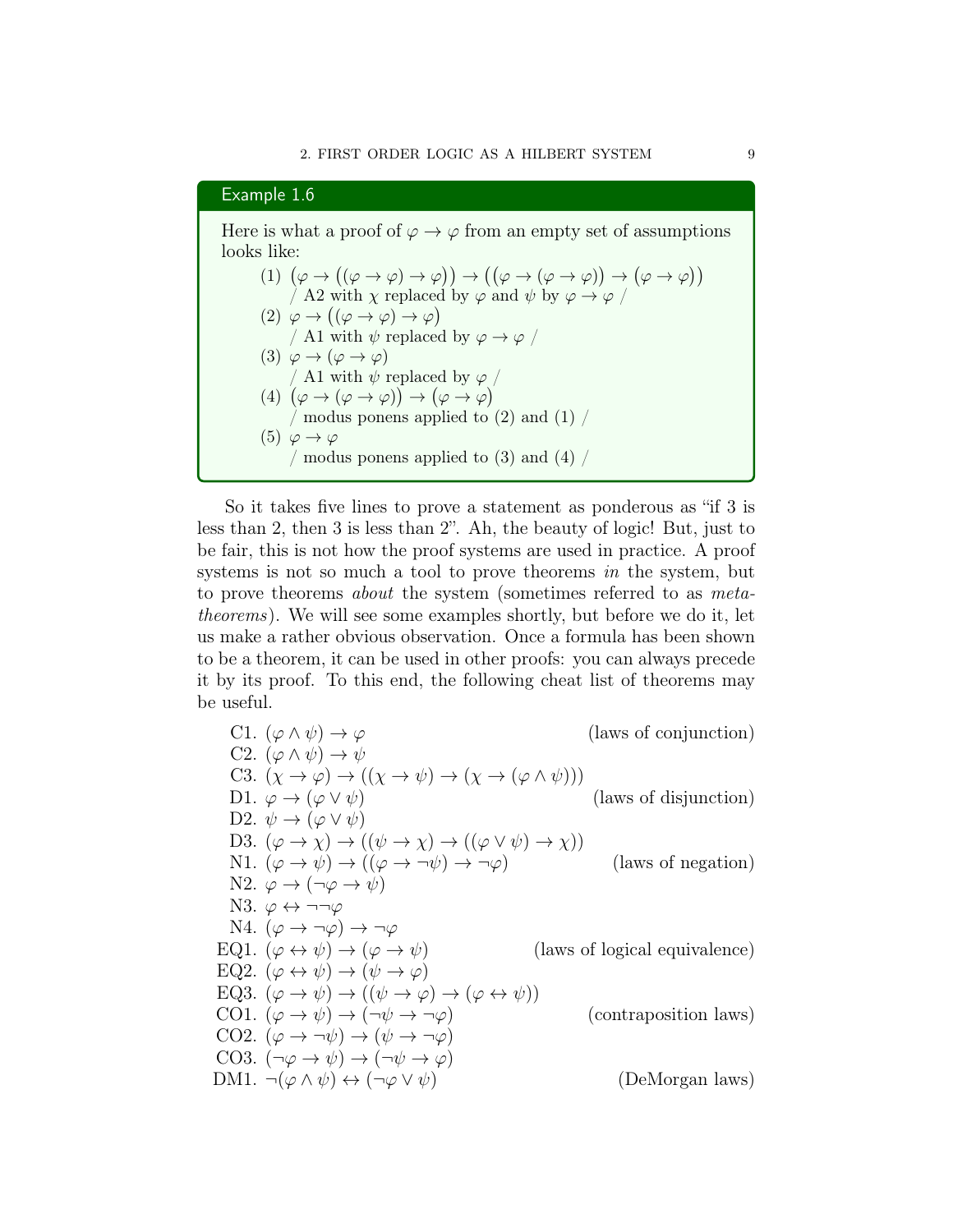**Example 1.6**

Here is what a proof of $\varphi \to \varphi$ from an empty set of assumptions looks like:

(1) $\big(\varphi \to ((\varphi \to \varphi) \to \varphi)\big) \to \big((\varphi \to (\varphi \to \varphi)) \to (\varphi \to \varphi)\big)$
  / A2 with $\chi$ replaced by $\varphi$ and $\psi$ by $\varphi \to \varphi$ /

(2) $\varphi \to \big((\varphi \to \varphi) \to \varphi\big)$
  / A1 with $\psi$ replaced by $\varphi \to \varphi$ /

(3) $\varphi \to (\varphi \to \varphi)$
  / A1 with $\psi$ replaced by $\varphi$ /

(4) $\big(\varphi \to (\varphi \to \varphi)\big) \to \big(\varphi \to \varphi\big)$
  / modus ponens applied to (2) and (1) /

(5) $\varphi \to \varphi$
  / modus ponens applied to (3) and (4) /

So it takes five lines to prove a statement as ponderous as "if 3 is less than 2, then 3 is less than 2". Ah, the beauty of logic! But, just to be fair, this is not how the proof systems are used in practice. A proof systems is not so much a tool to prove theorems *in* the system, but to prove theorems *about* the system (sometimes referred to as *meta-theorems*). We will see some examples shortly, but before we do it, let us make a rather obvious observation. Once a formula has been shown to be a theorem, it can be used in other proofs: you can always precede it by its proof. To this end, the following cheat list of theorems may be useful.

C1. $(\varphi \wedge \psi) \to \varphi$ (laws of conjunction)
C2. $(\varphi \wedge \psi) \to \psi$
C3. $(\chi \to \varphi) \to ((\chi \to \psi) \to (\chi \to (\varphi \wedge \psi)))$
D1. $\varphi \to (\varphi \vee \psi)$ (laws of disjunction)
D2. $\psi \to (\varphi \vee \psi)$
D3. $(\varphi \to \chi) \to ((\psi \to \chi) \to ((\varphi \vee \psi) \to \chi))$
N1. $(\varphi \to \psi) \to ((\varphi \to \neg\psi) \to \neg\varphi)$ (laws of negation)
N2. $\varphi \to (\neg\varphi \to \psi)$
N3. $\varphi \leftrightarrow \neg\neg\varphi$
N4. $(\varphi \to \neg\varphi) \to \neg\varphi$
EQ1. $(\varphi \leftrightarrow \psi) \to (\varphi \to \psi)$ (laws of logical equivalence)
EQ2. $(\varphi \leftrightarrow \psi) \to (\psi \to \varphi)$
EQ3. $(\varphi \to \psi) \to ((\psi \to \varphi) \to (\varphi \leftrightarrow \psi))$
CO1. $(\varphi \to \psi) \to (\neg\psi \to \neg\varphi)$ (contraposition laws)
CO2. $(\varphi \to \neg\psi) \to (\psi \to \neg\varphi)$
CO3. $(\neg\varphi \to \psi) \to (\neg\psi \to \varphi)$
DM1. $\neg(\varphi \wedge \psi) \leftrightarrow (\neg\varphi \vee \psi)$ (DeMorgan laws)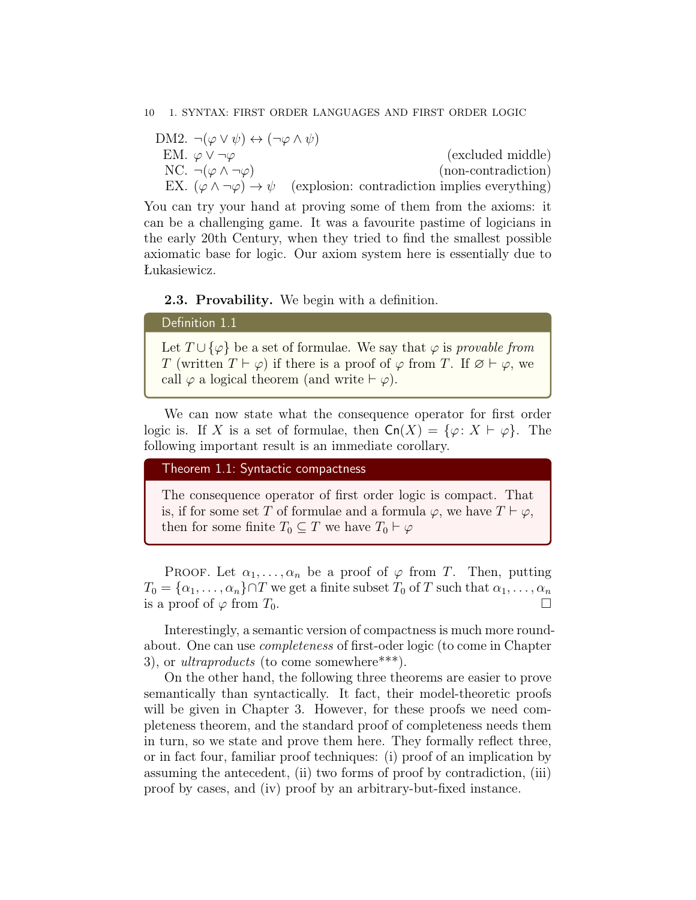DM2. $\neg(\varphi \vee \psi) \leftrightarrow (\neg\varphi \wedge \psi)$

EM. $\varphi \vee \neg\varphi$ (excluded middle)

NC. $\neg(\varphi \wedge \neg\varphi)$ (non-contradiction)

EX. $(\varphi \wedge \neg\varphi) \to \psi$ (explosion: contradiction implies everything)

You can try your hand at proving some of them from the axioms: it can be a challenging game. It was a favourite pastime of logicians in the early 20th Century, when they tried to find the smallest possible axiomatic base for logic. Our axiom system here is essentially due to Łukasiewicz.

**2.3. Provability.** We begin with a definition.

**Definition 1.1**

Let $T \cup \{\varphi\}$ be a set of formulae. We say that $\varphi$ is *provable from* $T$ (written $T \vdash \varphi$) if there is a proof of $\varphi$ from $T$. If $\varnothing \vdash \varphi$, we call $\varphi$ a logical theorem (and write $\vdash \varphi$).

We can now state what the consequence operator for first order logic is. If $X$ is a set of formulae, then $\mathsf{Cn}(X) = \{\varphi \colon X \vdash \varphi\}$. The following important result is an immediate corollary.

**Theorem 1.1: Syntactic compactness**

The consequence operator of first order logic is compact. That is, if for some set $T$ of formulae and a formula $\varphi$, we have $T \vdash \varphi$, then for some finite $T_0 \subseteq T$ we have $T_0 \vdash \varphi$

Proof. Let $\alpha_1, \dots, \alpha_n$ be a proof of $\varphi$ from $T$. Then, putting $T_0 = \{\alpha_1, \dots, \alpha_n\} \cap T$ we get a finite subset $T_0$ of $T$ such that $\alpha_1, \dots, \alpha_n$ is a proof of $\varphi$ from $T_0$. □

Interestingly, a semantic version of compactness is much more roundabout. One can use *completeness* of first-oder logic (to come in Chapter 3), or *ultraproducts* (to come somewhere***).

On the other hand, the following three theorems are easier to prove semantically than syntactically. It fact, their model-theoretic proofs will be given in Chapter 3. However, for these proofs we need completeness theorem, and the standard proof of completeness needs them in turn, so we state and prove them here. They formally reflect three, or in fact four, familiar proof techniques: (i) proof of an implication by assuming the antecedent, (ii) two forms of proof by contradiction, (iii) proof by cases, and (iv) proof by an arbitrary-but-fixed instance.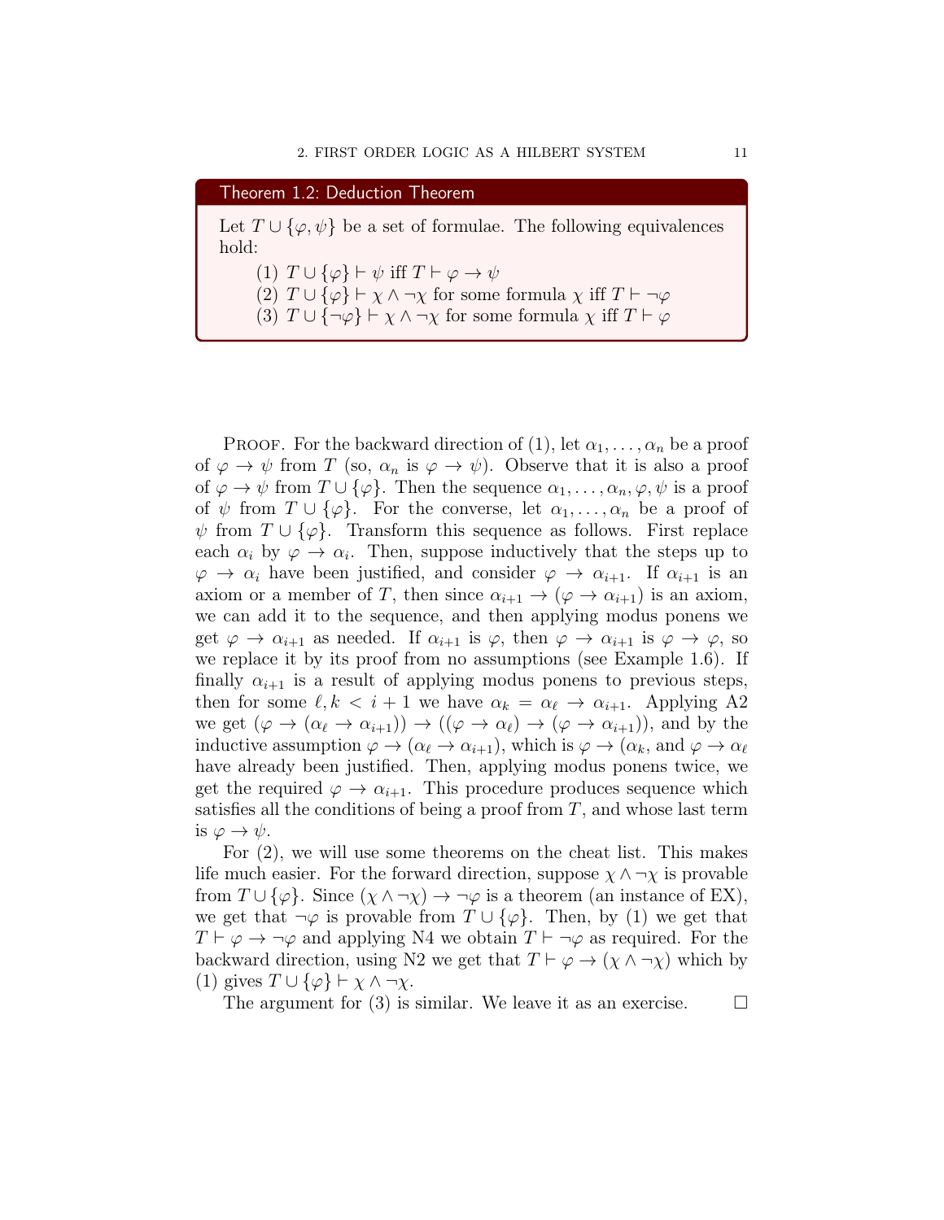**Theorem 1.2: Deduction Theorem**

Let $T \cup \{\varphi, \psi\}$ be a set of formulae. The following equivalences hold:

(1) $T \cup \{\varphi\} \vdash \psi$ iff $T \vdash \varphi \to \psi$

(2) $T \cup \{\varphi\} \vdash \chi \wedge \neg\chi$ for some formula $\chi$ iff $T \vdash \neg\varphi$

(3) $T \cup \{\neg\varphi\} \vdash \chi \wedge \neg\chi$ for some formula $\chi$ iff $T \vdash \varphi$

Proof. For the backward direction of (1), let $\alpha_1, \ldots, \alpha_n$ be a proof of $\varphi \to \psi$ from $T$ (so, $\alpha_n$ is $\varphi \to \psi$). Observe that it is also a proof of $\varphi \to \psi$ from $T \cup \{\varphi\}$. Then the sequence $\alpha_1, \ldots, \alpha_n, \varphi, \psi$ is a proof of $\psi$ from $T \cup \{\varphi\}$. For the converse, let $\alpha_1, \ldots, \alpha_n$ be a proof of $\psi$ from $T \cup \{\varphi\}$. Transform this sequence as follows. First replace each $\alpha_i$ by $\varphi \to \alpha_i$. Then, suppose inductively that the steps up to $\varphi \to \alpha_i$ have been justified, and consider $\varphi \to \alpha_{i+1}$. If $\alpha_{i+1}$ is an axiom or a member of $T$, then since $\alpha_{i+1} \to (\varphi \to \alpha_{i+1})$ is an axiom, we can add it to the sequence, and then applying modus ponens we get $\varphi \to \alpha_{i+1}$ as needed. If $\alpha_{i+1}$ is $\varphi$, then $\varphi \to \alpha_{i+1}$ is $\varphi \to \varphi$, so we replace it by its proof from no assumptions (see Example 1.6). If finally $\alpha_{i+1}$ is a result of applying modus ponens to previous steps, then for some $\ell, k < i+1$ we have $\alpha_k = \alpha_\ell \to \alpha_{i+1}$. Applying A2 we get $(\varphi \to (\alpha_\ell \to \alpha_{i+1})) \to ((\varphi \to \alpha_\ell) \to (\varphi \to \alpha_{i+1}))$, and by the inductive assumption $\varphi \to (\alpha_\ell \to \alpha_{i+1})$, which is $\varphi \to (\alpha_k$, and $\varphi \to \alpha_\ell$ have already been justified. Then, applying modus ponens twice, we get the required $\varphi \to \alpha_{i+1}$. This procedure produces sequence which satisfies all the conditions of being a proof from $T$, and whose last term is $\varphi \to \psi$.

For (2), we will use some theorems on the cheat list. This makes life much easier. For the forward direction, suppose $\chi \wedge \neg\chi$ is provable from $T \cup \{\varphi\}$. Since $(\chi \wedge \neg\chi) \to \neg\varphi$ is a theorem (an instance of EX), we get that $\neg\varphi$ is provable from $T \cup \{\varphi\}$. Then, by (1) we get that $T \vdash \varphi \to \neg\varphi$ and applying N4 we obtain $T \vdash \neg\varphi$ as required. For the backward direction, using N2 we get that $T \vdash \varphi \to (\chi \wedge \neg\chi)$ which by (1) gives $T \cup \{\varphi\} \vdash \chi \wedge \neg\chi$.

The argument for (3) is similar. We leave it as an exercise. $\square$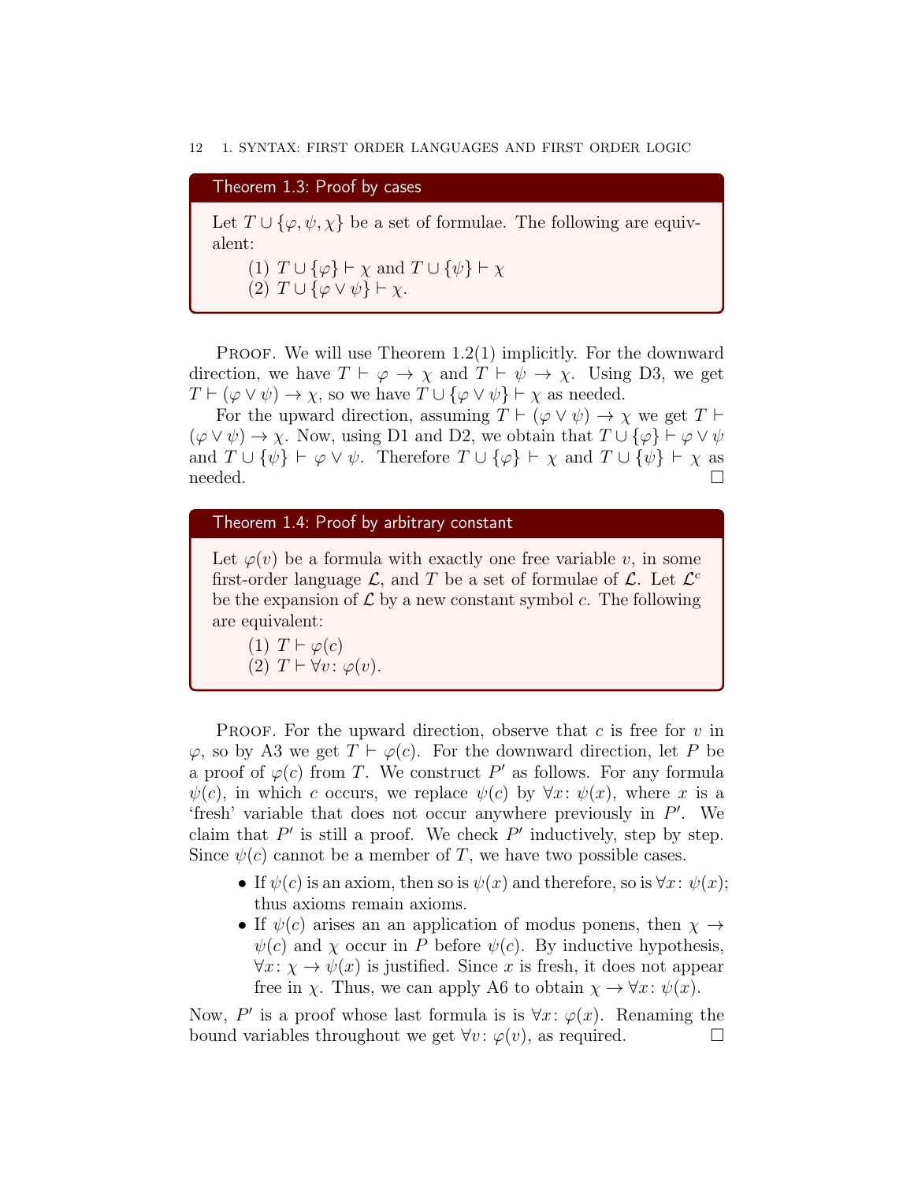**Theorem 1.3: Proof by cases**

Let $T \cup \{\varphi, \psi, \chi\}$ be a set of formulae. The following are equivalent:

(1) $T \cup \{\varphi\} \vdash \chi$ and $T \cup \{\psi\} \vdash \chi$
(2) $T \cup \{\varphi \vee \psi\} \vdash \chi$.

Proof. We will use Theorem 1.2(1) implicitly. For the downward direction, we have $T \vdash \varphi \to \chi$ and $T \vdash \psi \to \chi$. Using D3, we get $T \vdash (\varphi \vee \psi) \to \chi$, so we have $T \cup \{\varphi \vee \psi\} \vdash \chi$ as needed.

For the upward direction, assuming $T \vdash (\varphi \vee \psi) \to \chi$ we get $T \vdash (\varphi \vee \psi) \to \chi$. Now, using D1 and D2, we obtain that $T \cup \{\varphi\} \vdash \varphi \vee \psi$ and $T \cup \{\psi\} \vdash \varphi \vee \psi$. Therefore $T \cup \{\varphi\} \vdash \chi$ and $T \cup \{\psi\} \vdash \chi$ as needed. □

**Theorem 1.4: Proof by arbitrary constant**

Let $\varphi(v)$ be a formula with exactly one free variable $v$, in some first-order language $\mathcal{L}$, and $T$ be a set of formulae of $\mathcal{L}$. Let $\mathcal{L}^c$ be the expansion of $\mathcal{L}$ by a new constant symbol $c$. The following are equivalent:

(1) $T \vdash \varphi(c)$
(2) $T \vdash \forall v \colon \varphi(v)$.

Proof. For the upward direction, observe that $c$ is free for $v$ in $\varphi$, so by A3 we get $T \vdash \varphi(c)$. For the downward direction, let $P$ be a proof of $\varphi(c)$ from $T$. We construct $P'$ as follows. For any formula $\psi(c)$, in which $c$ occurs, we replace $\psi(c)$ by $\forall x \colon \psi(x)$, where $x$ is a 'fresh' variable that does not occur anywhere previously in $P'$. We claim that $P'$ is still a proof. We check $P'$ inductively, step by step. Since $\psi(c)$ cannot be a member of $T$, we have two possible cases.

- If $\psi(c)$ is an axiom, then so is $\psi(x)$ and therefore, so is $\forall x \colon \psi(x)$; thus axioms remain axioms.
- If $\psi(c)$ arises an an application of modus ponens, then $\chi \to \psi(c)$ and $\chi$ occur in $P$ before $\psi(c)$. By inductive hypothesis, $\forall x \colon \chi \to \psi(x)$ is justified. Since $x$ is fresh, it does not appear free in $\chi$. Thus, we can apply A6 to obtain $\chi \to \forall x \colon \psi(x)$.

Now, $P'$ is a proof whose last formula is is $\forall x \colon \varphi(x)$. Renaming the bound variables throughout we get $\forall v \colon \varphi(v)$, as required. □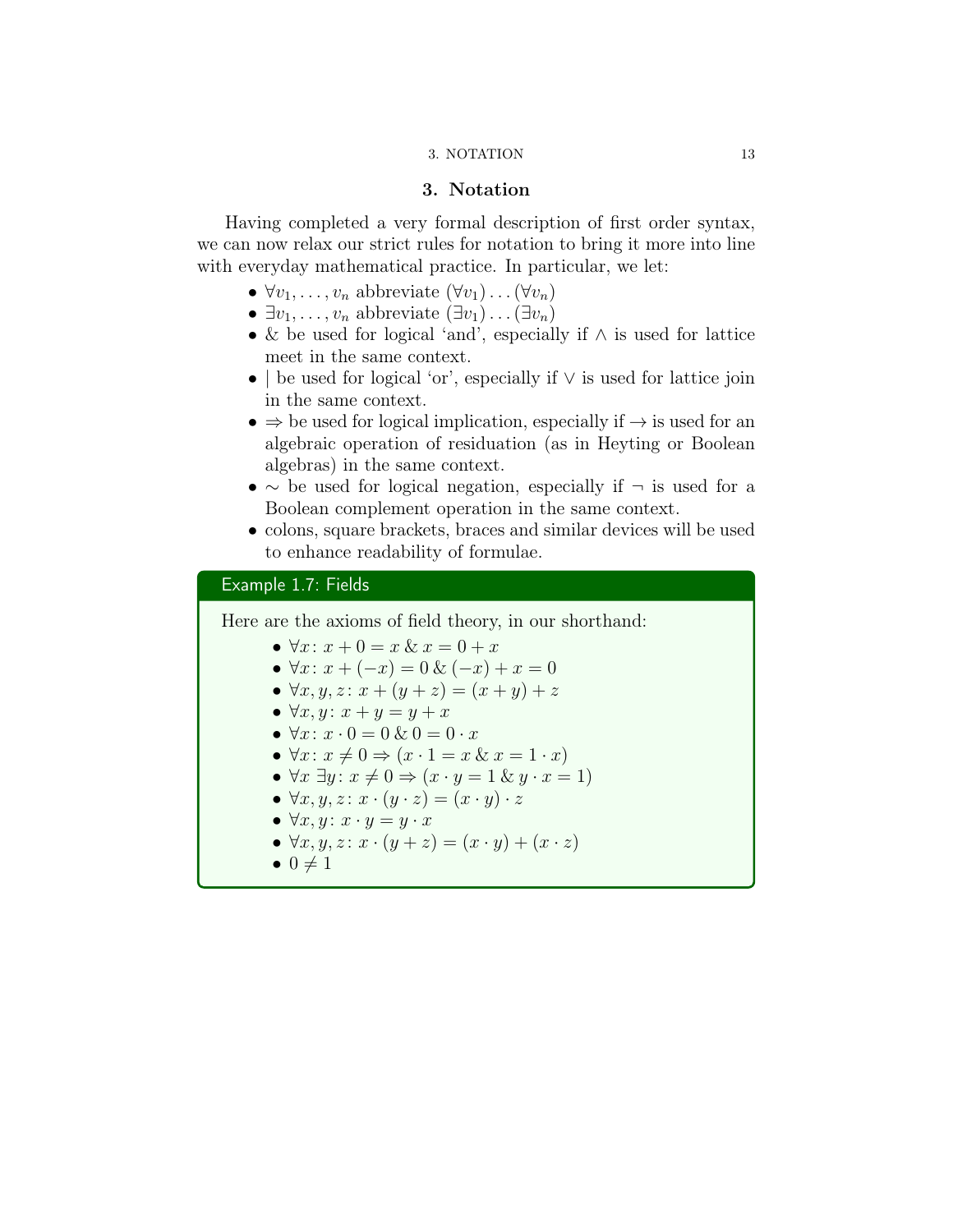## 3. Notation

Having completed a very formal description of first order syntax, we can now relax our strict rules for notation to bring it more into line with everyday mathematical practice. In particular, we let:

- $\forall v_1, \ldots, v_n$ abbreviate $(\forall v_1) \ldots (\forall v_n)$
- $\exists v_1, \ldots, v_n$ abbreviate $(\exists v_1) \ldots (\exists v_n)$
- & be used for logical 'and', especially if $\wedge$ is used for lattice meet in the same context.
- | be used for logical 'or', especially if $\vee$ is used for lattice join in the same context.
- $\Rightarrow$ be used for logical implication, especially if $\rightarrow$ is used for an algebraic operation of residuation (as in Heyting or Boolean algebras) in the same context.
- $\sim$ be used for logical negation, especially if $\neg$ is used for a Boolean complement operation in the same context.
- colons, square brackets, braces and similar devices will be used to enhance readability of formulae.

**Example 1.7: Fields**

Here are the axioms of field theory, in our shorthand:

- $\forall x\colon x + 0 = x \mathbin{\&} x = 0 + x$
- $\forall x\colon x + (-x) = 0 \mathbin{\&} (-x) + x = 0$
- $\forall x, y, z\colon x + (y + z) = (x + y) + z$
- $\forall x, y\colon x + y = y + x$
- $\forall x\colon x \cdot 0 = 0 \mathbin{\&} 0 = 0 \cdot x$
- $\forall x\colon x \neq 0 \Rightarrow (x \cdot 1 = x \mathbin{\&} x = 1 \cdot x)$
- $\forall x\ \exists y\colon x \neq 0 \Rightarrow (x \cdot y = 1 \mathbin{\&} y \cdot x = 1)$
- $\forall x, y, z\colon x \cdot (y \cdot z) = (x \cdot y) \cdot z$
- $\forall x, y\colon x \cdot y = y \cdot x$
- $\forall x, y, z\colon x \cdot (y + z) = (x \cdot y) + (x \cdot z)$
- $0 \neq 1$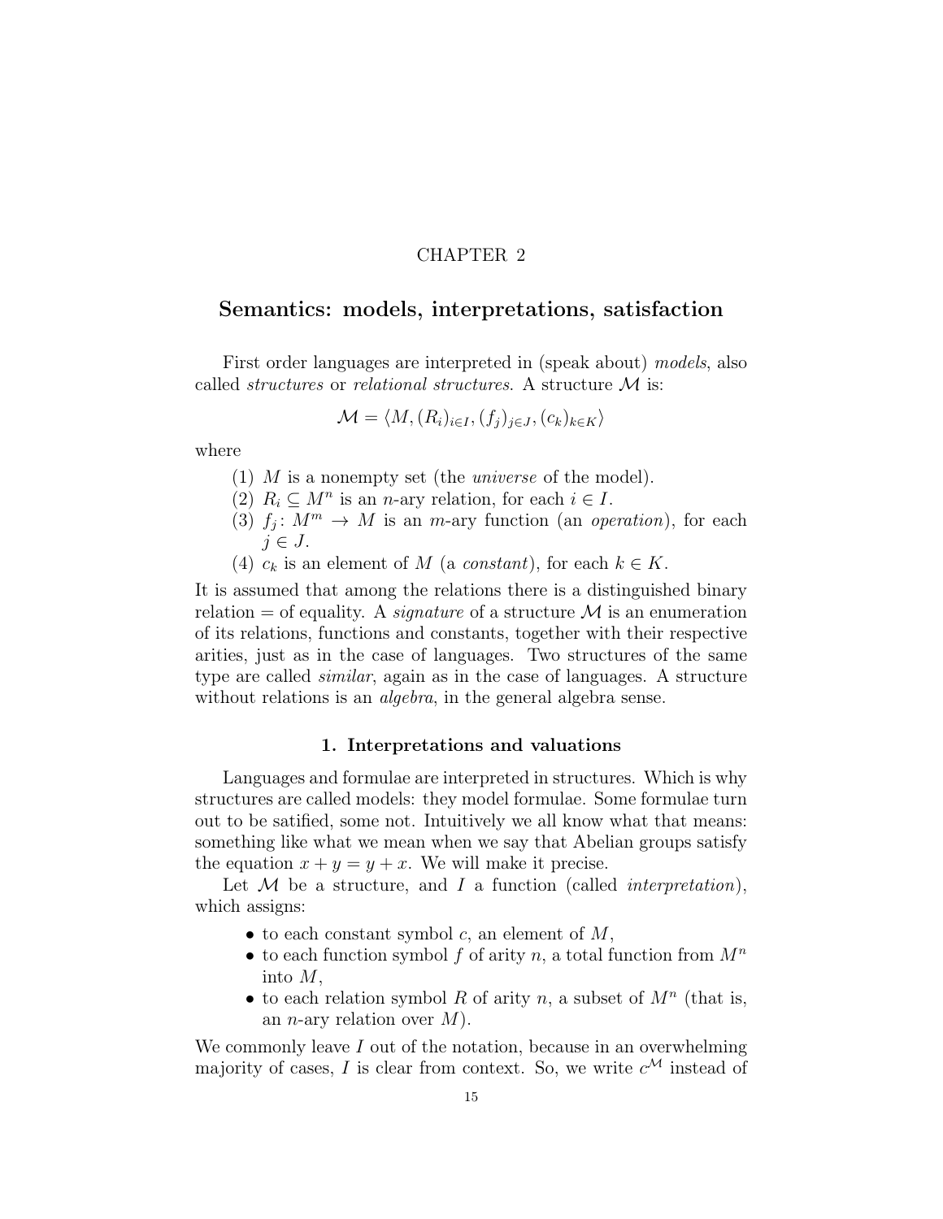# CHAPTER 2

## Semantics: models, interpretations, satisfaction

First order languages are interpreted in (speak about) *models*, also called *structures* or *relational structures*. A structure $\mathcal{M}$ is:

$$\mathcal{M} = \langle M, (R_i)_{i\in I}, (f_j)_{j\in J}, (c_k)_{k\in K}\rangle$$

where

1. $M$ is a nonempty set (the *universe* of the model).
2. $R_i \subseteq M^n$ is an $n$-ary relation, for each $i \in I$.
3. $f_j \colon M^m \to M$ is an $m$-ary function (an *operation*), for each $j \in J$.
4. $c_k$ is an element of $M$ (a *constant*), for each $k \in K$.

It is assumed that among the relations there is a distinguished binary relation $=$ of equality. A *signature* of a structure $\mathcal{M}$ is an enumeration of its relations, functions and constants, together with their respective arities, just as in the case of languages. Two structures of the same type are called *similar*, again as in the case of languages. A structure without relations is an *algebra*, in the general algebra sense.

### 1. Interpretations and valuations

Languages and formulae are interpreted in structures. Which is why structures are called models: they model formulae. Some formulae turn out to be satified, some not. Intuitively we all know what that means: something like what we mean when we say that Abelian groups satisfy the equation $x + y = y + x$. We will make it precise.

Let $\mathcal{M}$ be a structure, and $I$ a function (called *interpretation*), which assigns:

- to each constant symbol $c$, an element of $M$,
- to each function symbol $f$ of arity $n$, a total function from $M^n$ into $M$,
- to each relation symbol $R$ of arity $n$, a subset of $M^n$ (that is, an $n$-ary relation over $M$).

We commonly leave $I$ out of the notation, because in an overwhelming majority of cases, $I$ is clear from context. So, we write $c^{\mathcal{M}}$ instead of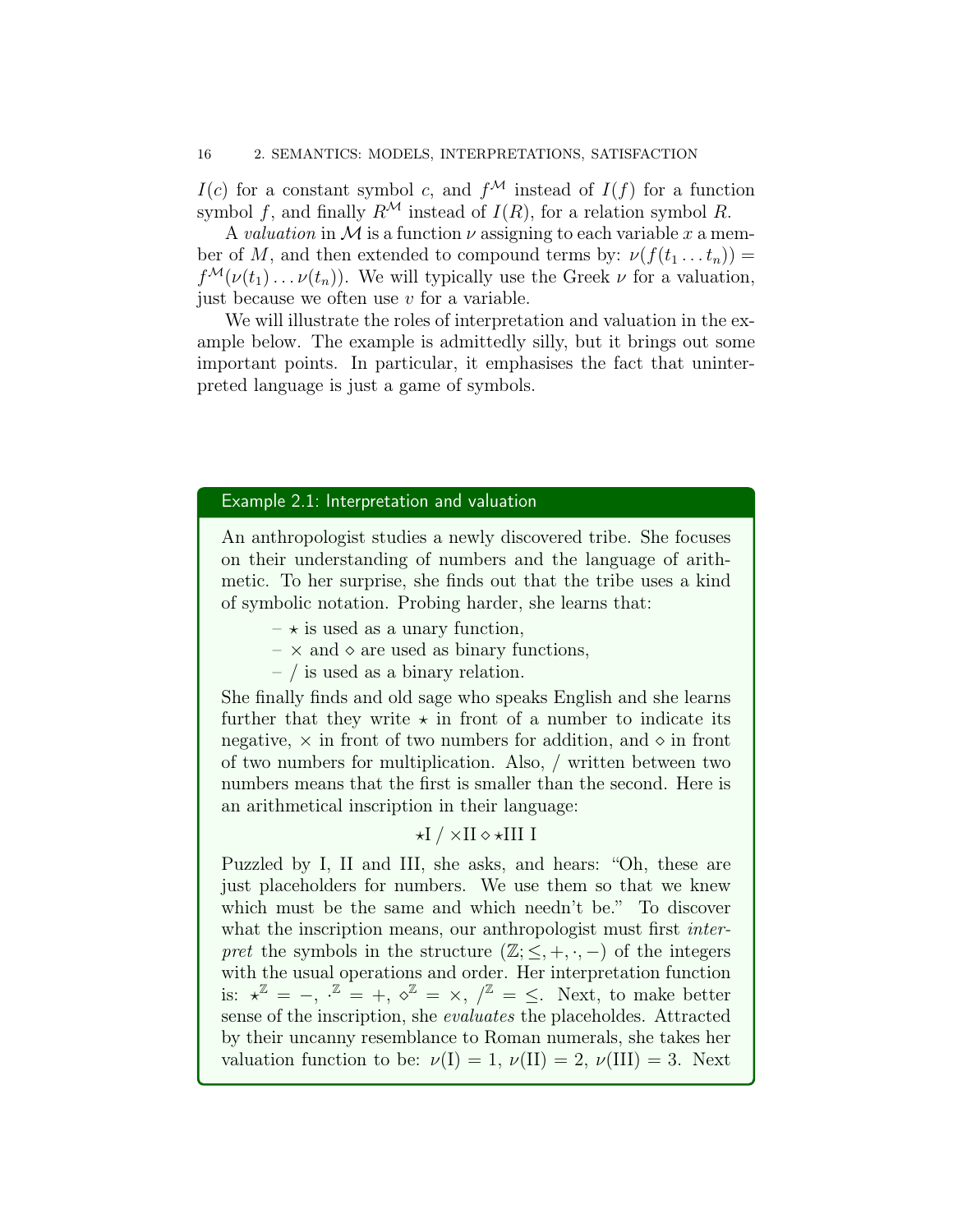$I(c)$ for a constant symbol $c$, and $f^{\mathcal{M}}$ instead of $I(f)$ for a function symbol $f$, and finally $R^{\mathcal{M}}$ instead of $I(R)$, for a relation symbol $R$.

A *valuation* in $\mathcal{M}$ is a function $\nu$ assigning to each variable $x$ a member of $M$, and then extended to compound terms by: $\nu(f(t_1 \dots t_n)) = f^{\mathcal{M}}(\nu(t_1) \dots \nu(t_n))$. We will typically use the Greek $\nu$ for a valuation, just because we often use $v$ for a variable.

We will illustrate the roles of interpretation and valuation in the example below. The example is admittedly silly, but it brings out some important points. In particular, it emphasises the fact that uninterpreted language is just a game of symbols.

**Example 2.1: Interpretation and valuation**

An anthropologist studies a newly discovered tribe. She focuses on their understanding of numbers and the language of arithmetic. To her surprise, she finds out that the tribe uses a kind of symbolic notation. Probing harder, she learns that:

- $\star$ is used as a unary function,
- $\times$ and $\diamond$ are used as binary functions,
- $/$ is used as a binary relation.

She finally finds and old sage who speaks English and she learns further that they write $\star$ in front of a number to indicate its negative, $\times$ in front of two numbers for addition, and $\diamond$ in front of two numbers for multiplication. Also, $/$ written between two numbers means that the first is smaller than the second. Here is an arithmetical inscription in their language:

$$\star\mathrm{I} \; / \; \times\mathrm{II} \diamond \star\mathrm{III} \; \mathrm{I}$$

Puzzled by I, II and III, she asks, and hears: "Oh, these are just placeholders for numbers. We use them so that we knew which must be the same and which needn't be." To discover what the inscription means, our anthropologist must first *interpret* the symbols in the structure $(\mathbb{Z}; \leq, +, \cdot, -)$ of the integers with the usual operations and order. Her interpretation function is: $\star^{\mathbb{Z}} = -$, $\cdot^{\mathbb{Z}} = +$, $\diamond^{\mathbb{Z}} = \times$, $/^{\mathbb{Z}} = \leq$. Next, to make better sense of the inscription, she *evaluates* the placeholdes. Attracted by their uncanny resemblance to Roman numerals, she takes her valuation function to be: $\nu(\mathrm{I}) = 1$, $\nu(\mathrm{II}) = 2$, $\nu(\mathrm{III}) = 3$. Next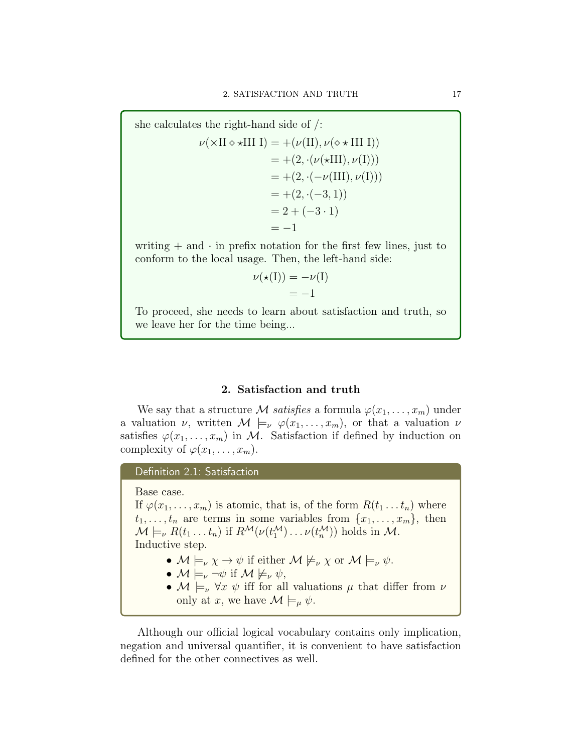she calculates the right-hand side of /:

$$\begin{aligned}
\nu(\times \text{II} \diamond \star \text{III I}) &= +(\nu(\text{II}), \nu(\diamond \star \text{III I})) \\
&= +(2, \cdot(\nu(\star \text{III}), \nu(\text{I}))) \\
&= +(2, \cdot(-\nu(\text{III}), \nu(\text{I}))) \\
&= +(2, \cdot(-3, 1)) \\
&= 2 + (-3 \cdot 1) \\
&= -1
\end{aligned}$$

writing $+$ and $\cdot$ in prefix notation for the first few lines, just to conform to the local usage. Then, the left-hand side:

$$\begin{aligned}
\nu(\star(\text{I})) &= -\nu(\text{I}) \\
&= -1
\end{aligned}$$

To proceed, she needs to learn about satisfaction and truth, so we leave her for the time being...

## 2. Satisfaction and truth

We say that a structure $\mathcal{M}$ *satisfies* a formula $\varphi(x_1, \ldots, x_m)$ under a valuation $\nu$, written $\mathcal{M} \models_\nu \varphi(x_1, \ldots, x_m)$, or that a valuation $\nu$ satisfies $\varphi(x_1, \ldots, x_m)$ in $\mathcal{M}$. Satisfaction if defined by induction on complexity of $\varphi(x_1, \ldots, x_m)$.

**Definition 2.1: Satisfaction**

Base case.
If $\varphi(x_1, \ldots, x_m)$ is atomic, that is, of the form $R(t_1 \ldots t_n)$ where $t_1, \ldots, t_n$ are terms in some variables from $\{x_1, \ldots, x_m\}$, then $\mathcal{M} \models_\nu R(t_1 \ldots t_n)$ if $R^{\mathcal{M}}(\nu(t_1^{\mathcal{M}}) \ldots \nu(t_n^{\mathcal{M}}))$ holds in $\mathcal{M}$.
Inductive step.

- $\mathcal{M} \models_\nu \chi \to \psi$ if either $\mathcal{M} \not\models_\nu \chi$ or $\mathcal{M} \models_\nu \psi$.
- $\mathcal{M} \models_\nu \neg\psi$ if $\mathcal{M} \not\models_\nu \psi$,
- $\mathcal{M} \models_\nu \forall x\ \psi$ iff for all valuations $\mu$ that differ from $\nu$ only at $x$, we have $\mathcal{M} \models_\mu \psi$.

Although our official logical vocabulary contains only implication, negation and universal quantifier, it is convenient to have satisfaction defined for the other connectives as well.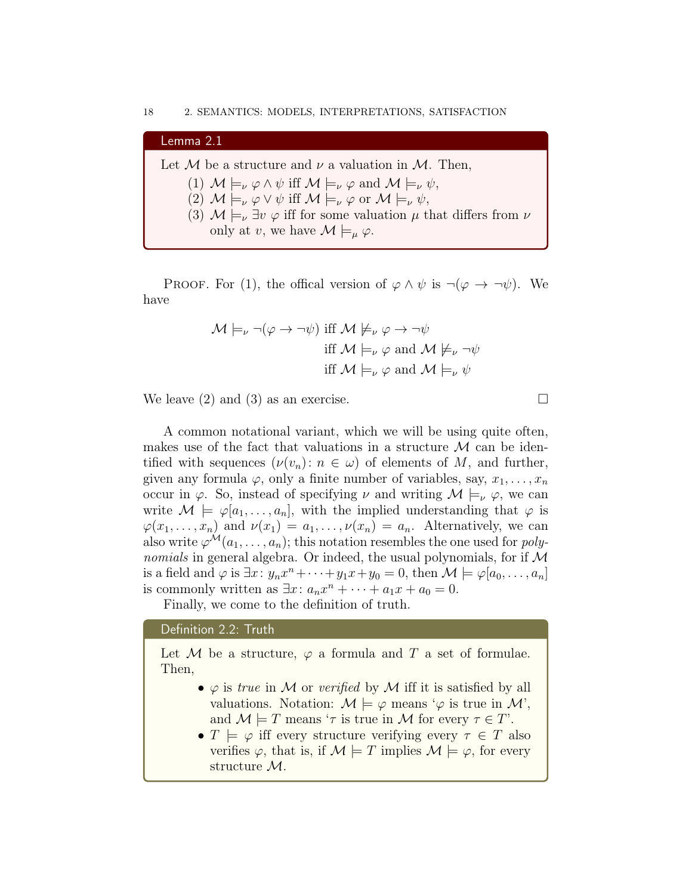**Lemma 2.1**

Let $\mathcal{M}$ be a structure and $\nu$ a valuation in $\mathcal{M}$. Then,

(1) $\mathcal{M} \models_\nu \varphi \wedge \psi$ iff $\mathcal{M} \models_\nu \varphi$ and $\mathcal{M} \models_\nu \psi$,
(2) $\mathcal{M} \models_\nu \varphi \vee \psi$ iff $\mathcal{M} \models_\nu \varphi$ or $\mathcal{M} \models_\nu \psi$,
(3) $\mathcal{M} \models_\nu \exists v\, \varphi$ iff for some valuation $\mu$ that differs from $\nu$ only at $v$, we have $\mathcal{M} \models_\mu \varphi$.

Proof. For (1), the offical version of $\varphi \wedge \psi$ is $\neg(\varphi \to \neg\psi)$. We have

$$
\begin{aligned}
\mathcal{M} \models_\nu \neg(\varphi \to \neg\psi) &\text{ iff } \mathcal{M} \not\models_\nu \varphi \to \neg\psi \\
&\text{ iff } \mathcal{M} \models_\nu \varphi \text{ and } \mathcal{M} \not\models_\nu \neg\psi \\
&\text{ iff } \mathcal{M} \models_\nu \varphi \text{ and } \mathcal{M} \models_\nu \psi
\end{aligned}
$$

We leave (2) and (3) as an exercise. □

A common notational variant, which we will be using quite often, makes use of the fact that valuations in a structure $\mathcal{M}$ can be identified with sequences $(\nu(v_n) \colon n \in \omega)$ of elements of $M$, and further, given any formula $\varphi$, only a finite number of variables, say, $x_1, \ldots, x_n$ occur in $\varphi$. So, instead of specifying $\nu$ and writing $\mathcal{M} \models_\nu \varphi$, we can write $\mathcal{M} \models \varphi[a_1, \ldots, a_n]$, with the implied understanding that $\varphi$ is $\varphi(x_1, \ldots, x_n)$ and $\nu(x_1) = a_1, \ldots, \nu(x_n) = a_n$. Alternatively, we can also write $\varphi^{\mathcal{M}}(a_1, \ldots, a_n)$; this notation resembles the one used for *polynomials* in general algebra. Or indeed, the usual polynomials, for if $\mathcal{M}$ is a field and $\varphi$ is $\exists x \colon y_n x^n + \cdots + y_1 x + y_0 = 0$, then $\mathcal{M} \models \varphi[a_0, \ldots, a_n]$ is commonly written as $\exists x \colon a_n x^n + \cdots + a_1 x + a_0 = 0$.

Finally, we come to the definition of truth.

**Definition 2.2: Truth**

Let $\mathcal{M}$ be a structure, $\varphi$ a formula and $T$ a set of formulae. Then,

- $\varphi$ is *true* in $\mathcal{M}$ or *verified* by $\mathcal{M}$ iff it is satisfied by all valuations. Notation: $\mathcal{M} \models \varphi$ means '$\varphi$ is true in $\mathcal{M}$', and $\mathcal{M} \models T$ means '$\tau$ is true in $\mathcal{M}$ for every $\tau \in T$'.
- $T \models \varphi$ iff every structure verifying every $\tau \in T$ also verifies $\varphi$, that is, if $\mathcal{M} \models T$ implies $\mathcal{M} \models \varphi$, for every structure $\mathcal{M}$.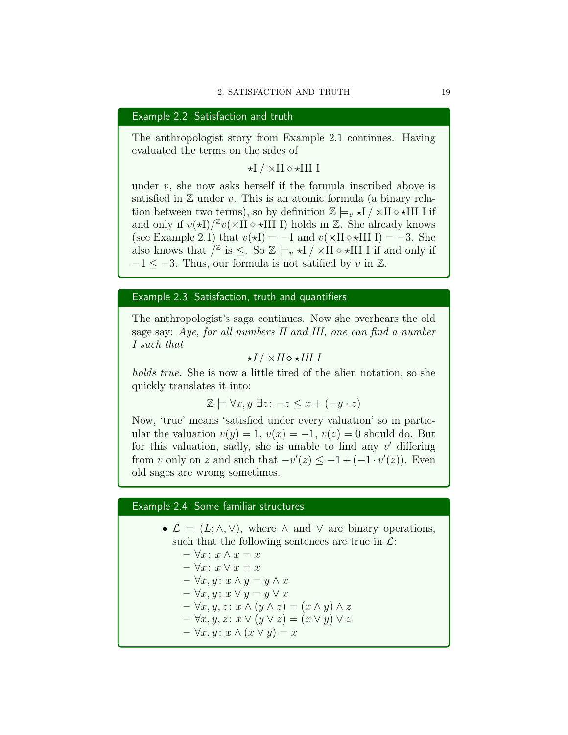### Example 2.2: Satisfaction and truth

The anthropologist story from Example 2.1 continues. Having evaluated the terms on the sides of

$$\star\mathrm{I} \mathbin{/} \times\mathrm{II} \diamond \star\mathrm{III}\ \mathrm{I}$$

under $v$, she now asks herself if the formula inscribed above is satisfied in $\mathbb{Z}$ under $v$. This is an atomic formula (a binary relation between two terms), so by definition $\mathbb{Z} \models_v \star\mathrm{I} \mathbin{/} \times\mathrm{II} \diamond \star\mathrm{III}\ \mathrm{I}$ if and only if $v(\star\mathrm{I}) /^{\mathbb{Z}} v(\times\mathrm{II} \diamond \star\mathrm{III}\ \mathrm{I})$ holds in $\mathbb{Z}$. She already knows (see Example 2.1) that $v(\star\mathrm{I}) = -1$ and $v(\times\mathrm{II} \diamond \star\mathrm{III}\ \mathrm{I}) = -3$. She also knows that $/^{\mathbb{Z}}$ is $\leq$. So $\mathbb{Z} \models_v \star\mathrm{I} \mathbin{/} \times\mathrm{II} \diamond \star\mathrm{III}\ \mathrm{I}$ if and only if $-1 \leq -3$. Thus, our formula is not satified by $v$ in $\mathbb{Z}$.

### Example 2.3: Satisfaction, truth and quantifiers

The anthropologist's saga continues. Now she overhears the old sage say: *Aye, for all numbers II and III, one can find a number I such that*

$$\star I \mathbin{/} \times II \diamond \star III\ I$$

*holds true.* She is now a little tired of the alien notation, so she quickly translates it into:

$$\mathbb{Z} \models \forall x, y\ \exists z \colon -z \leq x + (-y \cdot z)$$

Now, 'true' means 'satisfied under every valuation' so in particular the valuation $v(y) = 1$, $v(x) = -1$, $v(z) = 0$ should do. But for this valuation, sadly, she is unable to find any $v'$ differing from $v$ only on $z$ and such that $-v'(z) \leq -1 + (-1 \cdot v'(z))$. Even old sages are wrong sometimes.

### Example 2.4: Some familiar structures

- $\mathcal{L} = (L; \wedge, \vee)$, where $\wedge$ and $\vee$ are binary operations, such that the following sentences are true in $\mathcal{L}$:
  - $\forall x \colon x \wedge x = x$
  - $\forall x \colon x \vee x = x$
  - $\forall x, y \colon x \wedge y = y \wedge x$
  - $\forall x, y \colon x \vee y = y \vee x$
  - $\forall x, y, z \colon x \wedge (y \wedge z) = (x \wedge y) \wedge z$
  - $\forall x, y, z \colon x \vee (y \vee z) = (x \vee y) \vee z$
  - $\forall x, y \colon x \wedge (x \vee y) = x$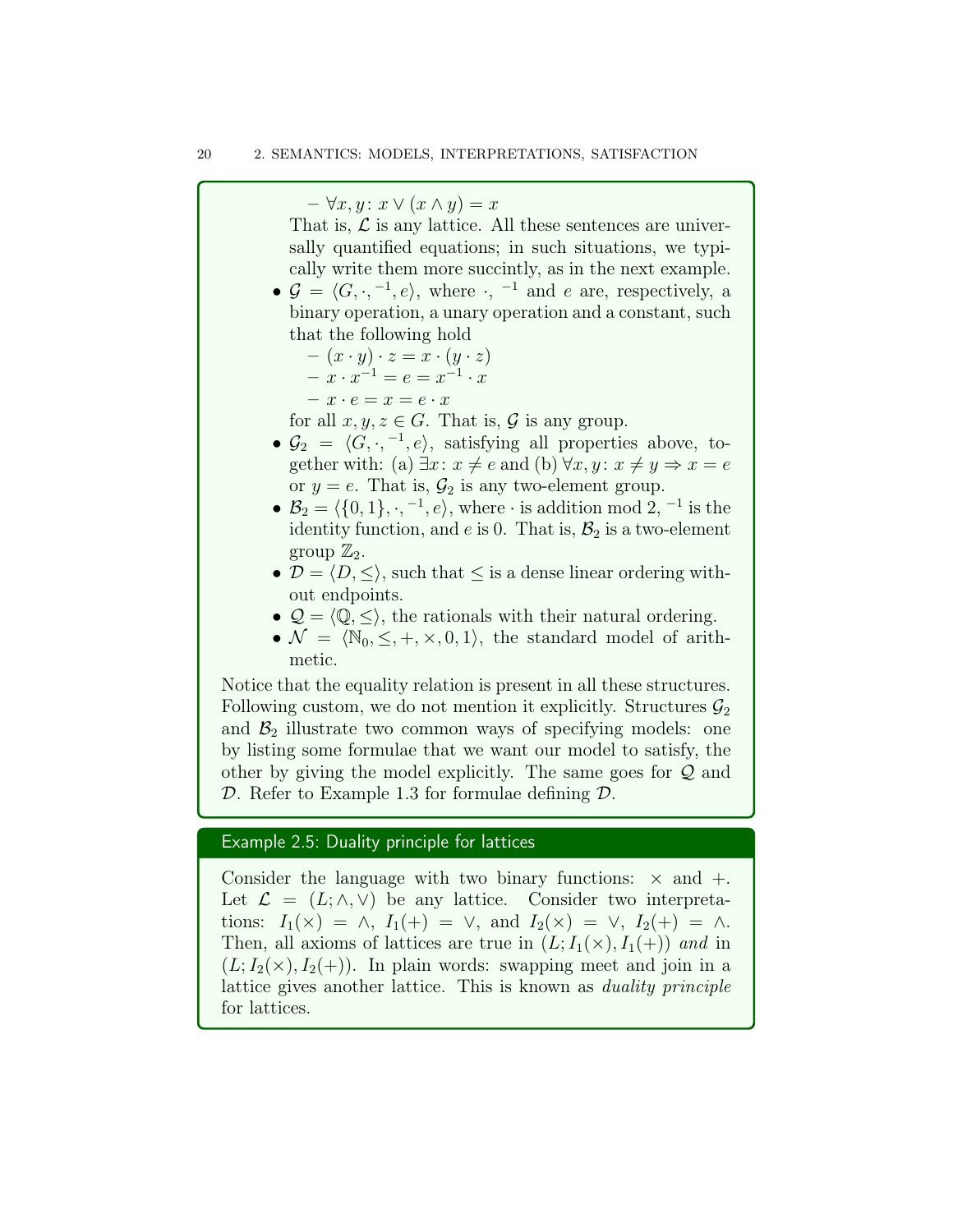- $\forall x, y \colon x \vee (x \wedge y) = x$

  That is, $\mathcal{L}$ is any lattice. All these sentences are universally quantified equations; in such situations, we typically write them more succinctly, as in the next example.

- $\mathcal{G} = \langle G, \cdot, ^{-1}, e \rangle$, where $\cdot$, $^{-1}$ and $e$ are, respectively, a binary operation, a unary operation and a constant, such that the following hold
  - $(x \cdot y) \cdot z = x \cdot (y \cdot z)$
  - $x \cdot x^{-1} = e = x^{-1} \cdot x$
  - $x \cdot e = x = e \cdot x$

  for all $x, y, z \in G$. That is, $\mathcal{G}$ is any group.
- $\mathcal{G}_2 = \langle G, \cdot, ^{-1}, e \rangle$, satisfying all properties above, together with: (a) $\exists x \colon x \neq e$ and (b) $\forall x, y \colon x \neq y \Rightarrow x = e$ or $y = e$. That is, $\mathcal{G}_2$ is any two-element group.
- $\mathcal{B}_2 = \langle \{0, 1\}, \cdot, ^{-1}, e \rangle$, where $\cdot$ is addition mod 2, $^{-1}$ is the identity function, and $e$ is 0. That is, $\mathcal{B}_2$ is a two-element group $\mathbb{Z}_2$.
- $\mathcal{D} = \langle D, \leq \rangle$, such that $\leq$ is a dense linear ordering without endpoints.
- $\mathcal{Q} = \langle \mathbb{Q}, \leq \rangle$, the rationals with their natural ordering.
- $\mathcal{N} = \langle \mathbb{N}_0, \leq, +, \times, 0, 1 \rangle$, the standard model of arithmetic.

Notice that the equality relation is present in all these structures. Following custom, we do not mention it explicitly. Structures $\mathcal{G}_2$ and $\mathcal{B}_2$ illustrate two common ways of specifying models: one by listing some formulae that we want our model to satisfy, the other by giving the model explicitly. The same goes for $\mathcal{Q}$ and $\mathcal{D}$. Refer to Example 1.3 for formulae defining $\mathcal{D}$.

**Example 2.5: Duality principle for lattices**

Consider the language with two binary functions: $\times$ and $+$. Let $\mathcal{L} = (L; \wedge, \vee)$ be any lattice. Consider two interpretations: $I_1(\times) = \wedge$, $I_1(+) = \vee$, and $I_2(\times) = \vee$, $I_2(+) = \wedge$. Then, all axioms of lattices are true in $(L; I_1(\times), I_1(+))$ *and* in $(L; I_2(\times), I_2(+))$. In plain words: swapping meet and join in a lattice gives another lattice. This is known as *duality principle* for lattices.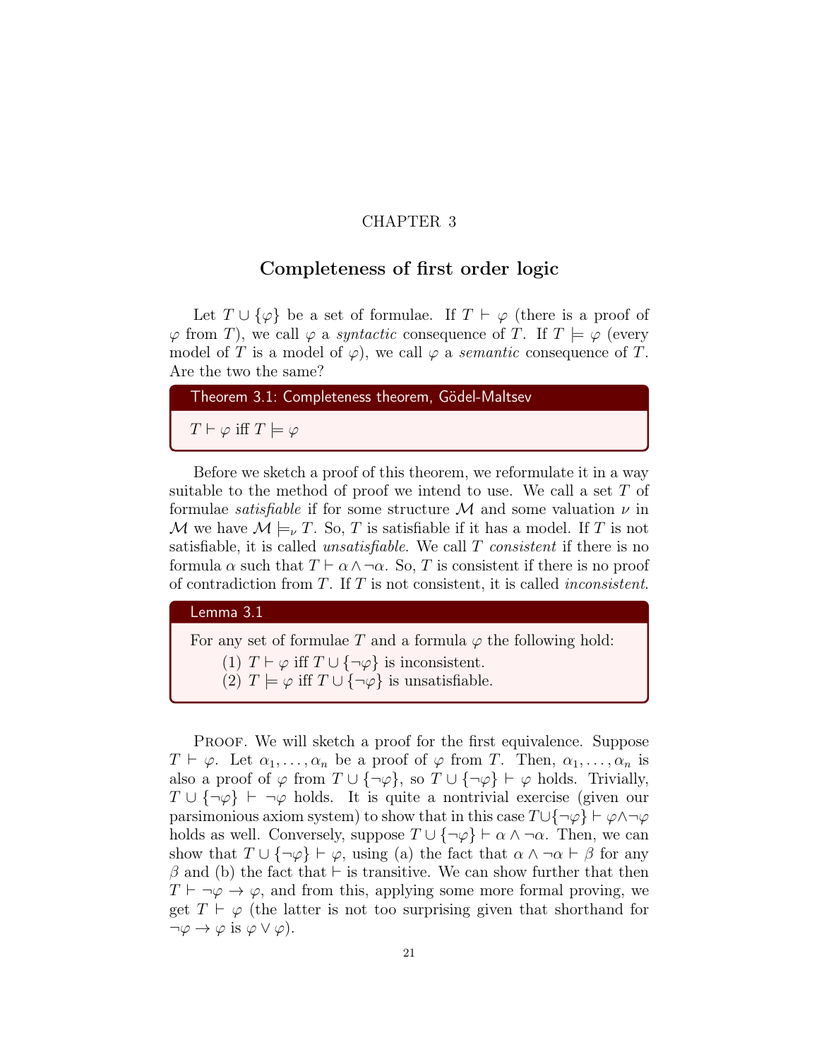CHAPTER 3

# Completeness of first order logic

Let $T \cup \{\varphi\}$ be a set of formulae. If $T \vdash \varphi$ (there is a proof of $\varphi$ from $T$), we call $\varphi$ a *syntactic* consequence of $T$. If $T \models \varphi$ (every model of $T$ is a model of $\varphi$), we call $\varphi$ a *semantic* consequence of $T$. Are the two the same?

**Theorem 3.1: Completeness theorem, Gödel-Maltsev**

$T \vdash \varphi$ iff $T \models \varphi$

Before we sketch a proof of this theorem, we reformulate it in a way suitable to the method of proof we intend to use. We call a set $T$ of formulae *satisfiable* if for some structure $\mathcal{M}$ and some valuation $\nu$ in $\mathcal{M}$ we have $\mathcal{M} \models_\nu T$. So, $T$ is satisfiable if it has a model. If $T$ is not satisfiable, it is called *unsatisfiable*. We call $T$ *consistent* if there is no formula $\alpha$ such that $T \vdash \alpha \wedge \neg\alpha$. So, $T$ is consistent if there is no proof of contradiction from $T$. If $T$ is not consistent, it is called *inconsistent*.

**Lemma 3.1**

For any set of formulae $T$ and a formula $\varphi$ the following hold:

(1) $T \vdash \varphi$ iff $T \cup \{\neg\varphi\}$ is inconsistent.
(2) $T \models \varphi$ iff $T \cup \{\neg\varphi\}$ is unsatisfiable.

Proof. We will sketch a proof for the first equivalence. Suppose $T \vdash \varphi$. Let $\alpha_1, \ldots, \alpha_n$ be a proof of $\varphi$ from $T$. Then, $\alpha_1, \ldots, \alpha_n$ is also a proof of $\varphi$ from $T \cup \{\neg\varphi\}$, so $T \cup \{\neg\varphi\} \vdash \varphi$ holds. Trivially, $T \cup \{\neg\varphi\} \vdash \neg\varphi$ holds. It is quite a nontrivial exercise (given our parsimonious axiom system) to show that in this case $T \cup \{\neg\varphi\} \vdash \varphi \wedge \neg\varphi$ holds as well. Conversely, suppose $T \cup \{\neg\varphi\} \vdash \alpha \wedge \neg\alpha$. Then, we can show that $T \cup \{\neg\varphi\} \vdash \varphi$, using (a) the fact that $\alpha \wedge \neg\alpha \vdash \beta$ for any $\beta$ and (b) the fact that $\vdash$ is transitive. We can show further that then $T \vdash \neg\varphi \to \varphi$, and from this, applying some more formal proving, we get $T \vdash \varphi$ (the latter is not too surprising given that shorthand for $\neg\varphi \to \varphi$ is $\varphi \vee \varphi$).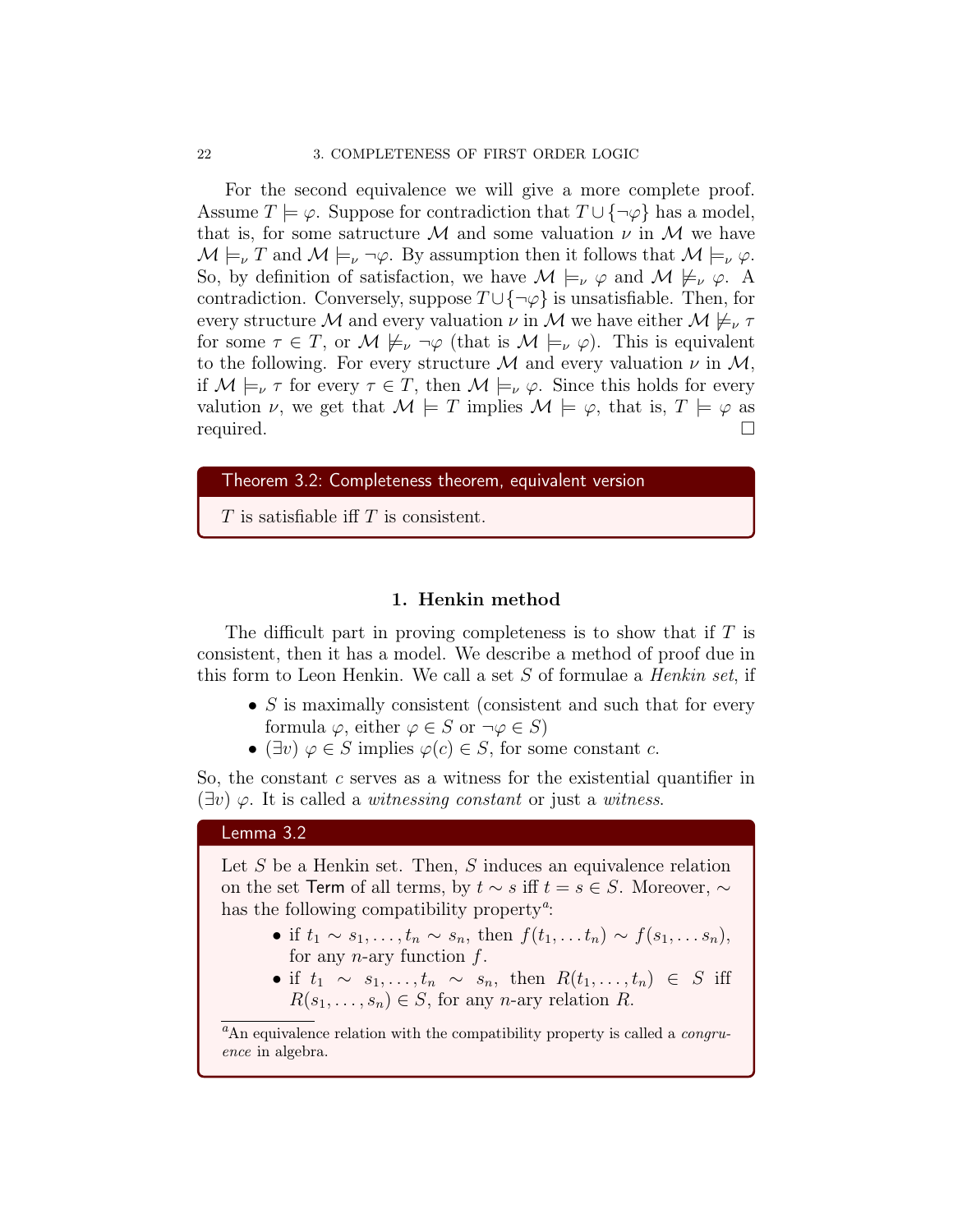For the second equivalence we will give a more complete proof. Assume $T \models \varphi$. Suppose for contradiction that $T \cup \{\neg\varphi\}$ has a model, that is, for some satructure $\mathcal{M}$ and some valuation $\nu$ in $\mathcal{M}$ we have $\mathcal{M} \models_\nu T$ and $\mathcal{M} \models_\nu \neg\varphi$. By assumption then it follows that $\mathcal{M} \models_\nu \varphi$. So, by definition of satisfaction, we have $\mathcal{M} \models_\nu \varphi$ and $\mathcal{M} \not\models_\nu \varphi$. A contradiction. Conversely, suppose $T \cup \{\neg\varphi\}$ is unsatisfiable. Then, for every structure $\mathcal{M}$ and every valuation $\nu$ in $\mathcal{M}$ we have either $\mathcal{M} \not\models_\nu \tau$ for some $\tau \in T$, or $\mathcal{M} \not\models_\nu \neg\varphi$ (that is $\mathcal{M} \models_\nu \varphi$). This is equivalent to the following. For every structure $\mathcal{M}$ and every valuation $\nu$ in $\mathcal{M}$, if $\mathcal{M} \models_\nu \tau$ for every $\tau \in T$, then $\mathcal{M} \models_\nu \varphi$. Since this holds for every valution $\nu$, we get that $\mathcal{M} \models T$ implies $\mathcal{M} \models \varphi$, that is, $T \models \varphi$ as required. □

**Theorem 3.2: Completeness theorem, equivalent version**

$T$ is satisfiable iff $T$ is consistent.

## 1. Henkin method

The difficult part in proving completeness is to show that if $T$ is consistent, then it has a model. We describe a method of proof due in this form to Leon Henkin. We call a set $S$ of formulae a *Henkin set*, if

- $S$ is maximally consistent (consistent and such that for every formula $\varphi$, either $\varphi \in S$ or $\neg\varphi \in S$)
- $(\exists v)\ \varphi \in S$ implies $\varphi(c) \in S$, for some constant $c$.

So, the constant $c$ serves as a witness for the existential quantifier in $(\exists v)\ \varphi$. It is called a *witnessing constant* or just a *witness*.

**Lemma 3.2**

Let $S$ be a Henkin set. Then, $S$ induces an equivalence relation on the set Term of all terms, by $t \sim s$ iff $t = s \in S$. Moreover, $\sim$ has the following compatibility property[a]:

- if $t_1 \sim s_1, \dots, t_n \sim s_n$, then $f(t_1, \dots t_n) \sim f(s_1, \dots s_n)$, for any $n$-ary function $f$.
- if $t_1 \sim s_1, \dots, t_n \sim s_n$, then $R(t_1, \dots, t_n) \in S$ iff $R(s_1, \dots, s_n) \in S$, for any $n$-ary relation $R$.

[a] An equivalence relation with the compatibility property is called a *congruence* in algebra.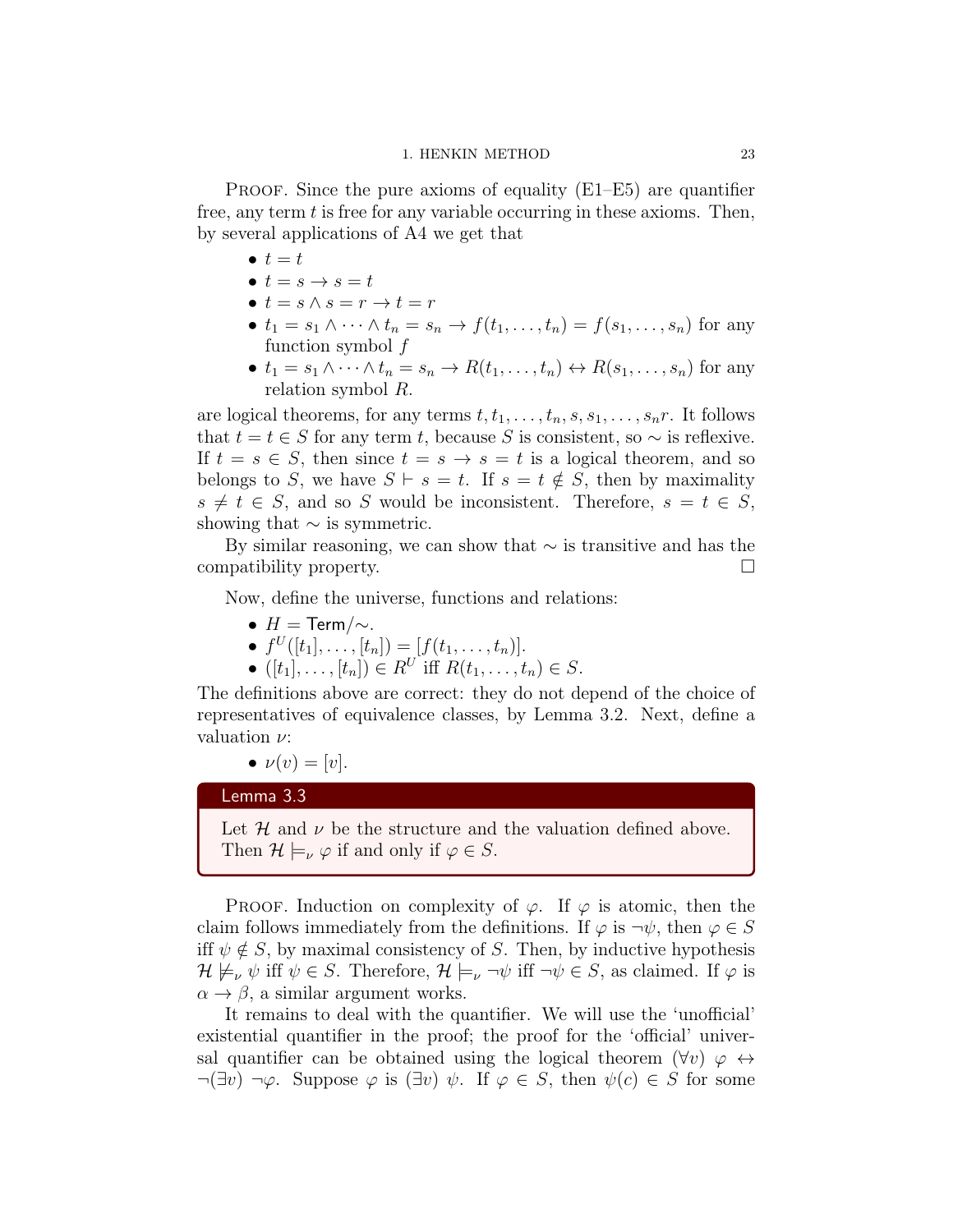Proof. Since the pure axioms of equality (E1–E5) are quantifier free, any term $t$ is free for any variable occurring in these axioms. Then, by several applications of A4 we get that

- $t = t$
- $t = s \to s = t$
- $t = s \wedge s = r \to t = r$
- $t_1 = s_1 \wedge \cdots \wedge t_n = s_n \to f(t_1, \ldots, t_n) = f(s_1, \ldots, s_n)$ for any function symbol $f$
- $t_1 = s_1 \wedge \cdots \wedge t_n = s_n \to R(t_1, \ldots, t_n) \leftrightarrow R(s_1, \ldots, s_n)$ for any relation symbol $R$.

are logical theorems, for any terms $t, t_1, \ldots, t_n, s, s_1, \ldots, s_n r$. It follows that $t = t \in S$ for any term $t$, because $S$ is consistent, so $\sim$ is reflexive. If $t = s \in S$, then since $t = s \to s = t$ is a logical theorem, and so belongs to $S$, we have $S \vdash s = t$. If $s = t \notin S$, then by maximality $s \neq t \in S$, and so $S$ would be inconsistent. Therefore, $s = t \in S$, showing that $\sim$ is symmetric.

By similar reasoning, we can show that $\sim$ is transitive and has the compatibility property. □

Now, define the universe, functions and relations:

- $H = \mathsf{Term}/\!\sim$.
- $f^U([t_1], \ldots, [t_n]) = [f(t_1, \ldots, t_n)]$.
- $([t_1], \ldots, [t_n]) \in R^U$ iff $R(t_1, \ldots, t_n) \in S$.

The definitions above are correct: they do not depend of the choice of representatives of equivalence classes, by Lemma 3.2. Next, define a valuation $\nu$:

- $\nu(v) = [v]$.

**Lemma 3.3**

Let $\mathcal{H}$ and $\nu$ be the structure and the valuation defined above. Then $\mathcal{H} \models_\nu \varphi$ if and only if $\varphi \in S$.

Proof. Induction on complexity of $\varphi$. If $\varphi$ is atomic, then the claim follows immediately from the definitions. If $\varphi$ is $\neg\psi$, then $\varphi \in S$ iff $\psi \notin S$, by maximal consistency of $S$. Then, by inductive hypothesis $\mathcal{H} \not\models_\nu \psi$ iff $\psi \in S$. Therefore, $\mathcal{H} \models_\nu \neg\psi$ iff $\neg\psi \in S$, as claimed. If $\varphi$ is $\alpha \to \beta$, a similar argument works.

It remains to deal with the quantifier. We will use the 'unofficial' existential quantifier in the proof; the proof for the 'official' universal quantifier can be obtained using the logical theorem $(\forall v)\ \varphi \leftrightarrow \neg(\exists v)\ \neg\varphi$. Suppose $\varphi$ is $(\exists v)\ \psi$. If $\varphi \in S$, then $\psi(c) \in S$ for some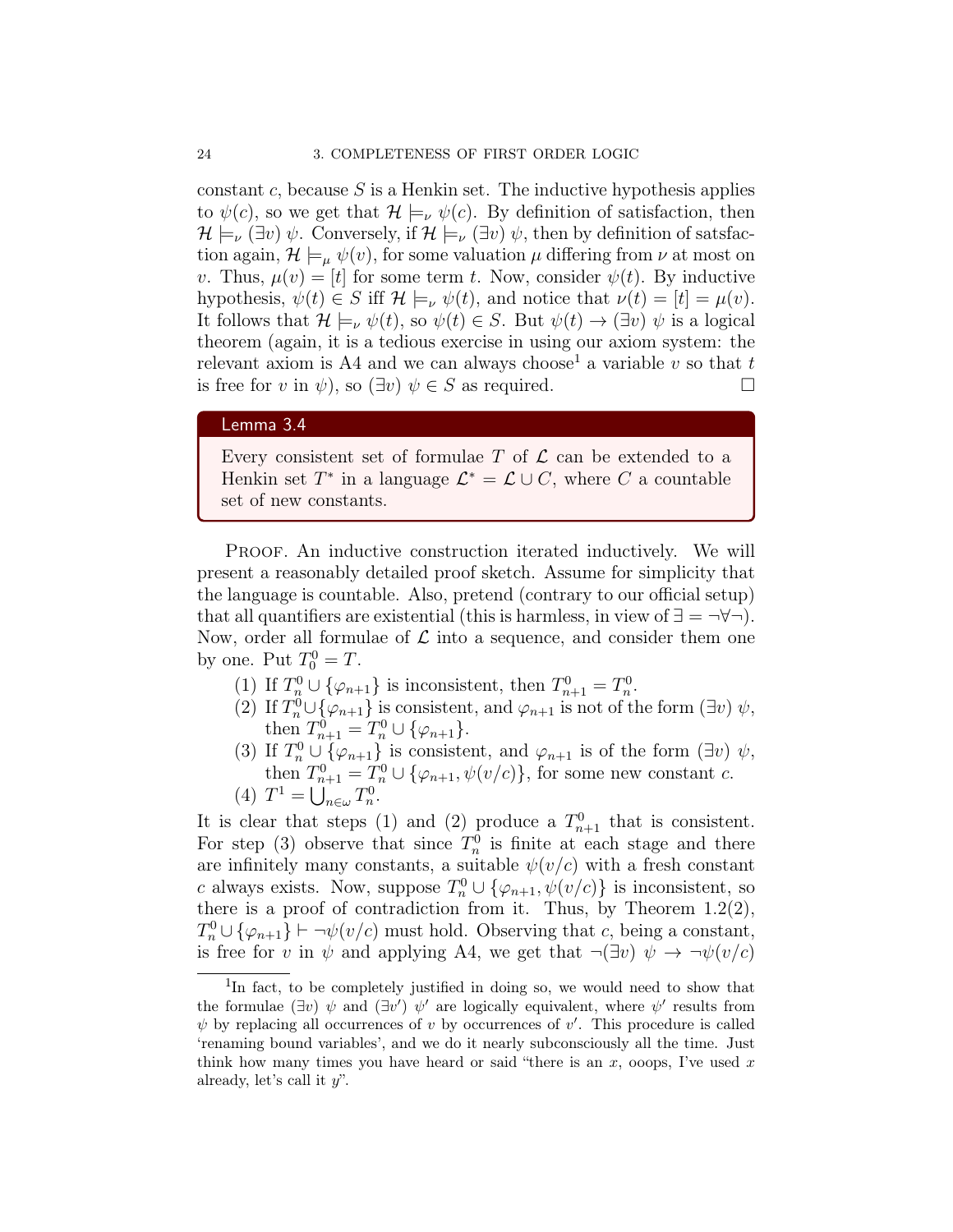constant $c$, because $S$ is a Henkin set. The inductive hypothesis applies to $\psi(c)$, so we get that $\mathcal{H} \models_\nu \psi(c)$. By definition of satisfaction, then $\mathcal{H} \models_\nu (\exists v)\ \psi$. Conversely, if $\mathcal{H} \models_\nu (\exists v)\ \psi$, then by definition of satsfaction again, $\mathcal{H} \models_\mu \psi(v)$, for some valuation $\mu$ differing from $\nu$ at most on $v$. Thus, $\mu(v) = [t]$ for some term $t$. Now, consider $\psi(t)$. By inductive hypothesis, $\psi(t) \in S$ iff $\mathcal{H} \models_\nu \psi(t)$, and notice that $\nu(t) = [t] = \mu(v)$. It follows that $\mathcal{H} \models_\nu \psi(t)$, so $\psi(t) \in S$. But $\psi(t) \to (\exists v)\ \psi$ is a logical theorem (again, it is a tedious exercise in using our axiom system: the relevant axiom is A4 and we can always choose[1] a variable $v$ so that $t$ is free for $v$ in $\psi$), so $(\exists v)\ \psi \in S$ as required. □

**Lemma 3.4**

Every consistent set of formulae $T$ of $\mathcal{L}$ can be extended to a Henkin set $T^*$ in a language $\mathcal{L}^* = \mathcal{L} \cup C$, where $C$ a countable set of new constants.

Proof. An inductive construction iterated inductively. We will present a reasonably detailed proof sketch. Assume for simplicity that the language is countable. Also, pretend (contrary to our official setup) that all quantifiers are existential (this is harmless, in view of $\exists = \neg\forall\neg$). Now, order all formulae of $\mathcal{L}$ into a sequence, and consider them one by one. Put $T^0_0 = T$.

1. If $T^0_n \cup \{\varphi_{n+1}\}$ is inconsistent, then $T^0_{n+1} = T^0_n$.
2. If $T^0_n \cup \{\varphi_{n+1}\}$ is consistent, and $\varphi_{n+1}$ is not of the form $(\exists v)\ \psi$, then $T^0_{n+1} = T^0_n \cup \{\varphi_{n+1}\}$.
3. If $T^0_n \cup \{\varphi_{n+1}\}$ is consistent, and $\varphi_{n+1}$ is of the form $(\exists v)\ \psi$, then $T^0_{n+1} = T^0_n \cup \{\varphi_{n+1}, \psi(v/c)\}$, for some new constant $c$.
4. $T^1 = \bigcup_{n\in\omega} T^0_n$.

It is clear that steps (1) and (2) produce a $T^0_{n+1}$ that is consistent. For step (3) observe that since $T^0_n$ is finite at each stage and there are infinitely many constants, a suitable $\psi(v/c)$ with a fresh constant $c$ always exists. Now, suppose $T^0_n \cup \{\varphi_{n+1}, \psi(v/c)\}$ is inconsistent, so there is a proof of contradiction from it. Thus, by Theorem 1.2(2), $T^0_n \cup \{\varphi_{n+1}\} \vdash \neg\psi(v/c)$ must hold. Observing that $c$, being a constant, is free for $v$ in $\psi$ and applying A4, we get that $\neg(\exists v)\ \psi \to \neg\psi(v/c)$

[1] In fact, to be completely justified in doing so, we would need to show that the formulae $(\exists v)\ \psi$ and $(\exists v')\ \psi'$ are logically equivalent, where $\psi'$ results from $\psi$ by replacing all occurrences of $v$ by occurrences of $v'$. This procedure is called 'renaming bound variables', and we do it nearly subconsciously all the time. Just think how many times you have heard or said "there is an $x$, ooops, I've used $x$ already, let's call it $y$".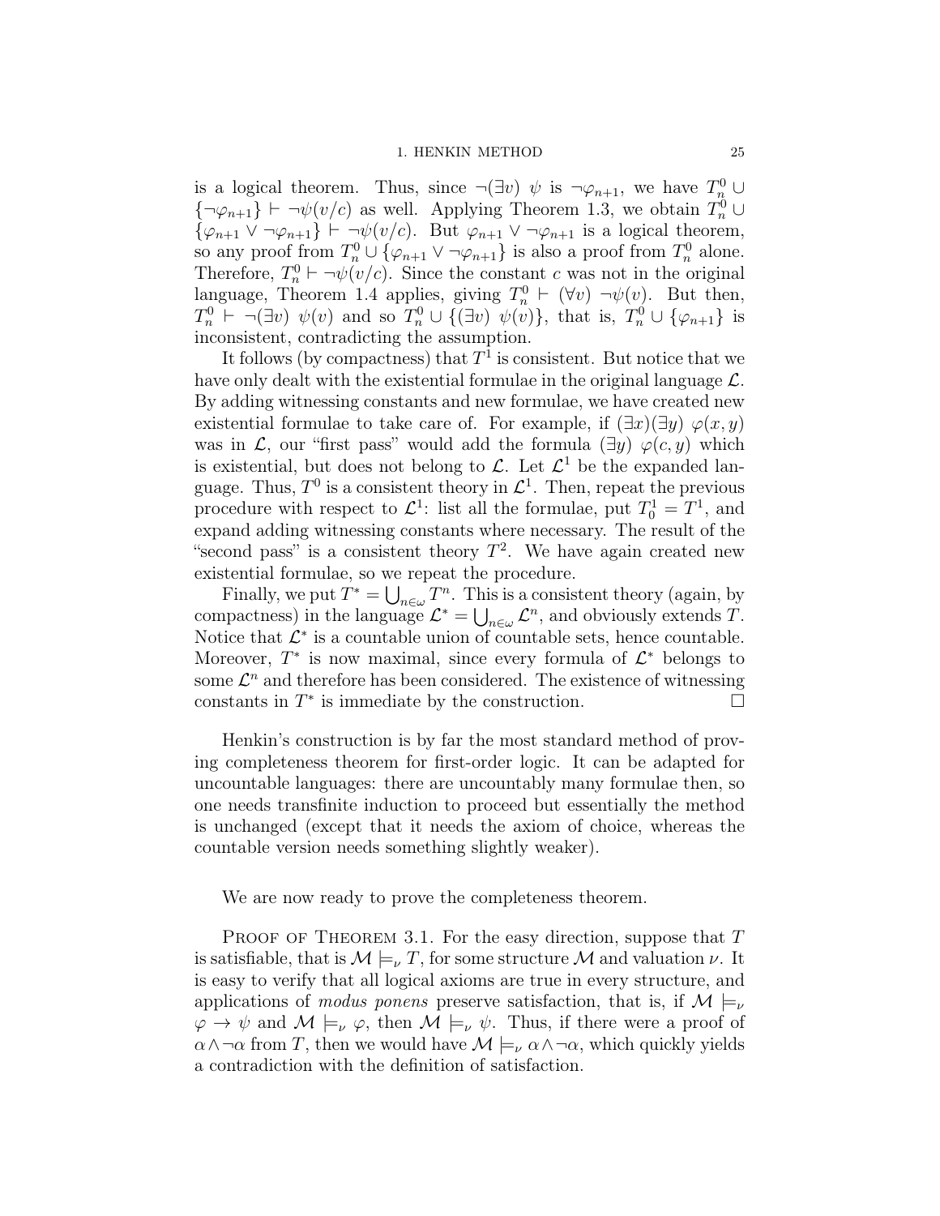is a logical theorem. Thus, since $\neg(\exists v)\ \psi$ is $\neg\varphi_{n+1}$, we have $T_n^0 \cup \{\neg\varphi_{n+1}\} \vdash \neg\psi(v/c)$ as well. Applying Theorem 1.3, we obtain $T_n^0 \cup \{\varphi_{n+1} \vee \neg\varphi_{n+1}\} \vdash \neg\psi(v/c)$. But $\varphi_{n+1} \vee \neg\varphi_{n+1}$ is a logical theorem, so any proof from $T_n^0 \cup \{\varphi_{n+1} \vee \neg\varphi_{n+1}\}$ is also a proof from $T_n^0$ alone. Therefore, $T_n^0 \vdash \neg\psi(v/c)$. Since the constant $c$ was not in the original language, Theorem 1.4 applies, giving $T_n^0 \vdash (\forall v)\ \neg\psi(v)$. But then, $T_n^0 \vdash \neg(\exists v)\ \psi(v)$ and so $T_n^0 \cup \{(\exists v)\ \psi(v)\}$, that is, $T_n^0 \cup \{\varphi_{n+1}\}$ is inconsistent, contradicting the assumption.

It follows (by compactness) that $T^1$ is consistent. But notice that we have only dealt with the existential formulae in the original language $\mathcal{L}$. By adding witnessing constants and new formulae, we have created new existential formulae to take care of. For example, if $(\exists x)(\exists y)\ \varphi(x, y)$ was in $\mathcal{L}$, our "first pass" would add the formula $(\exists y)\ \varphi(c, y)$ which is existential, but does not belong to $\mathcal{L}$. Let $\mathcal{L}^1$ be the expanded language. Thus, $T^0$ is a consistent theory in $\mathcal{L}^1$. Then, repeat the previous procedure with respect to $\mathcal{L}^1$: list all the formulae, put $T_0^1 = T^1$, and expand adding witnessing constants where necessary. The result of the "second pass" is a consistent theory $T^2$. We have again created new existential formulae, so we repeat the procedure.

Finally, we put $T^* = \bigcup_{n\in\omega} T^n$. This is a consistent theory (again, by compactness) in the language $\mathcal{L}^* = \bigcup_{n\in\omega} \mathcal{L}^n$, and obviously extends $T$. Notice that $\mathcal{L}^*$ is a countable union of countable sets, hence countable. Moreover, $T^*$ is now maximal, since every formula of $\mathcal{L}^*$ belongs to some $\mathcal{L}^n$ and therefore has been considered. The existence of witnessing constants in $T^*$ is immediate by the construction. □

Henkin's construction is by far the most standard method of proving completeness theorem for first-order logic. It can be adapted for uncountable languages: there are uncountably many formulae then, so one needs transfinite induction to proceed but essentially the method is unchanged (except that it needs the axiom of choice, whereas the countable version needs something slightly weaker).

We are now ready to prove the completeness theorem.

Proof of Theorem 3.1. For the easy direction, suppose that $T$ is satisfiable, that is $\mathcal{M} \models_\nu T$, for some structure $\mathcal{M}$ and valuation $\nu$. It is easy to verify that all logical axioms are true in every structure, and applications of *modus ponens* preserve satisfaction, that is, if $\mathcal{M} \models_\nu \varphi \to \psi$ and $\mathcal{M} \models_\nu \varphi$, then $\mathcal{M} \models_\nu \psi$. Thus, if there were a proof of $\alpha \wedge \neg\alpha$ from $T$, then we would have $\mathcal{M} \models_\nu \alpha \wedge \neg\alpha$, which quickly yields a contradiction with the definition of satisfaction.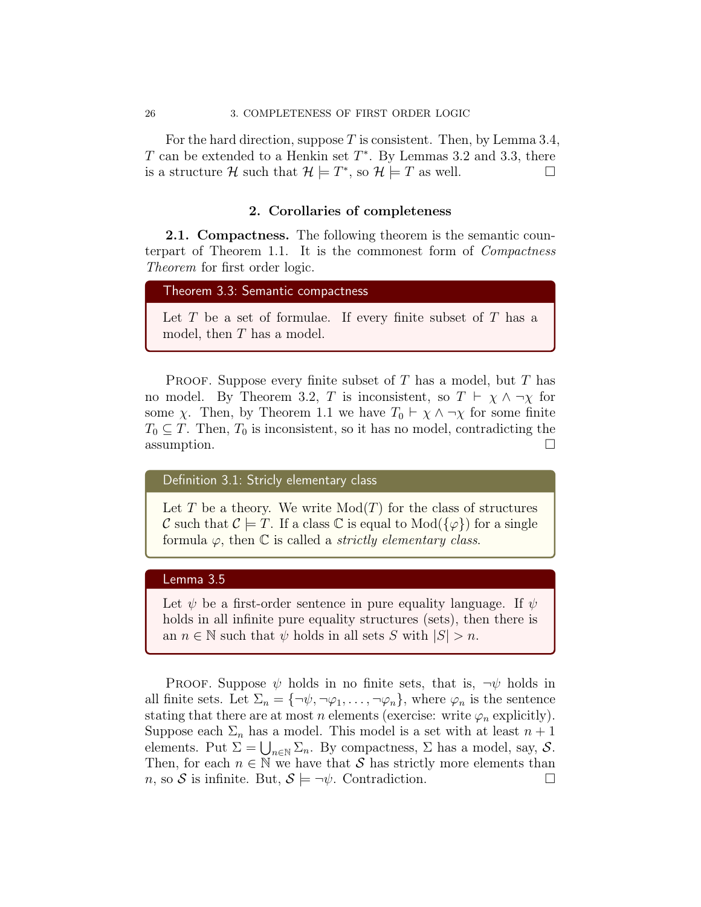For the hard direction, suppose $T$ is consistent. Then, by Lemma 3.4, $T$ can be extended to a Henkin set $T^*$. By Lemmas 3.2 and 3.3, there is a structure $\mathcal{H}$ such that $\mathcal{H} \models T^*$, so $\mathcal{H} \models T$ as well. □

## 2. Corollaries of completeness

**2.1. Compactness.** The following theorem is the semantic counterpart of Theorem 1.1. It is the commonest form of *Compactness Theorem* for first order logic.

> **Theorem 3.3: Semantic compactness**
>
> Let $T$ be a set of formulae. If every finite subset of $T$ has a model, then $T$ has a model.

Proof. Suppose every finite subset of $T$ has a model, but $T$ has no model. By Theorem 3.2, $T$ is inconsistent, so $T \vdash \chi \wedge \neg\chi$ for some $\chi$. Then, by Theorem 1.1 we have $T_0 \vdash \chi \wedge \neg\chi$ for some finite $T_0 \subseteq T$. Then, $T_0$ is inconsistent, so it has no model, contradicting the assumption. □

> **Definition 3.1: Stricly elementary class**
>
> Let $T$ be a theory. We write $\mathrm{Mod}(T)$ for the class of structures $\mathcal{C}$ such that $\mathcal{C} \models T$. If a class $\mathbb{C}$ is equal to $\mathrm{Mod}(\{\varphi\})$ for a single formula $\varphi$, then $\mathbb{C}$ is called a *strictly elementary class*.

> **Lemma 3.5**
>
> Let $\psi$ be a first-order sentence in pure equality language. If $\psi$ holds in all infinite pure equality structures (sets), then there is an $n \in \mathbb{N}$ such that $\psi$ holds in all sets $S$ with $|S| > n$.

Proof. Suppose $\psi$ holds in no finite sets, that is, $\neg\psi$ holds in all finite sets. Let $\Sigma_n = \{\neg\psi, \neg\varphi_1, \dots, \neg\varphi_n\}$, where $\varphi_n$ is the sentence stating that there are at most $n$ elements (exercise: write $\varphi_n$ explicitly). Suppose each $\Sigma_n$ has a model. This model is a set with at least $n+1$ elements. Put $\Sigma = \bigcup_{n\in\mathbb{N}} \Sigma_n$. By compactness, $\Sigma$ has a model, say, $\mathcal{S}$. Then, for each $n \in \mathbb{N}$ we have that $\mathcal{S}$ has strictly more elements than $n$, so $\mathcal{S}$ is infinite. But, $\mathcal{S} \models \neg\psi$. Contradiction. □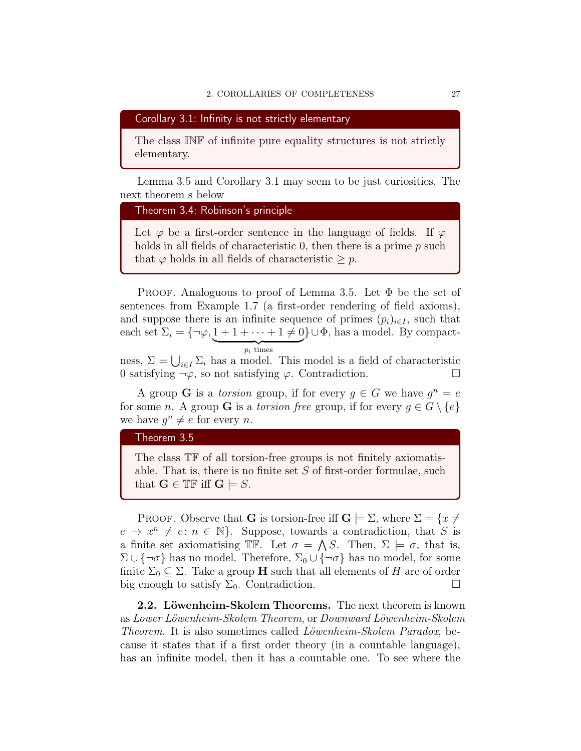**Corollary 3.1: Infinity is not strictly elementary**

The class $\mathbb{INF}$ of infinite pure equality structures is not strictly elementary.

Lemma 3.5 and Corollary 3.1 may seem to be just curiosities. The next theorem s below

**Theorem 3.4: Robinson's principle**

Let $\varphi$ be a first-order sentence in the language of fields. If $\varphi$ holds in all fields of characteristic 0, then there is a prime $p$ such that $\varphi$ holds in all fields of characteristic $\geq p$.

Proof. Analoguous to proof of Lemma 3.5. Let $\Phi$ be the set of sentences from Example 1.7 (a first-order rendering of field axioms), and suppose there is an infinite sequence of primes $(p_i)_{i\in I}$, such that each set $\Sigma_i = \{\neg\varphi, \underbrace{1+1+\cdots+1 \neq 0}_{p_i \text{ times}}\} \cup \Phi$, has a model. By compactness, $\Sigma = \bigcup_{i\in I}\Sigma_i$ has a model. This model is a field of characteristic 0 satisfying $\neg\varphi$, so not satisfying $\varphi$. Contradiction. $\square$

A group $\mathbf{G}$ is a *torsion* group, if for every $g \in G$ we have $g^n = e$ for some $n$. A group $\mathbf{G}$ is a *torsion free* group, if for every $g \in G \setminus \{e\}$ we have $g^n \neq e$ for every $n$.

**Theorem 3.5**

The class $\mathbb{TF}$ of all torsion-free groups is not finitely axiomatisable. That is, there is no finite set $S$ of first-order formulae, such that $\mathbf{G} \in \mathbb{TF}$ iff $\mathbf{G} \models S$.

Proof. Observe that $\mathbf{G}$ is torsion-free iff $\mathbf{G} \models \Sigma$, where $\Sigma = \{x \neq e \rightarrow x^n \neq e \colon n \in \mathbb{N}\}$. Suppose, towards a contradiction, that $S$ is a finite set axiomatising $\mathbb{TF}$. Let $\sigma = \bigwedge S$. Then, $\Sigma \models \sigma$, that is, $\Sigma \cup \{\neg\sigma\}$ has no model. Therefore, $\Sigma_0 \cup \{\neg\sigma\}$ has no model, for some finite $\Sigma_0 \subseteq \Sigma$. Take a group $\mathbf{H}$ such that all elements of $H$ are of order big enough to satisfy $\Sigma_0$. Contradiction. $\square$

**2.2. Löwenheim-Skolem Theorems.** The next theorem is known as *Lower Löwenheim-Skolem Theorem*, or *Downward Löwenheim-Skolem Theorem*. It is also sometimes called *Löwenheim-Skolem Paradox*, because it states that if a first order theory (in a countable language), has an infinite model, then it has a countable one. To see where the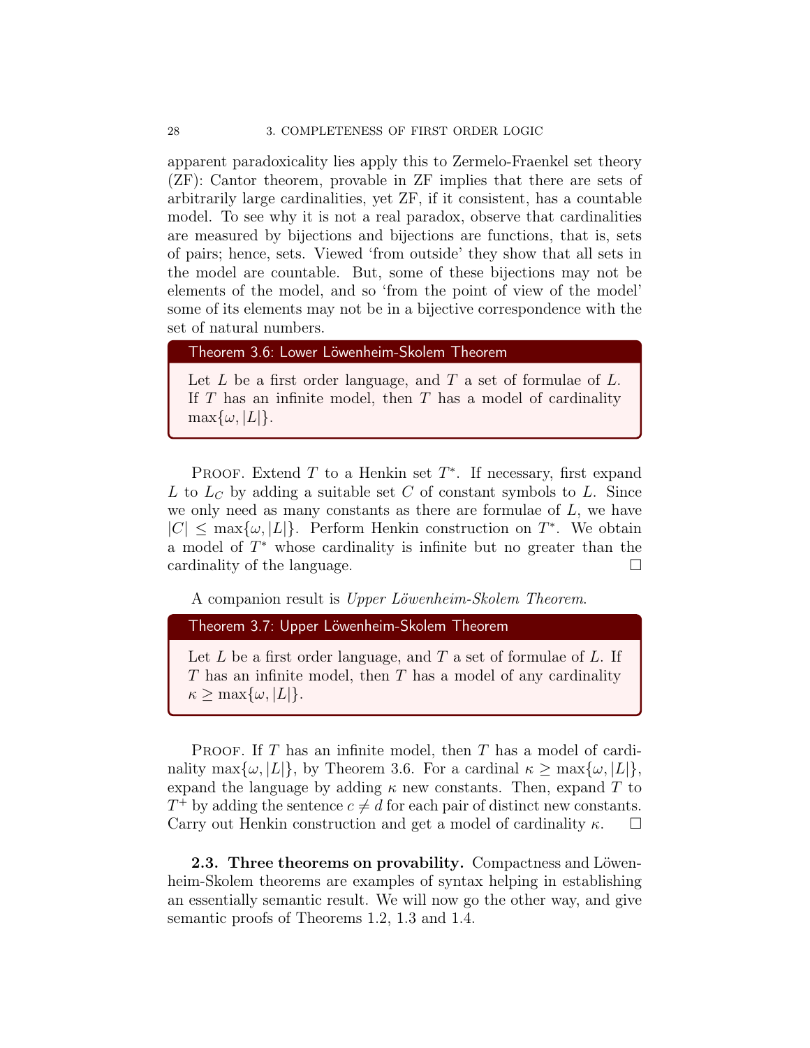apparent paradoxicality lies apply this to Zermelo-Fraenkel set theory (ZF): Cantor theorem, provable in ZF implies that there are sets of arbitrarily large cardinalities, yet ZF, if it consistent, has a countable model. To see why it is not a real paradox, observe that cardinalities are measured by bijections and bijections are functions, that is, sets of pairs; hence, sets. Viewed 'from outside' they show that all sets in the model are countable. But, some of these bijections may not be elements of the model, and so 'from the point of view of the model' some of its elements may not be in a bijective correspondence with the set of natural numbers.

**Theorem 3.6: Lower Löwenheim-Skolem Theorem**

Let $L$ be a first order language, and $T$ a set of formulae of $L$. If $T$ has an infinite model, then $T$ has a model of cardinality $\max\{\omega, |L|\}$.

Proof. Extend $T$ to a Henkin set $T^*$. If necessary, first expand $L$ to $L_C$ by adding a suitable set $C$ of constant symbols to $L$. Since we only need as many constants as there are formulae of $L$, we have $|C| \leq \max\{\omega, |L|\}$. Perform Henkin construction on $T^*$. We obtain a model of $T^*$ whose cardinality is infinite but no greater than the cardinality of the language. □

A companion result is *Upper Löwenheim-Skolem Theorem.*

**Theorem 3.7: Upper Löwenheim-Skolem Theorem**

Let $L$ be a first order language, and $T$ a set of formulae of $L$. If $T$ has an infinite model, then $T$ has a model of any cardinality $\kappa \geq \max\{\omega, |L|\}$.

Proof. If $T$ has an infinite model, then $T$ has a model of cardinality $\max\{\omega, |L|\}$, by Theorem 3.6. For a cardinal $\kappa \geq \max\{\omega, |L|\}$, expand the language by adding $\kappa$ new constants. Then, expand $T$ to $T^+$ by adding the sentence $c \neq d$ for each pair of distinct new constants. Carry out Henkin construction and get a model of cardinality $\kappa$. □

**2.3. Three theorems on provability.** Compactness and Löwenheim-Skolem theorems are examples of syntax helping in establishing an essentially semantic result. We will now go the other way, and give semantic proofs of Theorems 1.2, 1.3 and 1.4.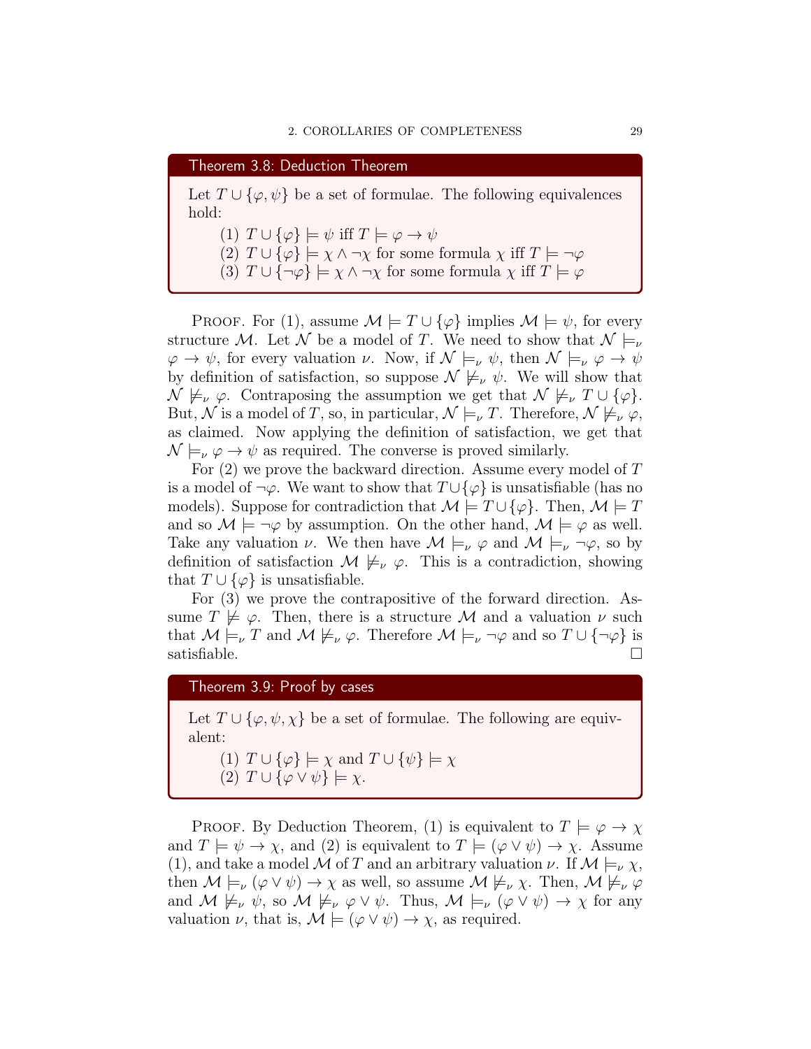**Theorem 3.8: Deduction Theorem**

Let $T \cup \{\varphi, \psi\}$ be a set of formulae. The following equivalences hold:

(1) $T \cup \{\varphi\} \models \psi$ iff $T \models \varphi \to \psi$
(2) $T \cup \{\varphi\} \models \chi \wedge \neg\chi$ for some formula $\chi$ iff $T \models \neg\varphi$
(3) $T \cup \{\neg\varphi\} \models \chi \wedge \neg\chi$ for some formula $\chi$ iff $T \models \varphi$

Proof. For (1), assume $\mathcal{M} \models T \cup \{\varphi\}$ implies $\mathcal{M} \models \psi$, for every structure $\mathcal{M}$. Let $\mathcal{N}$ be a model of $T$. We need to show that $\mathcal{N} \models_\nu \varphi \to \psi$, for every valuation $\nu$. Now, if $\mathcal{N} \models_\nu \psi$, then $\mathcal{N} \models_\nu \varphi \to \psi$ by definition of satisfaction, so suppose $\mathcal{N} \not\models_\nu \psi$. We will show that $\mathcal{N} \not\models_\nu \varphi$. Contraposing the assumption we get that $\mathcal{N} \not\models_\nu T \cup \{\varphi\}$. But, $\mathcal{N}$ is a model of $T$, so, in particular, $\mathcal{N} \models_\nu T$. Therefore, $\mathcal{N} \not\models_\nu \varphi$, as claimed. Now applying the definition of satisfaction, we get that $\mathcal{N} \models_\nu \varphi \to \psi$ as required. The converse is proved similarly.

For (2) we prove the backward direction. Assume every model of $T$ is a model of $\neg\varphi$. We want to show that $T \cup \{\varphi\}$ is unsatisfiable (has no models). Suppose for contradiction that $\mathcal{M} \models T \cup \{\varphi\}$. Then, $\mathcal{M} \models T$ and so $\mathcal{M} \models \neg\varphi$ by assumption. On the other hand, $\mathcal{M} \models \varphi$ as well. Take any valuation $\nu$. We then have $\mathcal{M} \models_\nu \varphi$ and $\mathcal{M} \models_\nu \neg\varphi$, so by definition of satisfaction $\mathcal{M} \not\models_\nu \varphi$. This is a contradiction, showing that $T \cup \{\varphi\}$ is unsatisfiable.

For (3) we prove the contrapositive of the forward direction. Assume $T \not\models \varphi$. Then, there is a structure $\mathcal{M}$ and a valuation $\nu$ such that $\mathcal{M} \models_\nu T$ and $\mathcal{M} \not\models_\nu \varphi$. Therefore $\mathcal{M} \models_\nu \neg\varphi$ and so $T \cup \{\neg\varphi\}$ is satisfiable. $\square$

**Theorem 3.9: Proof by cases**

Let $T \cup \{\varphi, \psi, \chi\}$ be a set of formulae. The following are equivalent:

(1) $T \cup \{\varphi\} \models \chi$ and $T \cup \{\psi\} \models \chi$
(2) $T \cup \{\varphi \vee \psi\} \models \chi$.

Proof. By Deduction Theorem, (1) is equivalent to $T \models \varphi \to \chi$ and $T \models \psi \to \chi$, and (2) is equivalent to $T \models (\varphi \vee \psi) \to \chi$. Assume (1), and take a model $\mathcal{M}$ of $T$ and an arbitrary valuation $\nu$. If $\mathcal{M} \models_\nu \chi$, then $\mathcal{M} \models_\nu (\varphi \vee \psi) \to \chi$ as well, so assume $\mathcal{M} \not\models_\nu \chi$. Then, $\mathcal{M} \not\models_\nu \varphi$ and $\mathcal{M} \not\models_\nu \psi$, so $\mathcal{M} \not\models_\nu \varphi \vee \psi$. Thus, $\mathcal{M} \models_\nu (\varphi \vee \psi) \to \chi$ for any valuation $\nu$, that is, $\mathcal{M} \models (\varphi \vee \psi) \to \chi$, as required.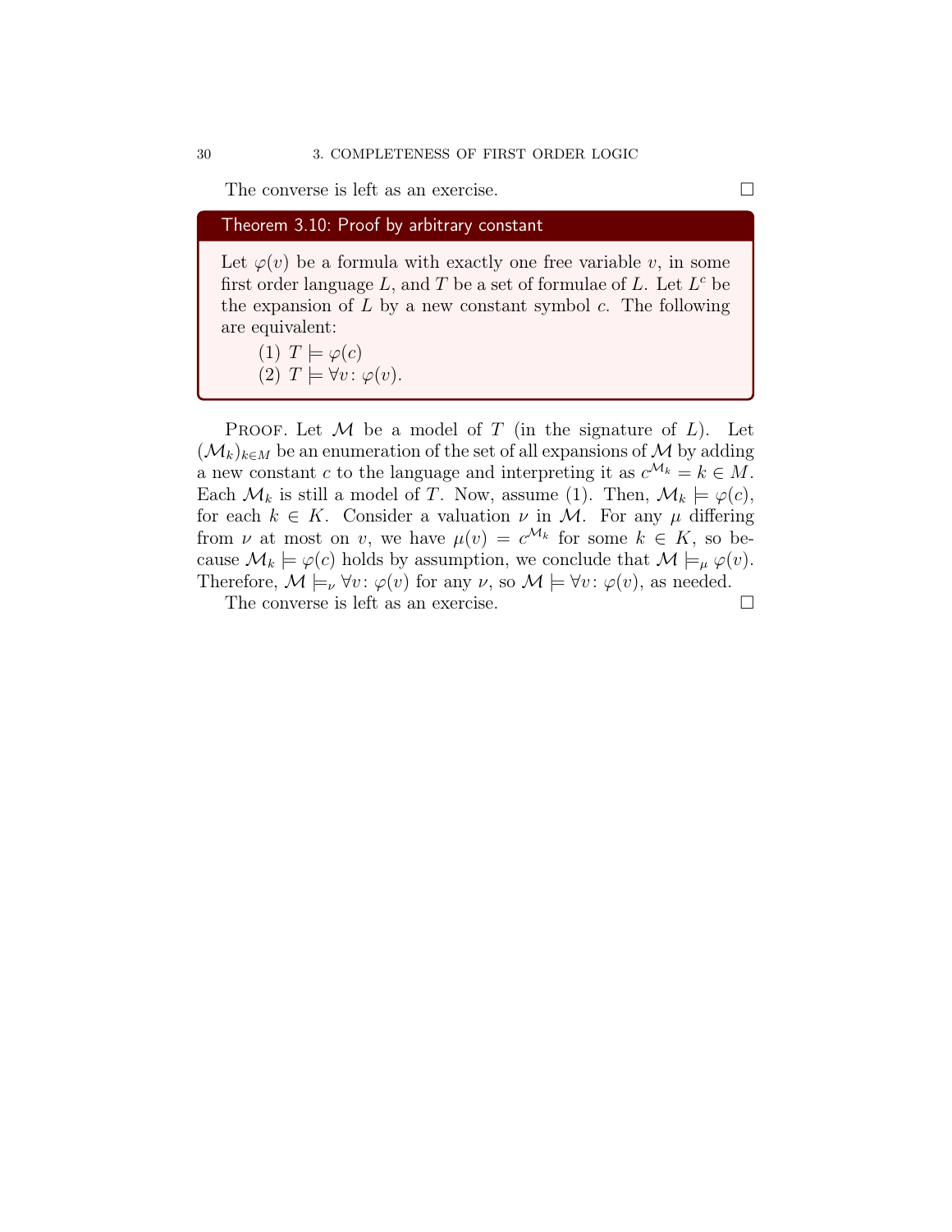The converse is left as an exercise. □

**Theorem 3.10: Proof by arbitrary constant**

Let $\varphi(v)$ be a formula with exactly one free variable $v$, in some first order language $L$, and $T$ be a set of formulae of $L$. Let $L^c$ be the expansion of $L$ by a new constant symbol $c$. The following are equivalent:

(1) $T \models \varphi(c)$
(2) $T \models \forall v \colon \varphi(v)$.

Proof. Let $\mathcal{M}$ be a model of $T$ (in the signature of $L$). Let $(\mathcal{M}_k)_{k \in M}$ be an enumeration of the set of all expansions of $\mathcal{M}$ by adding a new constant $c$ to the language and interpreting it as $c^{\mathcal{M}_k} = k \in M$. Each $\mathcal{M}_k$ is still a model of $T$. Now, assume (1). Then, $\mathcal{M}_k \models \varphi(c)$, for each $k \in K$. Consider a valuation $\nu$ in $\mathcal{M}$. For any $\mu$ differing from $\nu$ at most on $v$, we have $\mu(v) = c^{\mathcal{M}_k}$ for some $k \in K$, so because $\mathcal{M}_k \models \varphi(c)$ holds by assumption, we conclude that $\mathcal{M} \models_\mu \varphi(v)$. Therefore, $\mathcal{M} \models_\nu \forall v \colon \varphi(v)$ for any $\nu$, so $\mathcal{M} \models \forall v \colon \varphi(v)$, as needed.

The converse is left as an exercise. □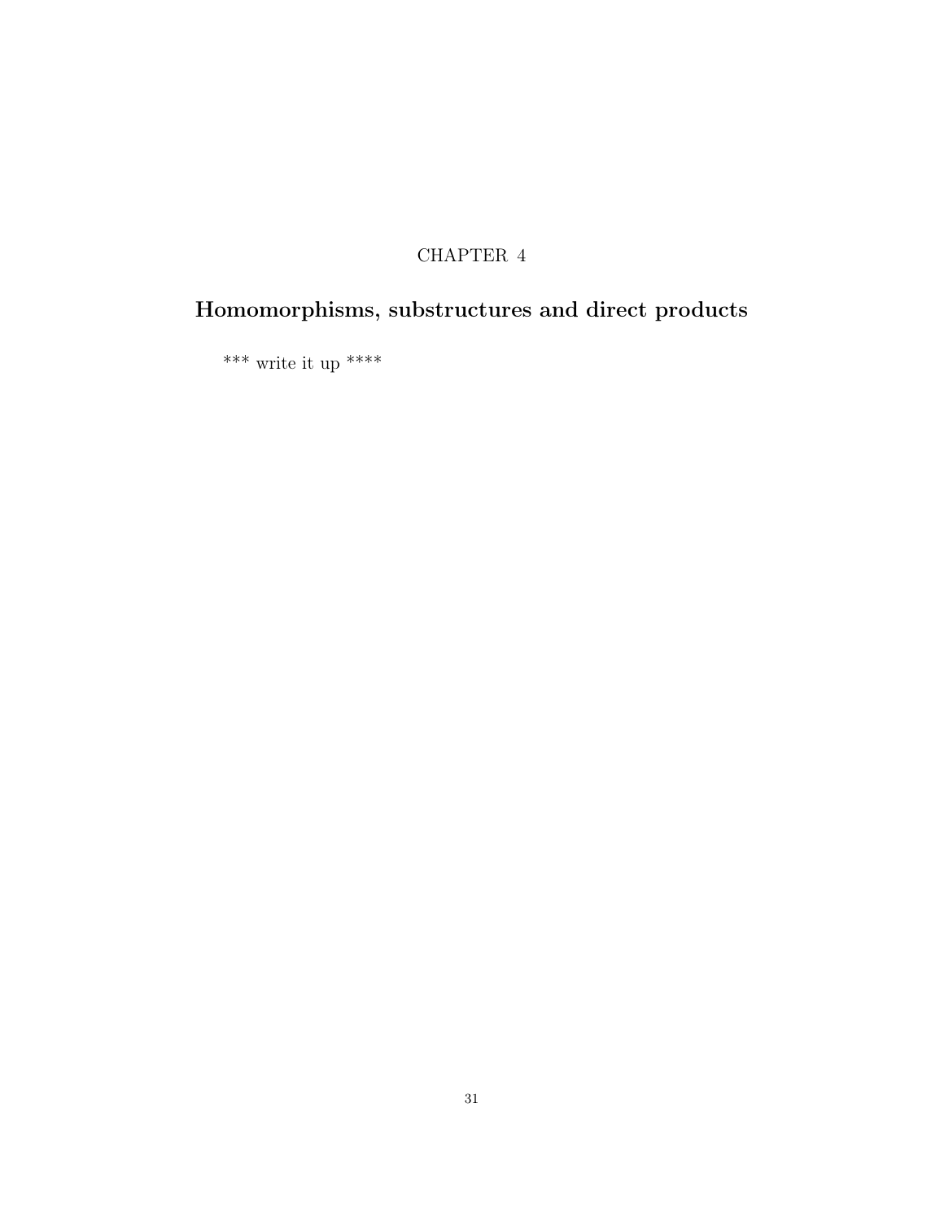# CHAPTER 4

## Homomorphisms, substructures and direct products

*** write it up ****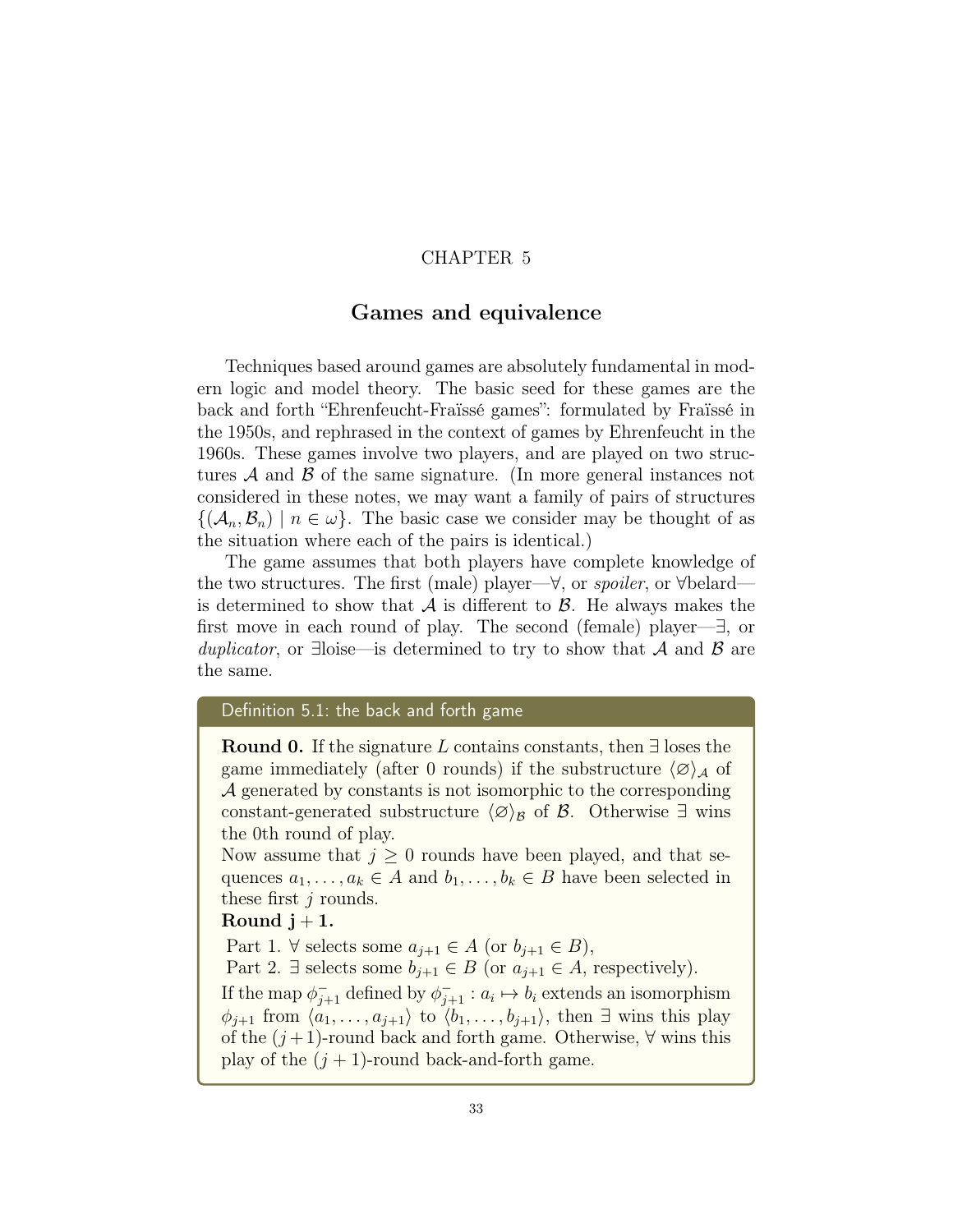# CHAPTER 5

## Games and equivalence

Techniques based around games are absolutely fundamental in modern logic and model theory. The basic seed for these games are the back and forth "Ehrenfeucht-Fraïssé games": formulated by Fraïssé in the 1950s, and rephrased in the context of games by Ehrenfeucht in the 1960s. These games involve two players, and are played on two structures $\mathcal{A}$ and $\mathcal{B}$ of the same signature. (In more general instances not considered in these notes, we may want a family of pairs of structures $\{(\mathcal{A}_n, \mathcal{B}_n) \mid n \in \omega\}$. The basic case we consider may be thought of as the situation where each of the pairs is identical.)

The game assumes that both players have complete knowledge of the two structures. The first (male) player—$\forall$, or *spoiler*, or $\forall$belard—is determined to show that $\mathcal{A}$ is different to $\mathcal{B}$. He always makes the first move in each round of play. The second (female) player—$\exists$, or *duplicator*, or $\exists$loise—is determined to try to show that $\mathcal{A}$ and $\mathcal{B}$ are the same.

**Definition 5.1: the back and forth game**

**Round 0.** If the signature $L$ contains constants, then $\exists$ loses the game immediately (after 0 rounds) if the substructure $\langle \varnothing \rangle_{\mathcal{A}}$ of $\mathcal{A}$ generated by constants is not isomorphic to the corresponding constant-generated substructure $\langle \varnothing \rangle_{\mathcal{B}}$ of $\mathcal{B}$. Otherwise $\exists$ wins the 0th round of play.

Now assume that $j \geq 0$ rounds have been played, and that sequences $a_1, \ldots, a_k \in A$ and $b_1, \ldots, b_k \in B$ have been selected in these first $j$ rounds.

**Round $\mathbf{j+1}$.**

Part 1. $\forall$ selects some $a_{j+1} \in A$ (or $b_{j+1} \in B$),

Part 2. $\exists$ selects some $b_{j+1} \in B$ (or $a_{j+1} \in A$, respectively).

If the map $\phi^-_{j+1}$ defined by $\phi^-_{j+1} : a_i \mapsto b_i$ extends an isomorphism $\phi_{j+1}$ from $\langle a_1, \ldots, a_{j+1} \rangle$ to $\langle b_1, \ldots, b_{j+1} \rangle$, then $\exists$ wins this play of the $(j+1)$-round back and forth game. Otherwise, $\forall$ wins this play of the $(j+1)$-round back-and-forth game.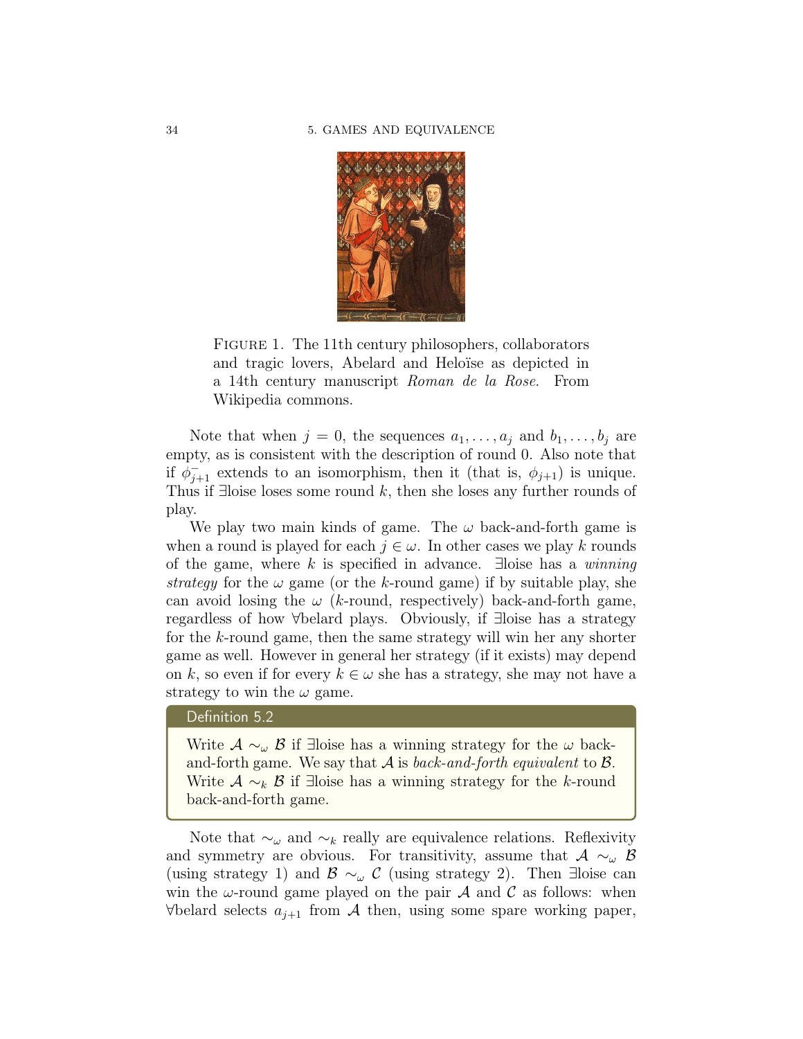FIGURE 1. The 11th century philosophers, collaborators and tragic lovers, Abelard and Heloïse as depicted in a 14th century manuscript *Roman de la Rose*. From Wikipedia commons.

Note that when $j = 0$, the sequences $a_1, \ldots, a_j$ and $b_1, \ldots, b_j$ are empty, as is consistent with the description of round 0. Also note that if $\phi^-_{j+1}$ extends to an isomorphism, then it (that is, $\phi_{j+1}$) is unique. Thus if ∃loise loses some round $k$, then she loses any further rounds of play.

We play two main kinds of game. The $\omega$ back-and-forth game is when a round is played for each $j \in \omega$. In other cases we play $k$ rounds of the game, where $k$ is specified in advance. ∃loise has a *winning strategy* for the $\omega$ game (or the $k$-round game) if by suitable play, she can avoid losing the $\omega$ ($k$-round, respectively) back-and-forth game, regardless of how ∀belard plays. Obviously, if ∃loise has a strategy for the $k$-round game, then the same strategy will win her any shorter game as well. However in general her strategy (if it exists) may depend on $k$, so even if for every $k \in \omega$ she has a strategy, she may not have a strategy to win the $\omega$ game.

**Definition 5.2**

Write $\mathcal{A} \sim_\omega \mathcal{B}$ if ∃loise has a winning strategy for the $\omega$ back-and-forth game. We say that $\mathcal{A}$ is *back-and-forth equivalent* to $\mathcal{B}$. Write $\mathcal{A} \sim_k \mathcal{B}$ if ∃loise has a winning strategy for the $k$-round back-and-forth game.

Note that $\sim_\omega$ and $\sim_k$ really are equivalence relations. Reflexivity and symmetry are obvious. For transitivity, assume that $\mathcal{A} \sim_\omega \mathcal{B}$ (using strategy 1) and $\mathcal{B} \sim_\omega \mathcal{C}$ (using strategy 2). Then ∃loise can win the $\omega$-round game played on the pair $\mathcal{A}$ and $\mathcal{C}$ as follows: when ∀belard selects $a_{j+1}$ from $\mathcal{A}$ then, using some spare working paper,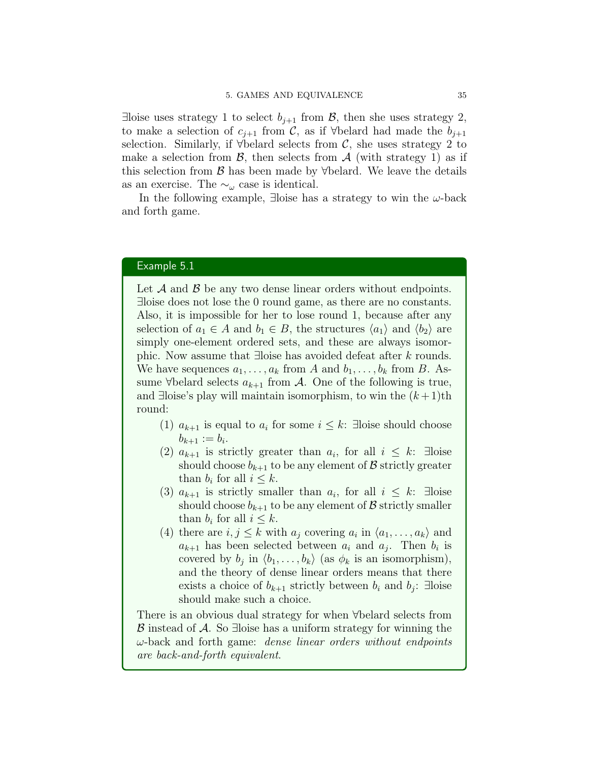∃loise uses strategy 1 to select $b_{j+1}$ from $\mathcal{B}$, then she uses strategy 2, to make a selection of $c_{j+1}$ from $\mathcal{C}$, as if ∀belard had made the $b_{j+1}$ selection. Similarly, if ∀belard selects from $\mathcal{C}$, she uses strategy 2 to make a selection from $\mathcal{B}$, then selects from $\mathcal{A}$ (with strategy 1) as if this selection from $\mathcal{B}$ has been made by ∀belard. We leave the details as an exercise. The $\sim_\omega$ case is identical.

In the following example, ∃loise has a strategy to win the $\omega$-back and forth game.

**Example 5.1**

Let $\mathcal{A}$ and $\mathcal{B}$ be any two dense linear orders without endpoints. ∃loise does not lose the 0 round game, as there are no constants. Also, it is impossible for her to lose round 1, because after any selection of $a_1 \in A$ and $b_1 \in B$, the structures $\langle a_1 \rangle$ and $\langle b_2 \rangle$ are simply one-element ordered sets, and these are always isomorphic. Now assume that ∃loise has avoided defeat after $k$ rounds. We have sequences $a_1, \dots, a_k$ from $A$ and $b_1, \dots, b_k$ from $B$. Assume ∀belard selects $a_{k+1}$ from $\mathcal{A}$. One of the following is true, and ∃loise's play will maintain isomorphism, to win the $(k+1)$th round:

1. $a_{k+1}$ is equal to $a_i$ for some $i \leq k$: ∃loise should choose $b_{k+1} := b_i$.
2. $a_{k+1}$ is strictly greater than $a_i$, for all $i \leq k$: ∃loise should choose $b_{k+1}$ to be any element of $\mathcal{B}$ strictly greater than $b_i$ for all $i \leq k$.
3. $a_{k+1}$ is strictly smaller than $a_i$, for all $i \leq k$: ∃loise should choose $b_{k+1}$ to be any element of $\mathcal{B}$ strictly smaller than $b_i$ for all $i \leq k$.
4. there are $i, j \leq k$ with $a_j$ covering $a_i$ in $\langle a_1, \dots, a_k \rangle$ and $a_{k+1}$ has been selected between $a_i$ and $a_j$. Then $b_i$ is covered by $b_j$ in $\langle b_1, \dots, b_k \rangle$ (as $\phi_k$ is an isomorphism), and the theory of dense linear orders means that there exists a choice of $b_{k+1}$ strictly between $b_i$ and $b_j$: ∃loise should make such a choice.

There is an obvious dual strategy for when ∀belard selects from $\mathcal{B}$ instead of $\mathcal{A}$. So ∃loise has a uniform strategy for winning the $\omega$-back and forth game: *dense linear orders without endpoints are back-and-forth equivalent.*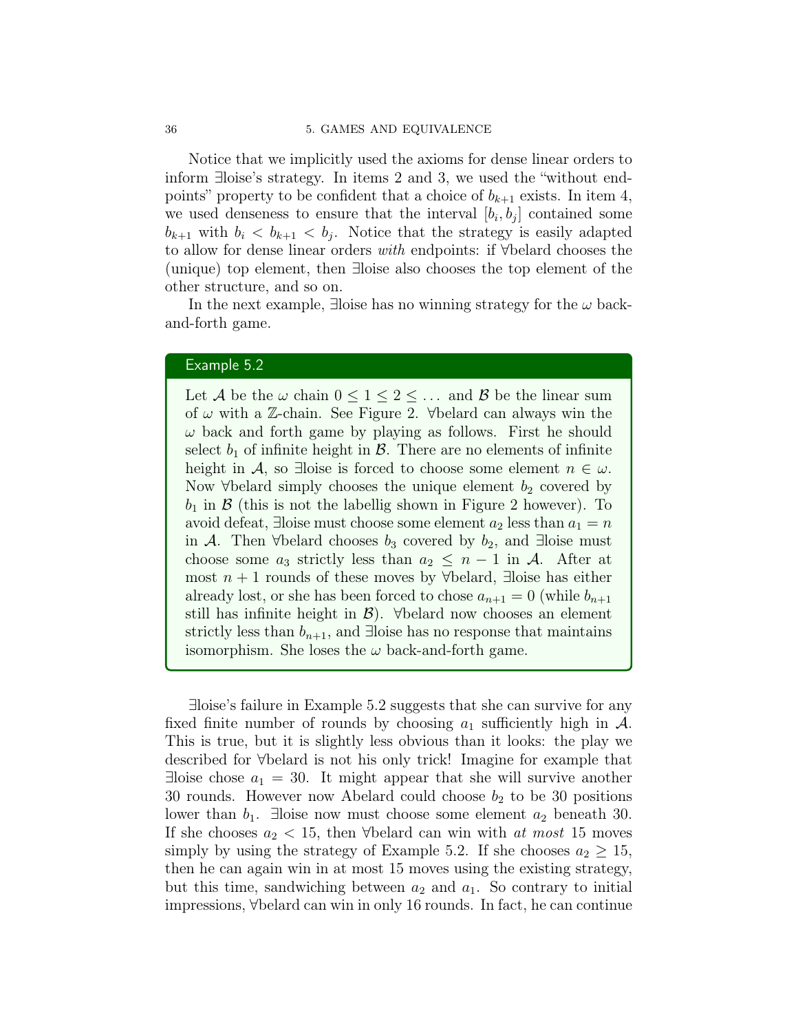Notice that we implicitly used the axioms for dense linear orders to inform ∃loise's strategy. In items 2 and 3, we used the "without endpoints" property to be confident that a choice of $b_{k+1}$ exists. In item 4, we used denseness to ensure that the interval $[b_i, b_j]$ contained some $b_{k+1}$ with $b_i < b_{k+1} < b_j$. Notice that the strategy is easily adapted to allow for dense linear orders *with* endpoints: if ∀belard chooses the (unique) top element, then ∃loise also chooses the top element of the other structure, and so on.

In the next example, ∃loise has no winning strategy for the $\omega$ back-and-forth game.

> **Example 5.2**
>
> Let $\mathcal{A}$ be the $\omega$ chain $0 \leq 1 \leq 2 \leq \ldots$ and $\mathcal{B}$ be the linear sum of $\omega$ with a $\mathbb{Z}$-chain. See Figure 2. ∀belard can always win the $\omega$ back and forth game by playing as follows. First he should select $b_1$ of infinite height in $\mathcal{B}$. There are no elements of infinite height in $\mathcal{A}$, so ∃loise is forced to choose some element $n \in \omega$. Now ∀belard simply chooses the unique element $b_2$ covered by $b_1$ in $\mathcal{B}$ (this is not the labellig shown in Figure 2 however). To avoid defeat, ∃loise must choose some element $a_2$ less than $a_1 = n$ in $\mathcal{A}$. Then ∀belard chooses $b_3$ covered by $b_2$, and ∃loise must choose some $a_3$ strictly less than $a_2 \leq n - 1$ in $\mathcal{A}$. After at most $n + 1$ rounds of these moves by ∀belard, ∃loise has either already lost, or she has been forced to chose $a_{n+1} = 0$ (while $b_{n+1}$ still has infinite height in $\mathcal{B}$). ∀belard now chooses an element strictly less than $b_{n+1}$, and ∃loise has no response that maintains isomorphism. She loses the $\omega$ back-and-forth game.

∃loise's failure in Example 5.2 suggests that she can survive for any fixed finite number of rounds by choosing $a_1$ sufficiently high in $\mathcal{A}$. This is true, but it is slightly less obvious than it looks: the play we described for ∀belard is not his only trick! Imagine for example that ∃loise chose $a_1 = 30$. It might appear that she will survive another 30 rounds. However now Abelard could choose $b_2$ to be 30 positions lower than $b_1$. ∃loise now must choose some element $a_2$ beneath 30. If she chooses $a_2 < 15$, then ∀belard can win with *at most* 15 moves simply by using the strategy of Example 5.2. If she chooses $a_2 \geq 15$, then he can again win in at most 15 moves using the existing strategy, but this time, sandwiching between $a_2$ and $a_1$. So contrary to initial impressions, ∀belard can win in only 16 rounds. In fact, he can continue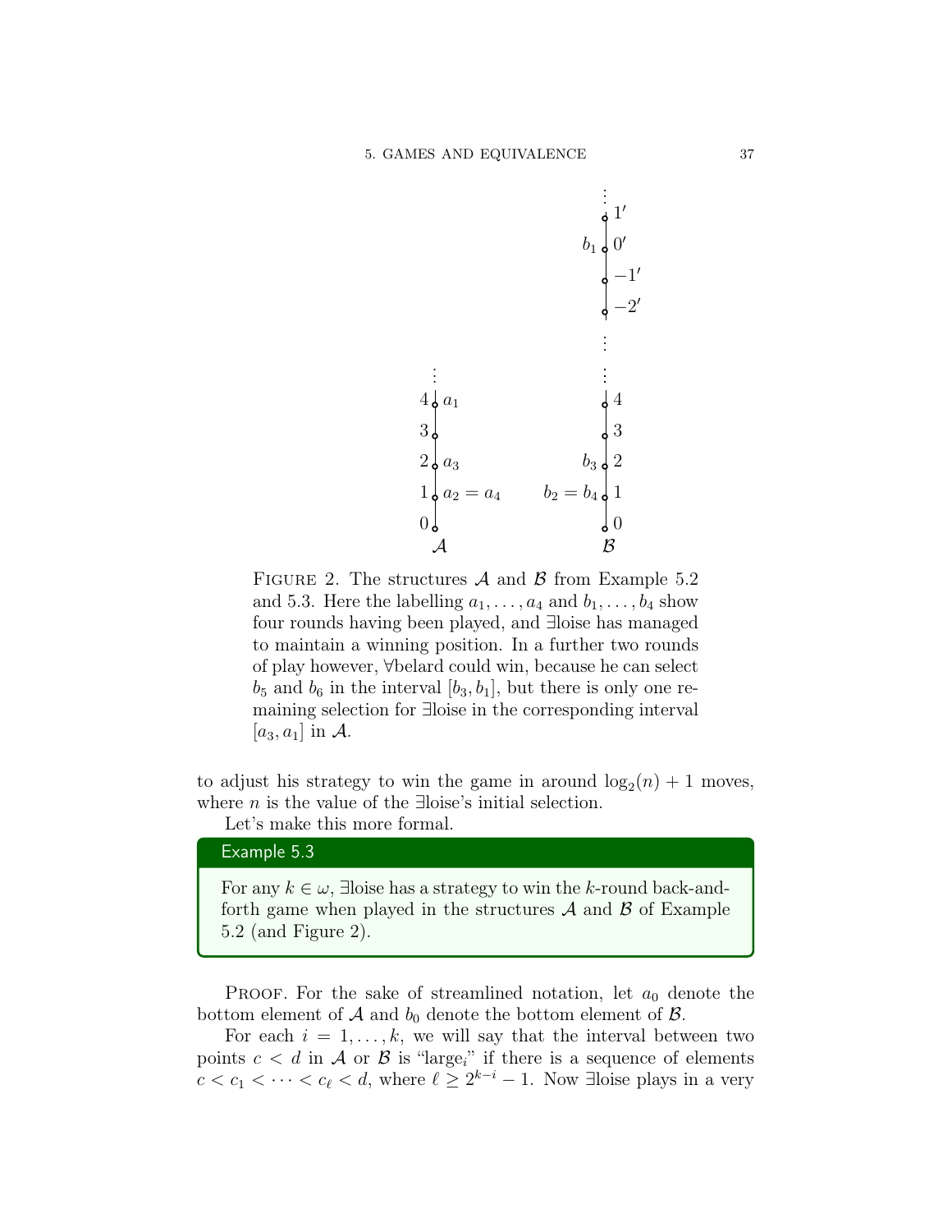FIGURE 2. The structures $\mathcal{A}$ and $\mathcal{B}$ from Example 5.2 and 5.3. Here the labelling $a_1, \ldots, a_4$ and $b_1, \ldots, b_4$ show four rounds having been played, and ∃loise has managed to maintain a winning position. In a further two rounds of play however, ∀belard could win, because he can select $b_5$ and $b_6$ in the interval $[b_3, b_1]$, but there is only one remaining selection for ∃loise in the corresponding interval $[a_3, a_1]$ in $\mathcal{A}$.

to adjust his strategy to win the game in around $\log_2(n) + 1$ moves, where $n$ is the value of the ∃loise's initial selection.

Let's make this more formal.

**Example 5.3**

For any $k \in \omega$, ∃loise has a strategy to win the $k$-round back-and-forth game when played in the structures $\mathcal{A}$ and $\mathcal{B}$ of Example 5.2 (and Figure 2).

PROOF. For the sake of streamlined notation, let $a_0$ denote the bottom element of $\mathcal{A}$ and $b_0$ denote the bottom element of $\mathcal{B}$.

For each $i = 1, \ldots, k$, we will say that the interval between two points $c < d$ in $\mathcal{A}$ or $\mathcal{B}$ is "large$_i$" if there is a sequence of elements $c < c_1 < \cdots < c_\ell < d$, where $\ell \geq 2^{k-i} - 1$. Now ∃loise plays in a very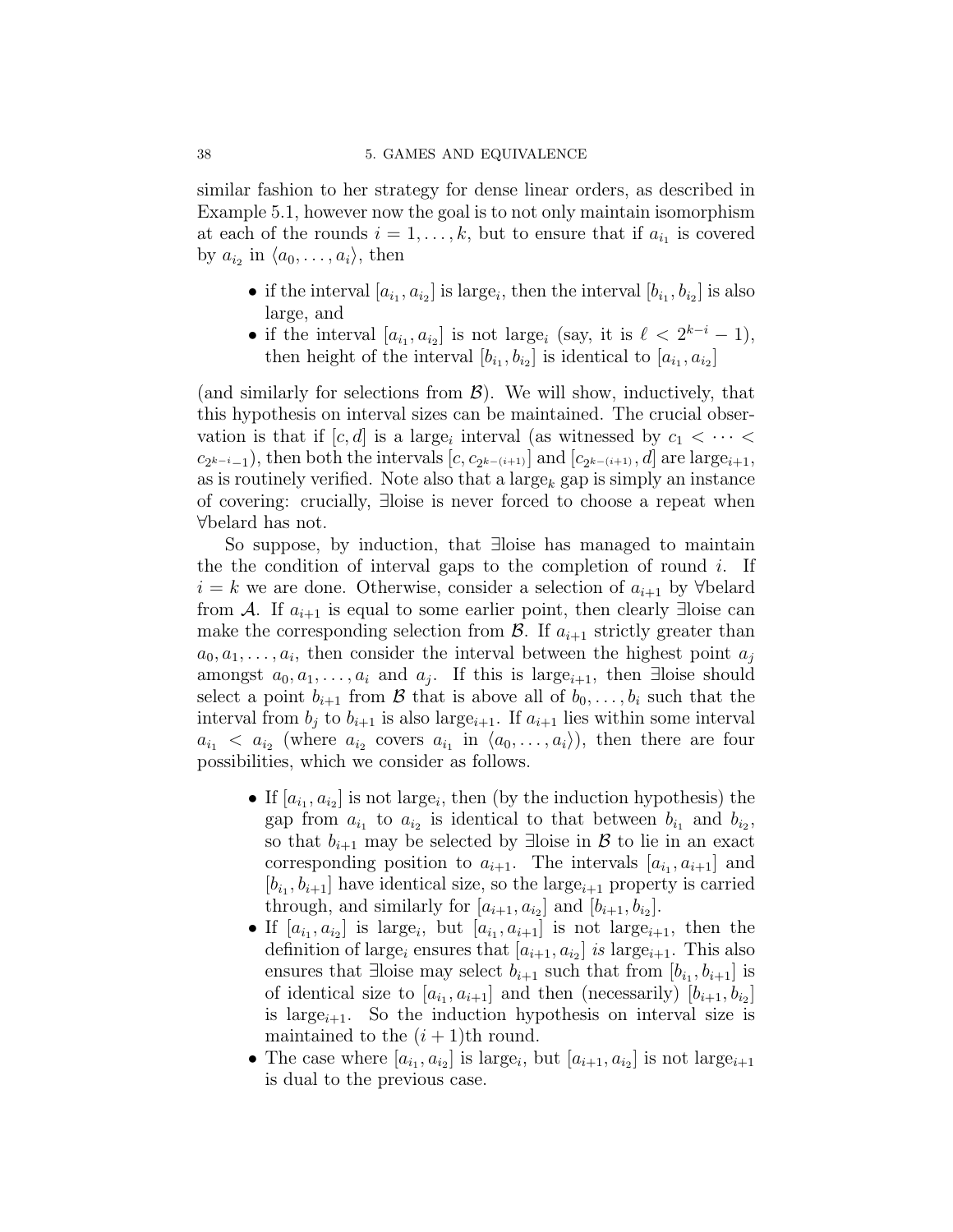similar fashion to her strategy for dense linear orders, as described in Example 5.1, however now the goal is to not only maintain isomorphism at each of the rounds $i = 1, \dots, k$, but to ensure that if $a_{i_1}$ is covered by $a_{i_2}$ in $\langle a_0, \dots, a_i \rangle$, then

- if the interval $[a_{i_1}, a_{i_2}]$ is large$_i$, then the interval $[b_{i_1}, b_{i_2}]$ is also large, and
- if the interval $[a_{i_1}, a_{i_2}]$ is not large$_i$ (say, it is $\ell < 2^{k-i} - 1$), then height of the interval $[b_{i_1}, b_{i_2}]$ is identical to $[a_{i_1}, a_{i_2}]$

(and similarly for selections from $\mathcal{B}$). We will show, inductively, that this hypothesis on interval sizes can be maintained. The crucial observation is that if $[c, d]$ is a large$_i$ interval (as witnessed by $c_1 < \dots < c_{2^{k-i}-1}$), then both the intervals $[c, c_{2^{k-(i+1)}}]$ and $[c_{2^{k-(i+1)}}, d]$ are large$_{i+1}$, as is routinely verified. Note also that a large$_k$ gap is simply an instance of covering: crucially, ∃loise is never forced to choose a repeat when ∀belard has not.

So suppose, by induction, that ∃loise has managed to maintain the the condition of interval gaps to the completion of round $i$. If $i = k$ we are done. Otherwise, consider a selection of $a_{i+1}$ by ∀belard from $\mathcal{A}$. If $a_{i+1}$ is equal to some earlier point, then clearly ∃loise can make the corresponding selection from $\mathcal{B}$. If $a_{i+1}$ strictly greater than $a_0, a_1, \dots, a_i$, then consider the interval between the highest point $a_j$ amongst $a_0, a_1, \dots, a_i$ and $a_j$. If this is large$_{i+1}$, then ∃loise should select a point $b_{i+1}$ from $\mathcal{B}$ that is above all of $b_0, \dots, b_i$ such that the interval from $b_j$ to $b_{i+1}$ is also large$_{i+1}$. If $a_{i+1}$ lies within some interval $a_{i_1} < a_{i_2}$ (where $a_{i_2}$ covers $a_{i_1}$ in $\langle a_0, \dots, a_i \rangle$), then there are four possibilities, which we consider as follows.

- If $[a_{i_1}, a_{i_2}]$ is not large$_i$, then (by the induction hypothesis) the gap from $a_{i_1}$ to $a_{i_2}$ is identical to that between $b_{i_1}$ and $b_{i_2}$, so that $b_{i+1}$ may be selected by ∃loise in $\mathcal{B}$ to lie in an exact corresponding position to $a_{i+1}$. The intervals $[a_{i_1}, a_{i+1}]$ and $[b_{i_1}, b_{i+1}]$ have identical size, so the large$_{i+1}$ property is carried through, and similarly for $[a_{i+1}, a_{i_2}]$ and $[b_{i+1}, b_{i_2}]$.
- If $[a_{i_1}, a_{i_2}]$ is large$_i$, but $[a_{i_1}, a_{i+1}]$ is not large$_{i+1}$, then the definition of large$_i$ ensures that $[a_{i+1}, a_{i_2}]$ *is* large$_{i+1}$. This also ensures that ∃loise may select $b_{i+1}$ such that from $[b_{i_1}, b_{i+1}]$ is of identical size to $[a_{i_1}, a_{i+1}]$ and then (necessarily) $[b_{i+1}, b_{i_2}]$ is large$_{i+1}$. So the induction hypothesis on interval size is maintained to the $(i + 1)$th round.
- The case where $[a_{i_1}, a_{i_2}]$ is large$_i$, but $[a_{i+1}, a_{i_2}]$ is not large$_{i+1}$ is dual to the previous case.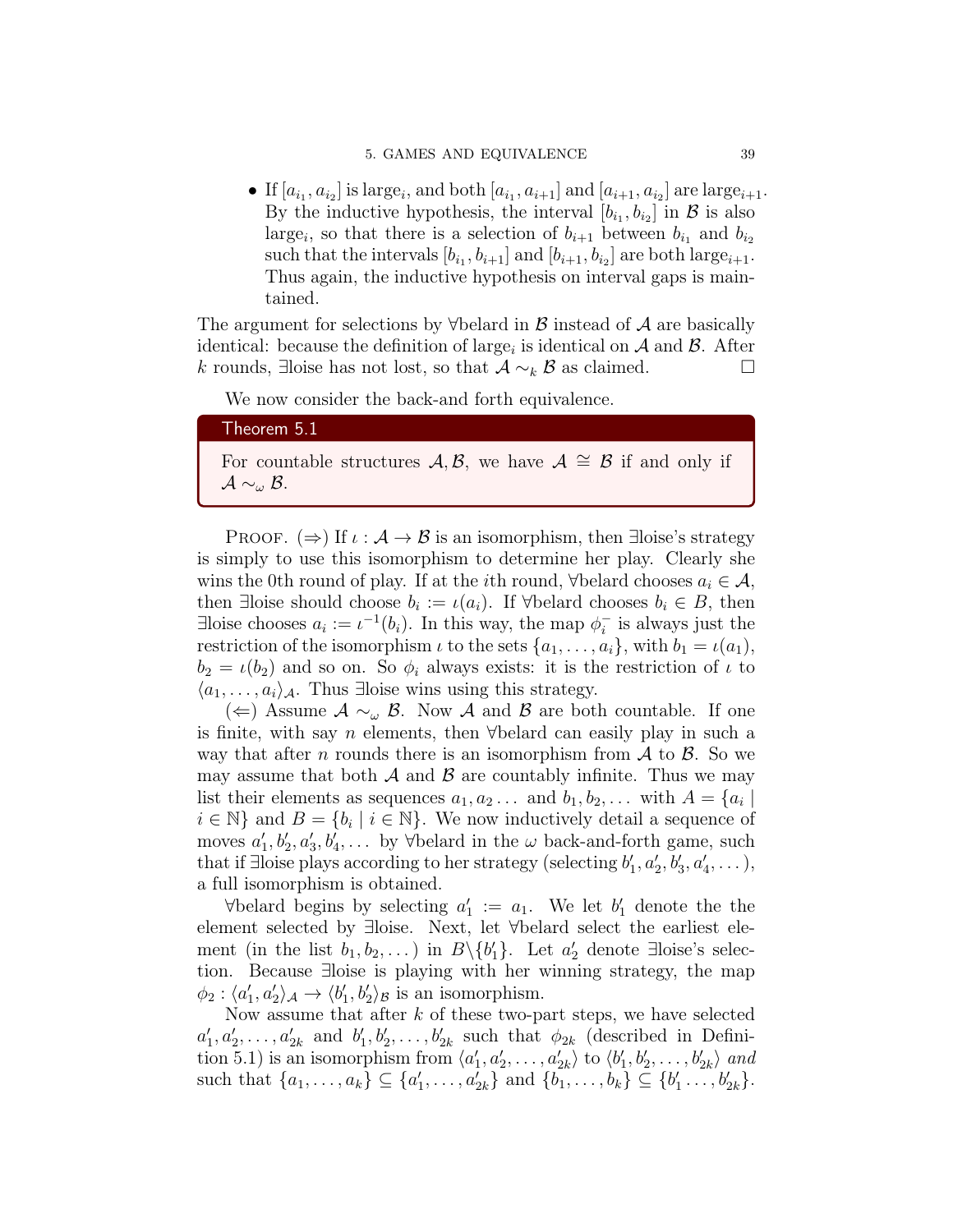- If $[a_{i_1}, a_{i_2}]$ is large$_i$, and both $[a_{i_1}, a_{i+1}]$ and $[a_{i+1}, a_{i_2}]$ are large$_{i+1}$. By the inductive hypothesis, the interval $[b_{i_1}, b_{i_2}]$ in $\mathcal{B}$ is also large$_i$, so that there is a selection of $b_{i+1}$ between $b_{i_1}$ and $b_{i_2}$ such that the intervals $[b_{i_1}, b_{i+1}]$ and $[b_{i+1}, b_{i_2}]$ are both large$_{i+1}$. Thus again, the inductive hypothesis on interval gaps is maintained.

The argument for selections by ∀belard in $\mathcal{B}$ instead of $\mathcal{A}$ are basically identical: because the definition of large$_i$ is identical on $\mathcal{A}$ and $\mathcal{B}$. After $k$ rounds, ∃loise has not lost, so that $\mathcal{A} \sim_k \mathcal{B}$ as claimed. □

We now consider the back-and forth equivalence.

**Theorem 5.1**

For countable structures $\mathcal{A}, \mathcal{B}$, we have $\mathcal{A} \cong \mathcal{B}$ if and only if $\mathcal{A} \sim_\omega \mathcal{B}$.

Proof. (⇒) If $\iota : \mathcal{A} \to \mathcal{B}$ is an isomorphism, then ∃loise's strategy is simply to use this isomorphism to determine her play. Clearly she wins the 0th round of play. If at the $i$th round, ∀belard chooses $a_i \in \mathcal{A}$, then ∃loise should choose $b_i := \iota(a_i)$. If ∀belard chooses $b_i \in B$, then ∃loise chooses $a_i := \iota^{-1}(b_i)$. In this way, the map $\phi_i^-$ is always just the restriction of the isomorphism $\iota$ to the sets $\{a_1, \dots, a_i\}$, with $b_1 = \iota(a_1)$, $b_2 = \iota(b_2)$ and so on. So $\phi_i$ always exists: it is the restriction of $\iota$ to $\langle a_1, \dots, a_i \rangle_{\mathcal{A}}$. Thus ∃loise wins using this strategy.

(⇐) Assume $\mathcal{A} \sim_\omega \mathcal{B}$. Now $\mathcal{A}$ and $\mathcal{B}$ are both countable. If one is finite, with say $n$ elements, then ∀belard can easily play in such a way that after $n$ rounds there is an isomorphism from $\mathcal{A}$ to $\mathcal{B}$. So we may assume that both $\mathcal{A}$ and $\mathcal{B}$ are countably infinite. Thus we may list their elements as sequences $a_1, a_2 \dots$ and $b_1, b_2, \dots$ with $A = \{a_i \mid i \in \mathbb{N}\}$ and $B = \{b_i \mid i \in \mathbb{N}\}$. We now inductively detail a sequence of moves $a_1', b_2', a_3', b_4', \dots$ by ∀belard in the $\omega$ back-and-forth game, such that if ∃loise plays according to her strategy (selecting $b_1', a_2', b_3', a_4', \dots$), a full isomorphism is obtained.

∀belard begins by selecting $a_1' := a_1$. We let $b_1'$ denote the the element selected by ∃loise. Next, let ∀belard select the earliest element (in the list $b_1, b_2, \dots$) in $B \backslash \{b_1'\}$. Let $a_2'$ denote ∃loise's selection. Because ∃loise is playing with her winning strategy, the map $\phi_2 : \langle a_1', a_2' \rangle_{\mathcal{A}} \to \langle b_1', b_2' \rangle_{\mathcal{B}}$ is an isomorphism.

Now assume that after $k$ of these two-part steps, we have selected $a_1', a_2', \dots, a_{2k}'$ and $b_1', b_2', \dots, b_{2k}'$ such that $\phi_{2k}$ (described in Definition 5.1) is an isomorphism from $\langle a_1', a_2', \dots, a_{2k}' \rangle$ to $\langle b_1', b_2', \dots, b_{2k}' \rangle$ *and* such that $\{a_1, \dots, a_k\} \subseteq \{a_1', \dots, a_{2k}'\}$ and $\{b_1, \dots, b_k\} \subseteq \{b_1' \dots, b_{2k}'\}$.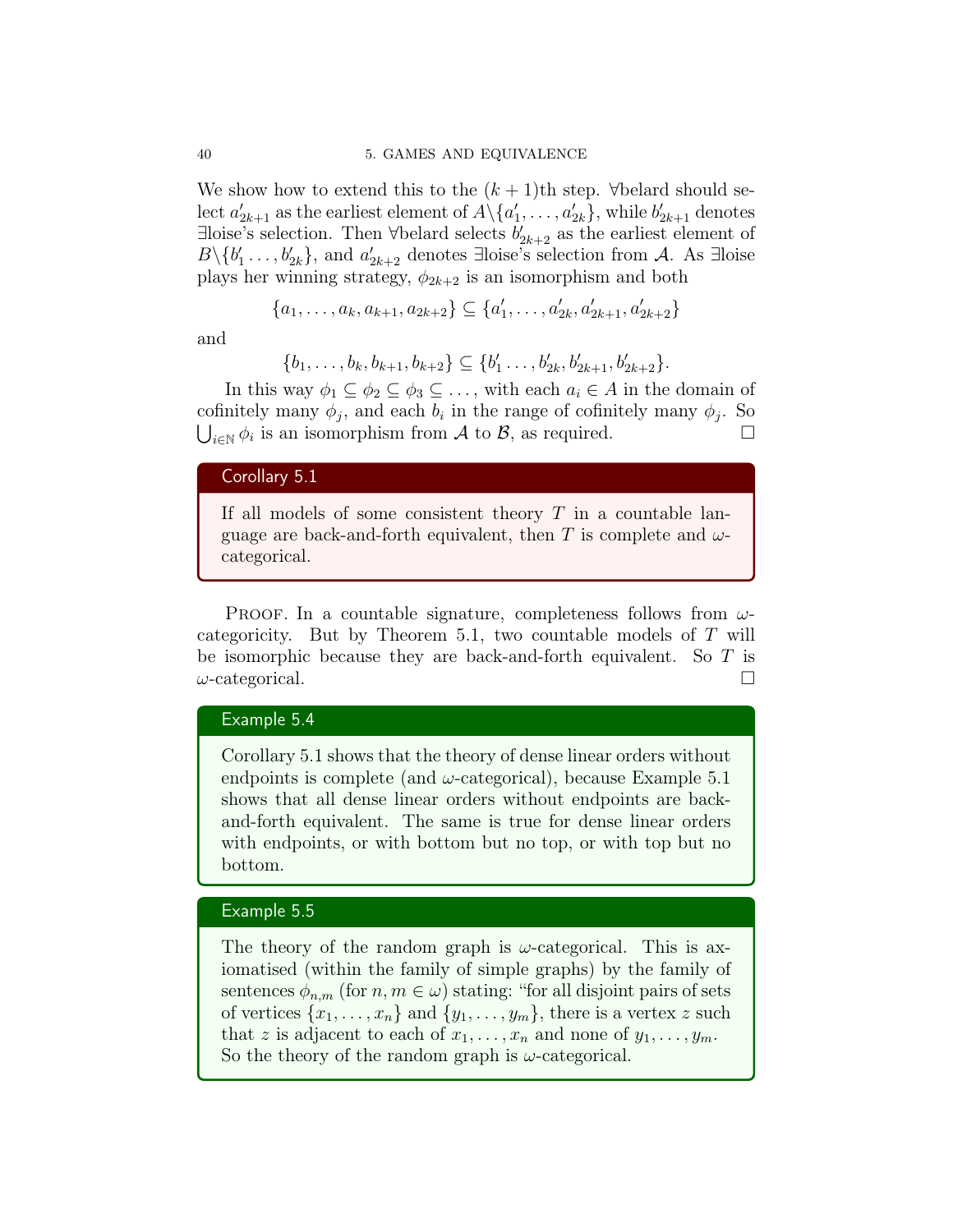We show how to extend this to the $(k+1)$th step. ∀belard should select $a'_{2k+1}$ as the earliest element of $A \backslash \{a'_1, \ldots, a'_{2k}\}$, while $b'_{2k+1}$ denotes ∃loise's selection. Then ∀belard selects $b'_{2k+2}$ as the earliest element of $B \backslash \{b'_1 \ldots, b'_{2k}\}$, and $a'_{2k+2}$ denotes ∃loise's selection from $\mathcal{A}$. As ∃loise plays her winning strategy, $\phi_{2k+2}$ is an isomorphism and both

$$\{a_1, \ldots, a_k, a_{k+1}, a_{2k+2}\} \subseteq \{a'_1, \ldots, a'_{2k}, a'_{2k+1}, a'_{2k+2}\}$$

and

$$\{b_1, \ldots, b_k, b_{k+1}, b_{k+2}\} \subseteq \{b'_1 \ldots, b'_{2k}, b'_{2k+1}, b'_{2k+2}\}.$$

In this way $\phi_1 \subseteq \phi_2 \subseteq \phi_3 \subseteq \ldots$, with each $a_i \in A$ in the domain of cofinitely many $\phi_j$, and each $b_i$ in the range of cofinitely many $\phi_j$. So $\bigcup_{i \in \mathbb{N}} \phi_i$ is an isomorphism from $\mathcal{A}$ to $\mathcal{B}$, as required. □

**Corollary 5.1**

If all models of some consistent theory $T$ in a countable language are back-and-forth equivalent, then $T$ is complete and $\omega$-categorical.

Proof. In a countable signature, completeness follows from $\omega$-categoricity. But by Theorem 5.1, two countable models of $T$ will be isomorphic because they are back-and-forth equivalent. So $T$ is $\omega$-categorical. □

**Example 5.4**

Corollary 5.1 shows that the theory of dense linear orders without endpoints is complete (and $\omega$-categorical), because Example 5.1 shows that all dense linear orders without endpoints are back-and-forth equivalent. The same is true for dense linear orders with endpoints, or with bottom but no top, or with top but no bottom.

**Example 5.5**

The theory of the random graph is $\omega$-categorical. This is axiomatised (within the family of simple graphs) by the family of sentences $\phi_{n,m}$ (for $n, m \in \omega$) stating: "for all disjoint pairs of sets of vertices $\{x_1, \ldots, x_n\}$ and $\{y_1, \ldots, y_m\}$, there is a vertex $z$ such that $z$ is adjacent to each of $x_1, \ldots, x_n$ and none of $y_1, \ldots, y_m$. So the theory of the random graph is $\omega$-categorical.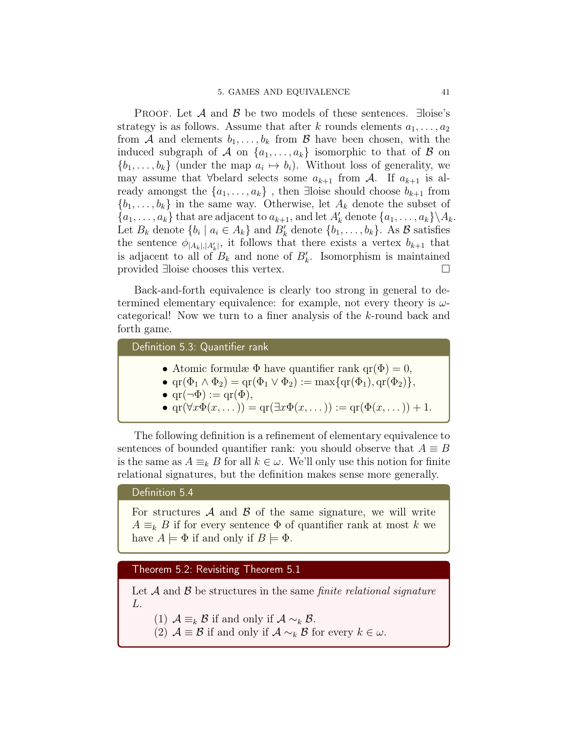Proof. Let $\mathcal{A}$ and $\mathcal{B}$ be two models of these sentences. $\exists$loise's strategy is as follows. Assume that after $k$ rounds elements $a_1, \ldots, a_2$ from $\mathcal{A}$ and elements $b_1, \ldots, b_k$ from $\mathcal{B}$ have been chosen, with the induced subgraph of $\mathcal{A}$ on $\{a_1, \ldots, a_k\}$ isomorphic to that of $\mathcal{B}$ on $\{b_1, \ldots, b_k\}$ (under the map $a_i \mapsto b_i$). Without loss of generality, we may assume that $\forall$belard selects some $a_{k+1}$ from $\mathcal{A}$. If $a_{k+1}$ is already amongst the $\{a_1, \ldots, a_k\}$ , then $\exists$loise should choose $b_{k+1}$ from $\{b_1, \ldots, b_k\}$ in the same way. Otherwise, let $A_k$ denote the subset of $\{a_1, \ldots, a_k\}$ that are adjacent to $a_{k+1}$, and let $A'_k$ denote $\{a_1, \ldots, a_k\} \backslash A_k$. Let $B_k$ denote $\{b_i \mid a_i \in A_k\}$ and $B'_k$ denote $\{b_1, \ldots, b_k\}$. As $\mathcal{B}$ satisfies the sentence $\phi_{|A_k|,|A'_k|}$, it follows that there exists a vertex $b_{k+1}$ that is adjacent to all of $B_k$ and none of $B'_k$. Isomorphism is maintained provided $\exists$loise chooses this vertex. □

Back-and-forth equivalence is clearly too strong in general to determined elementary equivalence: for example, not every theory is $\omega$-categorical! Now we turn to a finer analysis of the $k$-round back and forth game.

**Definition 5.3: Quantifier rank**

- Atomic formulæ $\Phi$ have quantifier rank $\mathrm{qr}(\Phi) = 0$,
- $\mathrm{qr}(\Phi_1 \wedge \Phi_2) = \mathrm{qr}(\Phi_1 \vee \Phi_2) := \max\{\mathrm{qr}(\Phi_1), \mathrm{qr}(\Phi_2)\}$,
- $\mathrm{qr}(\neg\Phi) := \mathrm{qr}(\Phi)$,
- $\mathrm{qr}(\forall x \Phi(x, \ldots)) = \mathrm{qr}(\exists x \Phi(x, \ldots)) := \mathrm{qr}(\Phi(x, \ldots)) + 1$.

The following definition is a refinement of elementary equivalence to sentences of bounded quantifier rank: you should observe that $A \equiv B$ is the same as $A \equiv_k B$ for all $k \in \omega$. We'll only use this notion for finite relational signatures, but the definition makes sense more generally.

**Definition 5.4**

For structures $\mathcal{A}$ and $\mathcal{B}$ of the same signature, we will write $A \equiv_k B$ if for every sentence $\Phi$ of quantifier rank at most $k$ we have $A \models \Phi$ if and only if $B \models \Phi$.

**Theorem 5.2: Revisiting Theorem 5.1**

Let $\mathcal{A}$ and $\mathcal{B}$ be structures in the same *finite relational signature* $L$.

(1) $\mathcal{A} \equiv_k \mathcal{B}$ if and only if $\mathcal{A} \sim_k \mathcal{B}$.
(2) $\mathcal{A} \equiv \mathcal{B}$ if and only if $\mathcal{A} \sim_k \mathcal{B}$ for every $k \in \omega$.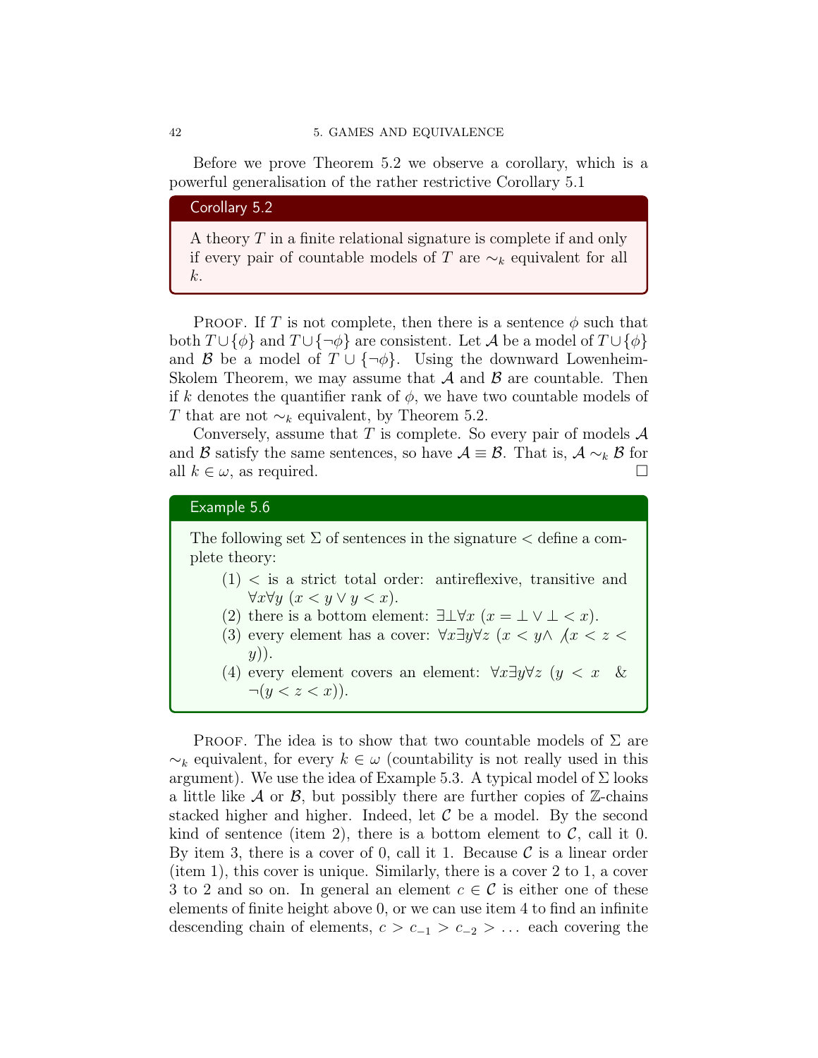Before we prove Theorem 5.2 we observe a corollary, which is a powerful generalisation of the rather restrictive Corollary 5.1

**Corollary 5.2**

A theory $T$ in a finite relational signature is complete if and only if every pair of countable models of $T$ are $\sim_k$ equivalent for all $k$.

Proof. If $T$ is not complete, then there is a sentence $\phi$ such that both $T \cup \{\phi\}$ and $T \cup \{\neg\phi\}$ are consistent. Let $\mathcal{A}$ be a model of $T \cup \{\phi\}$ and $\mathcal{B}$ be a model of $T \cup \{\neg\phi\}$. Using the downward Lowenheim-Skolem Theorem, we may assume that $\mathcal{A}$ and $\mathcal{B}$ are countable. Then if $k$ denotes the quantifier rank of $\phi$, we have two countable models of $T$ that are not $\sim_k$ equivalent, by Theorem 5.2.

Conversely, assume that $T$ is complete. So every pair of models $\mathcal{A}$ and $\mathcal{B}$ satisfy the same sentences, so have $\mathcal{A} \equiv \mathcal{B}$. That is, $\mathcal{A} \sim_k \mathcal{B}$ for all $k \in \omega$, as required. □

**Example 5.6**

The following set $\Sigma$ of sentences in the signature $<$ define a complete theory:

1. $<$ is a strict total order: antireflexive, transitive and $\forall x \forall y\ (x < y \vee y < x)$.
2. there is a bottom element: $\exists \bot \forall x\ (x = \bot \vee \bot < x)$.
3. every element has a cover: $\forall x \exists y \forall z\ (x < y \wedge \not(x < z < y))$.
4. every element covers an element: $\forall x \exists y \forall z\ (y < x \ \ \& \ \neg(y < z < x))$.

Proof. The idea is to show that two countable models of $\Sigma$ are $\sim_k$ equivalent, for every $k \in \omega$ (countability is not really used in this argument). We use the idea of Example 5.3. A typical model of $\Sigma$ looks a little like $\mathcal{A}$ or $\mathcal{B}$, but possibly there are further copies of $\mathbb{Z}$-chains stacked higher and higher. Indeed, let $\mathcal{C}$ be a model. By the second kind of sentence (item 2), there is a bottom element to $\mathcal{C}$, call it 0. By item 3, there is a cover of 0, call it 1. Because $\mathcal{C}$ is a linear order (item 1), this cover is unique. Similarly, there is a cover 2 to 1, a cover 3 to 2 and so on. In general an element $c \in \mathcal{C}$ is either one of these elements of finite height above 0, or we can use item 4 to find an infinite descending chain of elements, $c > c_{-1} > c_{-2} > \dots$ each covering the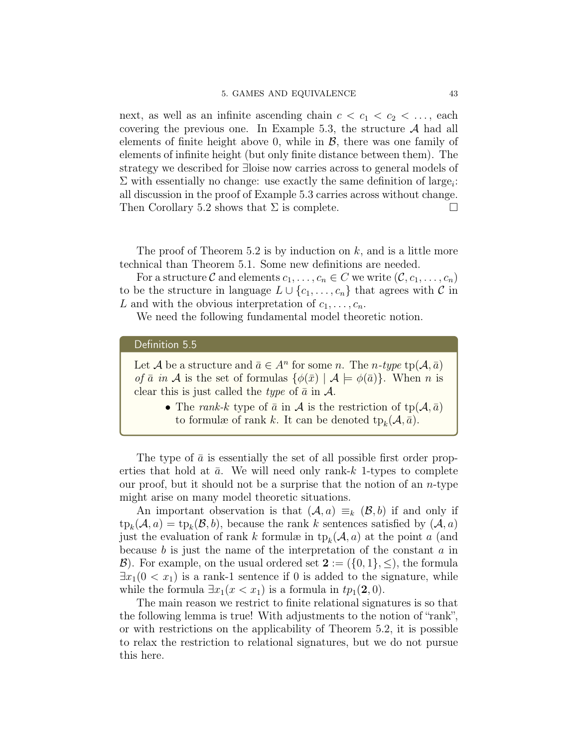next, as well as an infinite ascending chain $c < c_1 < c_2 < \dots$, each covering the previous one. In Example 5.3, the structure $\mathcal{A}$ had all elements of finite height above 0, while in $\mathcal{B}$, there was one family of elements of infinite height (but only finite distance between them). The strategy we described for ∃loise now carries across to general models of $\Sigma$ with essentially no change: use exactly the same definition of large$_i$: all discussion in the proof of Example 5.3 carries across without change. Then Corollary 5.2 shows that $\Sigma$ is complete. □

The proof of Theorem 5.2 is by induction on $k$, and is a little more technical than Theorem 5.1. Some new definitions are needed.

For a structure $\mathcal{C}$ and elements $c_1, \dots, c_n \in C$ we write $(\mathcal{C}, c_1, \dots, c_n)$ to be the structure in language $L \cup \{c_1, \dots, c_n\}$ that agrees with $\mathcal{C}$ in $L$ and with the obvious interpretation of $c_1, \dots, c_n$.

We need the following fundamental model theoretic notion.

**Definition 5.5**

Let $\mathcal{A}$ be a structure and $\bar{a} \in A^n$ for some $n$. The *$n$-type* $\operatorname{tp}(\mathcal{A}, \bar{a})$ *of $\bar{a}$ in $\mathcal{A}$* is the set of formulas $\{\phi(\bar{x}) \mid \mathcal{A} \models \phi(\bar{a})\}$. When $n$ is clear this is just called the *type* of $\bar{a}$ in $\mathcal{A}$.

- The *rank-$k$* type of $\bar{a}$ in $\mathcal{A}$ is the restriction of $\operatorname{tp}(\mathcal{A}, \bar{a})$ to formulæ of rank $k$. It can be denoted $\operatorname{tp}_k(\mathcal{A}, \bar{a})$.

The type of $\bar{a}$ is essentially the set of all possible first order properties that hold at $\bar{a}$. We will need only rank-$k$ 1-types to complete our proof, but it should not be a surprise that the notion of an $n$-type might arise on many model theoretic situations.

An important observation is that $(\mathcal{A}, a) \equiv_k (\mathcal{B}, b)$ if and only if $\operatorname{tp}_k(\mathcal{A}, a) = \operatorname{tp}_k(\mathcal{B}, b)$, because the rank $k$ sentences satisfied by $(\mathcal{A}, a)$ just the evaluation of rank $k$ formulæ in $\operatorname{tp}_k(\mathcal{A}, a)$ at the point $a$ (and because $b$ is just the name of the interpretation of the constant $a$ in $\mathcal{B}$). For example, on the usual ordered set $\mathbf{2} := (\{0,1\}, \leq)$, the formula $\exists x_1(0 < x_1)$ is a rank-1 sentence if 0 is added to the signature, while while the formula $\exists x_1(x < x_1)$ is a formula in $tp_1(\mathbf{2}, 0)$.

The main reason we restrict to finite relational signatures is so that the following lemma is true! With adjustments to the notion of "rank", or with restrictions on the applicability of Theorem 5.2, it is possible to relax the restriction to relational signatures, but we do not pursue this here.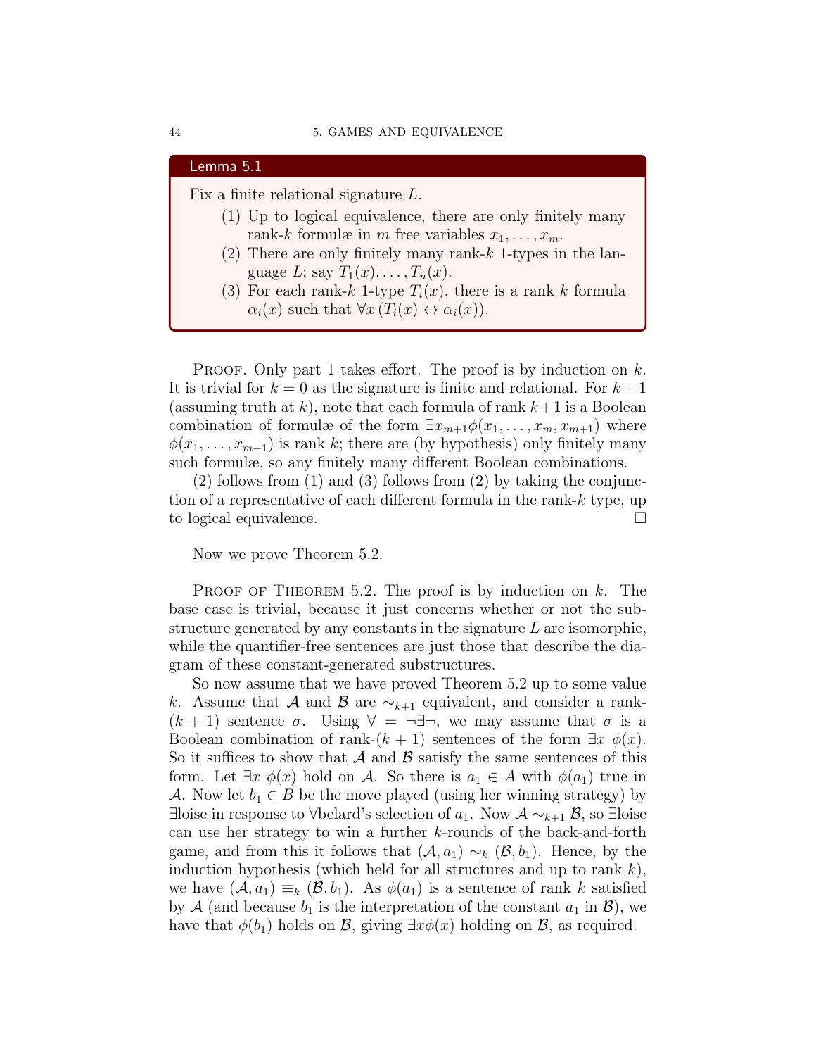**Lemma 5.1**

Fix a finite relational signature $L$.

1. Up to logical equivalence, there are only finitely many rank-$k$ formulæ in $m$ free variables $x_1, \ldots, x_m$.
2. There are only finitely many rank-$k$ 1-types in the language $L$; say $T_1(x), \ldots, T_n(x)$.
3. For each rank-$k$ 1-type $T_i(x)$, there is a rank $k$ formula $\alpha_i(x)$ such that $\forall x\,(T_i(x) \leftrightarrow \alpha_i(x))$.

Proof. Only part 1 takes effort. The proof is by induction on $k$. It is trivial for $k = 0$ as the signature is finite and relational. For $k+1$ (assuming truth at $k$), note that each formula of rank $k+1$ is a Boolean combination of formulæ of the form $\exists x_{m+1}\phi(x_1, \ldots, x_m, x_{m+1})$ where $\phi(x_1, \ldots, x_{m+1})$ is rank $k$; there are (by hypothesis) only finitely many such formulæ, so any finitely many different Boolean combinations.

(2) follows from (1) and (3) follows from (2) by taking the conjunction of a representative of each different formula in the rank-$k$ type, up to logical equivalence. □

Now we prove Theorem 5.2.

Proof of Theorem 5.2. The proof is by induction on $k$. The base case is trivial, because it just concerns whether or not the substructure generated by any constants in the signature $L$ are isomorphic, while the quantifier-free sentences are just those that describe the diagram of these constant-generated substructures.

So now assume that we have proved Theorem 5.2 up to some value $k$. Assume that $\mathcal{A}$ and $\mathcal{B}$ are $\sim_{k+1}$ equivalent, and consider a rank-$(k+1)$ sentence $\sigma$. Using $\forall = \neg\exists\neg$, we may assume that $\sigma$ is a Boolean combination of rank-$(k+1)$ sentences of the form $\exists x\ \phi(x)$. So it suffices to show that $\mathcal{A}$ and $\mathcal{B}$ satisfy the same sentences of this form. Let $\exists x\ \phi(x)$ hold on $\mathcal{A}$. So there is $a_1 \in A$ with $\phi(a_1)$ true in $\mathcal{A}$. Now let $b_1 \in B$ be the move played (using her winning strategy) by ∃loise in response to ∀belard's selection of $a_1$. Now $\mathcal{A} \sim_{k+1} \mathcal{B}$, so ∃loise can use her strategy to win a further $k$-rounds of the back-and-forth game, and from this it follows that $(\mathcal{A}, a_1) \sim_k (\mathcal{B}, b_1)$. Hence, by the induction hypothesis (which held for all structures and up to rank $k$), we have $(\mathcal{A}, a_1) \equiv_k (\mathcal{B}, b_1)$. As $\phi(a_1)$ is a sentence of rank $k$ satisfied by $\mathcal{A}$ (and because $b_1$ is the interpretation of the constant $a_1$ in $\mathcal{B}$), we have that $\phi(b_1)$ holds on $\mathcal{B}$, giving $\exists x\phi(x)$ holding on $\mathcal{B}$, as required.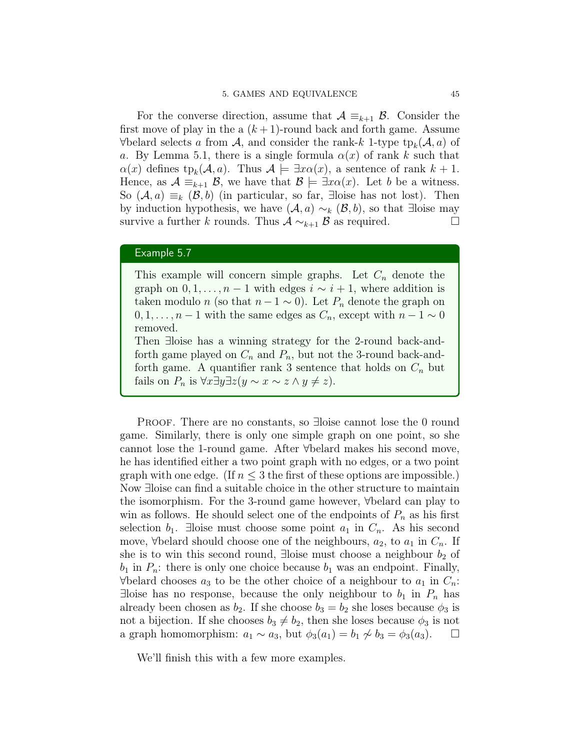For the converse direction, assume that $\mathcal{A} \equiv_{k+1} \mathcal{B}$. Consider the first move of play in the a $(k+1)$-round back and forth game. Assume ∀belard selects $a$ from $\mathcal{A}$, and consider the rank-$k$ 1-type $\mathrm{tp}_k(\mathcal{A}, a)$ of $a$. By Lemma 5.1, there is a single formula $\alpha(x)$ of rank $k$ such that $\alpha(x)$ defines $\mathrm{tp}_k(\mathcal{A}, a)$. Thus $\mathcal{A} \models \exists x \alpha(x)$, a sentence of rank $k+1$. Hence, as $\mathcal{A} \equiv_{k+1} \mathcal{B}$, we have that $\mathcal{B} \models \exists x \alpha(x)$. Let $b$ be a witness. So $(\mathcal{A}, a) \equiv_k (\mathcal{B}, b)$ (in particular, so far, ∃loise has not lost). Then by induction hypothesis, we have $(\mathcal{A}, a) \sim_k (\mathcal{B}, b)$, so that ∃loise may survive a further $k$ rounds. Thus $\mathcal{A} \sim_{k+1} \mathcal{B}$ as required. □

**Example 5.7**

This example will concern simple graphs. Let $C_n$ denote the graph on $0, 1, \ldots, n-1$ with edges $i \sim i+1$, where addition is taken modulo $n$ (so that $n-1 \sim 0$). Let $P_n$ denote the graph on $0, 1, \ldots, n-1$ with the same edges as $C_n$, except with $n-1 \sim 0$ removed.

Then ∃loise has a winning strategy for the 2-round back-and-forth game played on $C_n$ and $P_n$, but not the 3-round back-and-forth game. A quantifier rank 3 sentence that holds on $C_n$ but fails on $P_n$ is $\forall x \exists y \exists z (y \sim x \sim z \wedge y \neq z)$.

Proof. There are no constants, so ∃loise cannot lose the 0 round game. Similarly, there is only one simple graph on one point, so she cannot lose the 1-round game. After ∀belard makes his second move, he has identified either a two point graph with no edges, or a two point graph with one edge. (If $n \leq 3$ the first of these options are impossible.) Now ∃loise can find a suitable choice in the other structure to maintain the isomorphism. For the 3-round game however, ∀belard can play to win as follows. He should select one of the endpoints of $P_n$ as his first selection $b_1$. ∃loise must choose some point $a_1$ in $C_n$. As his second move, ∀belard should choose one of the neighbours, $a_2$, to $a_1$ in $C_n$. If she is to win this second round, ∃loise must choose a neighbour $b_2$ of $b_1$ in $P_n$: there is only one choice because $b_1$ was an endpoint. Finally, ∀belard chooses $a_3$ to be the other choice of a neighbour to $a_1$ in $C_n$: ∃loise has no response, because the only neighbour to $b_1$ in $P_n$ has already been chosen as $b_2$. If she choose $b_3 = b_2$ she loses because $\phi_3$ is not a bijection. If she chooses $b_3 \neq b_2$, then she loses because $\phi_3$ is not a graph homomorphism: $a_1 \sim a_3$, but $\phi_3(a_1) = b_1 \not\sim b_3 = \phi_3(a_3)$. □

We'll finish this with a few more examples.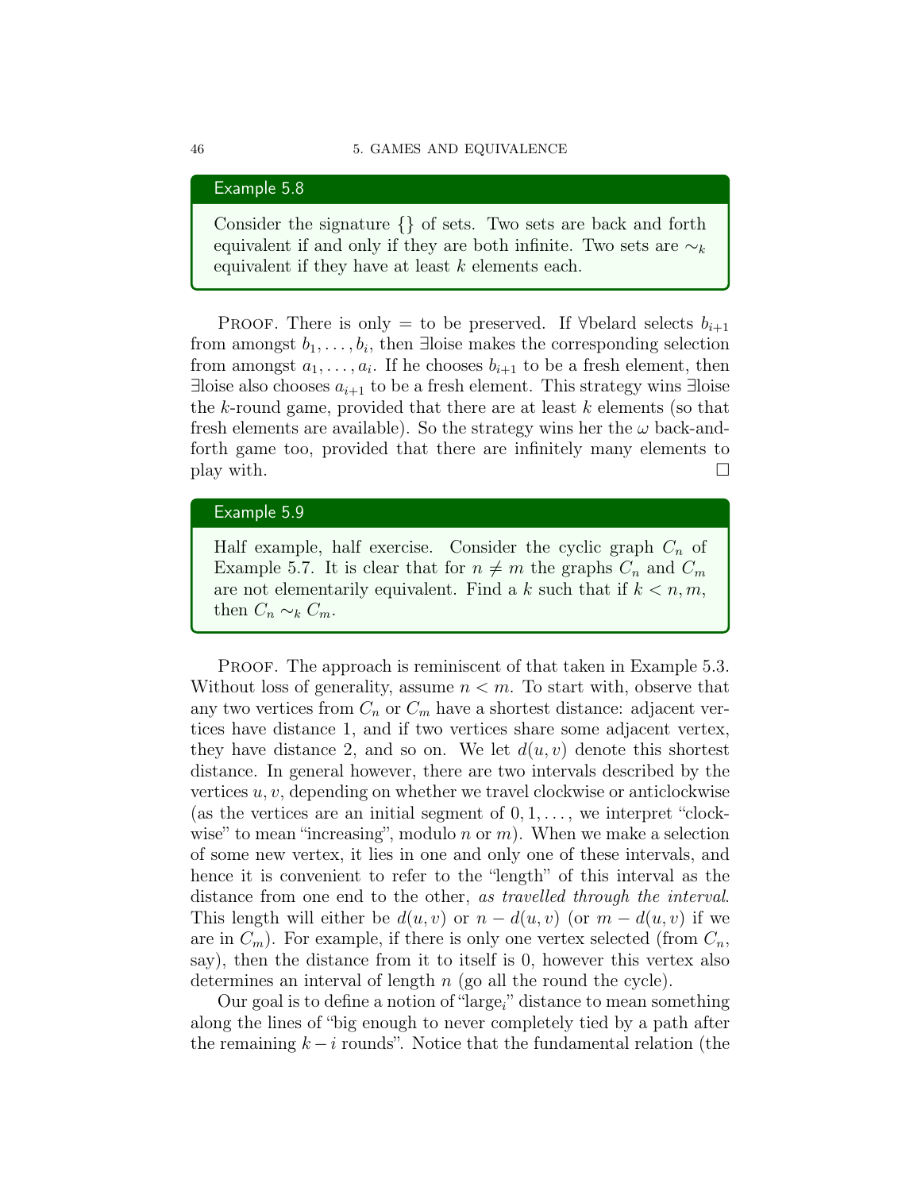**Example 5.8**

Consider the signature {} of sets. Two sets are back and forth equivalent if and only if they are both infinite. Two sets are $\sim_k$ equivalent if they have at least $k$ elements each.

Proof. There is only $=$ to be preserved. If $\forall$belard selects $b_{i+1}$ from amongst $b_1, \ldots, b_i$, then $\exists$loise makes the corresponding selection from amongst $a_1, \ldots, a_i$. If he chooses $b_{i+1}$ to be a fresh element, then $\exists$loise also chooses $a_{i+1}$ to be a fresh element. This strategy wins $\exists$loise the $k$-round game, provided that there are at least $k$ elements (so that fresh elements are available). So the strategy wins her the $\omega$ back-and-forth game too, provided that there are infinitely many elements to play with. □

**Example 5.9**

Half example, half exercise. Consider the cyclic graph $C_n$ of Example 5.7. It is clear that for $n \neq m$ the graphs $C_n$ and $C_m$ are not elementarily equivalent. Find a $k$ such that if $k < n, m$, then $C_n \sim_k C_m$.

Proof. The approach is reminiscent of that taken in Example 5.3. Without loss of generality, assume $n < m$. To start with, observe that any two vertices from $C_n$ or $C_m$ have a shortest distance: adjacent vertices have distance 1, and if two vertices share some adjacent vertex, they have distance 2, and so on. We let $d(u, v)$ denote this shortest distance. In general however, there are two intervals described by the vertices $u, v$, depending on whether we travel clockwise or anticlockwise (as the vertices are an initial segment of $0, 1, \ldots,$ we interpret "clockwise" to mean "increasing", modulo $n$ or $m$). When we make a selection of some new vertex, it lies in one and only one of these intervals, and hence it is convenient to refer to the "length" of this interval as the distance from one end to the other, *as travelled through the interval*. This length will either be $d(u, v)$ or $n - d(u, v)$ (or $m - d(u, v)$ if we are in $C_m$). For example, if there is only one vertex selected (from $C_n$, say), then the distance from it to itself is 0, however this vertex also determines an interval of length $n$ (go all the round the cycle).

Our goal is to define a notion of "large$_i$" distance to mean something along the lines of "big enough to never completely tied by a path after the remaining $k - i$ rounds". Notice that the fundamental relation (the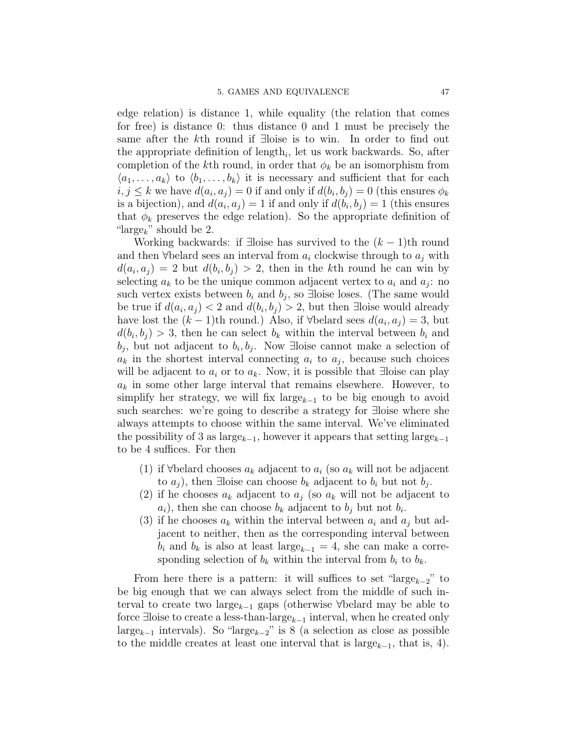edge relation) is distance 1, while equality (the relation that comes for free) is distance 0: thus distance 0 and 1 must be precisely the same after the $k$th round if ∃loise is to win. In order to find out the appropriate definition of length$_i$, let us work backwards. So, after completion of the $k$th round, in order that $\phi_k$ be an isomorphism from $\langle a_1, \ldots, a_k \rangle$ to $\langle b_1, \ldots, b_k \rangle$ it is necessary and sufficient that for each $i, j \leq k$ we have $d(a_i, a_j) = 0$ if and only if $d(b_i, b_j) = 0$ (this ensures $\phi_k$ is a bijection), and $d(a_i, a_j) = 1$ if and only if $d(b_i, b_j) = 1$ (this ensures that $\phi_k$ preserves the edge relation). So the appropriate definition of "large$_k$" should be 2.

Working backwards: if ∃loise has survived to the $(k-1)$th round and then ∀belard sees an interval from $a_i$ clockwise through to $a_j$ with $d(a_i, a_j) = 2$ but $d(b_i, b_j) > 2$, then in the $k$th round he can win by selecting $a_k$ to be the unique common adjacent vertex to $a_i$ and $a_j$: no such vertex exists between $b_i$ and $b_j$, so ∃loise loses. (The same would be true if $d(a_i, a_j) < 2$ and $d(b_i, b_j) > 2$, but then ∃loise would already have lost the $(k-1)$th round.) Also, if ∀belard sees $d(a_i, a_j) = 3$, but $d(b_i, b_j) > 3$, then he can select $b_k$ within the interval between $b_i$ and $b_j$, but not adjacent to $b_i, b_j$. Now ∃loise cannot make a selection of $a_k$ in the shortest interval connecting $a_i$ to $a_j$, because such choices will be adjacent to $a_i$ or to $a_k$. Now, it is possible that ∃loise can play $a_k$ in some other large interval that remains elsewhere. However, to simplify her strategy, we will fix large$_{k-1}$ to be big enough to avoid such searches: we're going to describe a strategy for ∃loise where she always attempts to choose within the same interval. We've eliminated the possibility of 3 as large$_{k-1}$, however it appears that setting large$_{k-1}$ to be 4 suffices. For then

1. if ∀belard chooses $a_k$ adjacent to $a_i$ (so $a_k$ will not be adjacent to $a_j$), then ∃loise can choose $b_k$ adjacent to $b_i$ but not $b_j$.
2. if he chooses $a_k$ adjacent to $a_j$ (so $a_k$ will not be adjacent to $a_i$), then she can choose $b_k$ adjacent to $b_j$ but not $b_i$.
3. if he chooses $a_k$ within the interval between $a_i$ and $a_j$ but adjacent to neither, then as the corresponding interval between $b_i$ and $b_k$ is also at least large$_{k-1} = 4$, she can make a corresponding selection of $b_k$ within the interval from $b_i$ to $b_k$.

From here there is a pattern: it will suffices to set "large$_{k-2}$" to be big enough that we can always select from the middle of such interval to create two large$_{k-1}$ gaps (otherwise ∀belard may be able to force ∃loise to create a less-than-large$_{k-1}$ interval, when he created only large$_{k-1}$ intervals). So "large$_{k-2}$" is 8 (a selection as close as possible to the middle creates at least one interval that is large$_{k-1}$, that is, 4).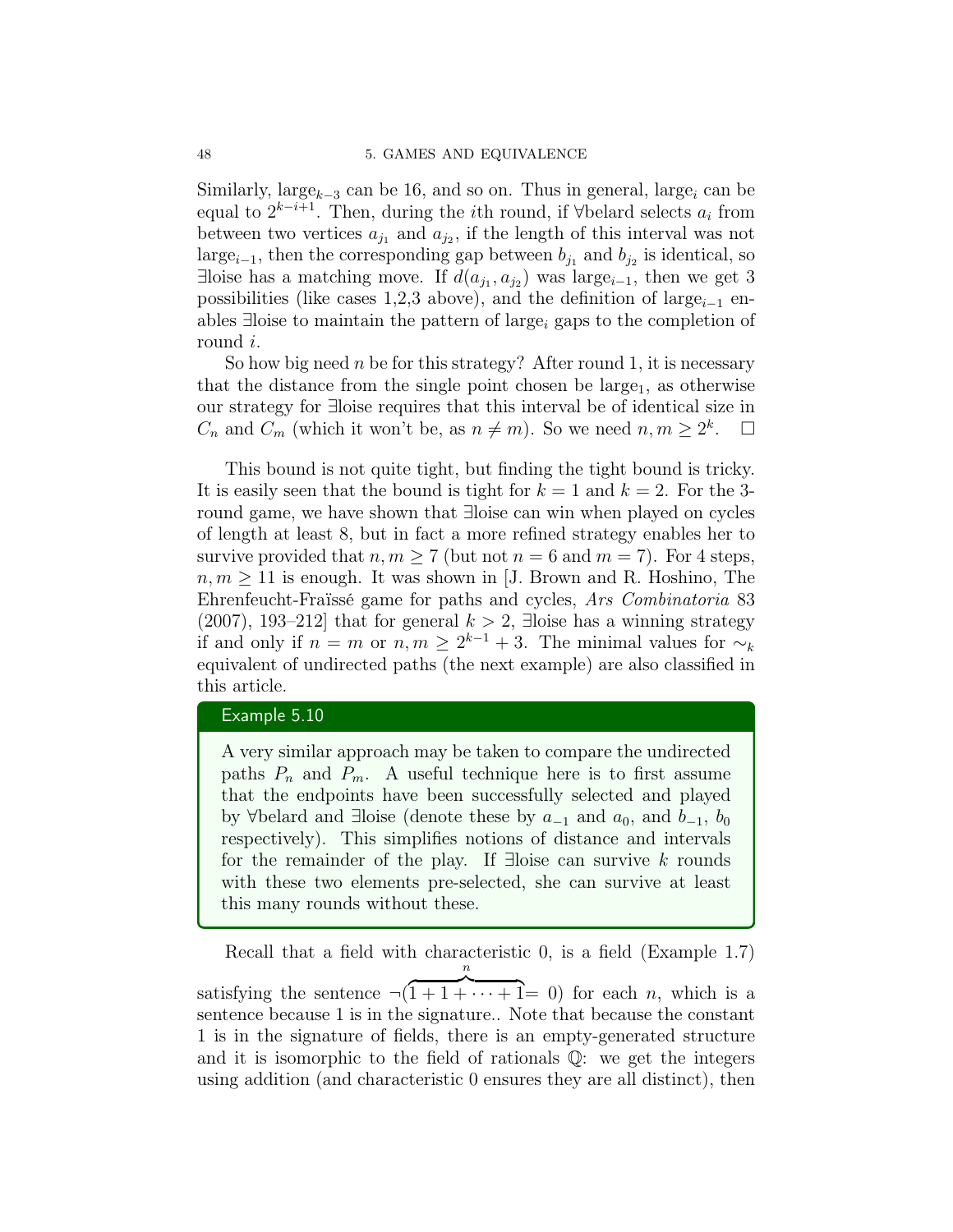Similarly, $\text{large}_{k-3}$ can be 16, and so on. Thus in general, $\text{large}_i$ can be equal to $2^{k-i+1}$. Then, during the $i$th round, if $\forall$belard selects $a_i$ from between two vertices $a_{j_1}$ and $a_{j_2}$, if the length of this interval was not $\text{large}_{i-1}$, then the corresponding gap between $b_{j_1}$ and $b_{j_2}$ is identical, so $\exists$loise has a matching move. If $d(a_{j_1}, a_{j_2})$ was $\text{large}_{i-1}$, then we get 3 possibilities (like cases 1,2,3 above), and the definition of $\text{large}_{i-1}$ enables $\exists$loise to maintain the pattern of $\text{large}_i$ gaps to the completion of round $i$.

So how big need $n$ be for this strategy? After round 1, it is necessary that the distance from the single point chosen be $\text{large}_1$, as otherwise our strategy for $\exists$loise requires that this interval be of identical size in $C_n$ and $C_m$ (which it won't be, as $n \neq m$). So we need $n, m \geq 2^k$. □

This bound is not quite tight, but finding the tight bound is tricky. It is easily seen that the bound is tight for $k = 1$ and $k = 2$. For the 3-round game, we have shown that $\exists$loise can win when played on cycles of length at least 8, but in fact a more refined strategy enables her to survive provided that $n, m \geq 7$ (but not $n = 6$ and $m = 7$). For 4 steps, $n, m \geq 11$ is enough. It was shown in [J. Brown and R. Hoshino, The Ehrenfeucht-Fraïssé game for paths and cycles, *Ars Combinatoria* 83 (2007), 193–212] that for general $k > 2$, $\exists$loise has a winning strategy if and only if $n = m$ or $n, m \geq 2^{k-1} + 3$. The minimal values for $\sim_k$ equivalent of undirected paths (the next example) are also classified in this article.

**Example 5.10**

A very similar approach may be taken to compare the undirected paths $P_n$ and $P_m$. A useful technique here is to first assume that the endpoints have been successfully selected and played by $\forall$belard and $\exists$loise (denote these by $a_{-1}$ and $a_0$, and $b_{-1}$, $b_0$ respectively). This simplifies notions of distance and intervals for the remainder of the play. If $\exists$loise can survive $k$ rounds with these two elements pre-selected, she can survive at least this many rounds without these.

Recall that a field with characteristic 0, is a field (Example 1.7) satisfying the sentence $\neg(\overbrace{1 + 1 + \cdots + 1}^{n} = 0)$ for each $n$, which is a sentence because 1 is in the signature.. Note that because the constant 1 is in the signature of fields, there is an empty-generated structure and it is isomorphic to the field of rationals $\mathbb{Q}$: we get the integers using addition (and characteristic 0 ensures they are all distinct), then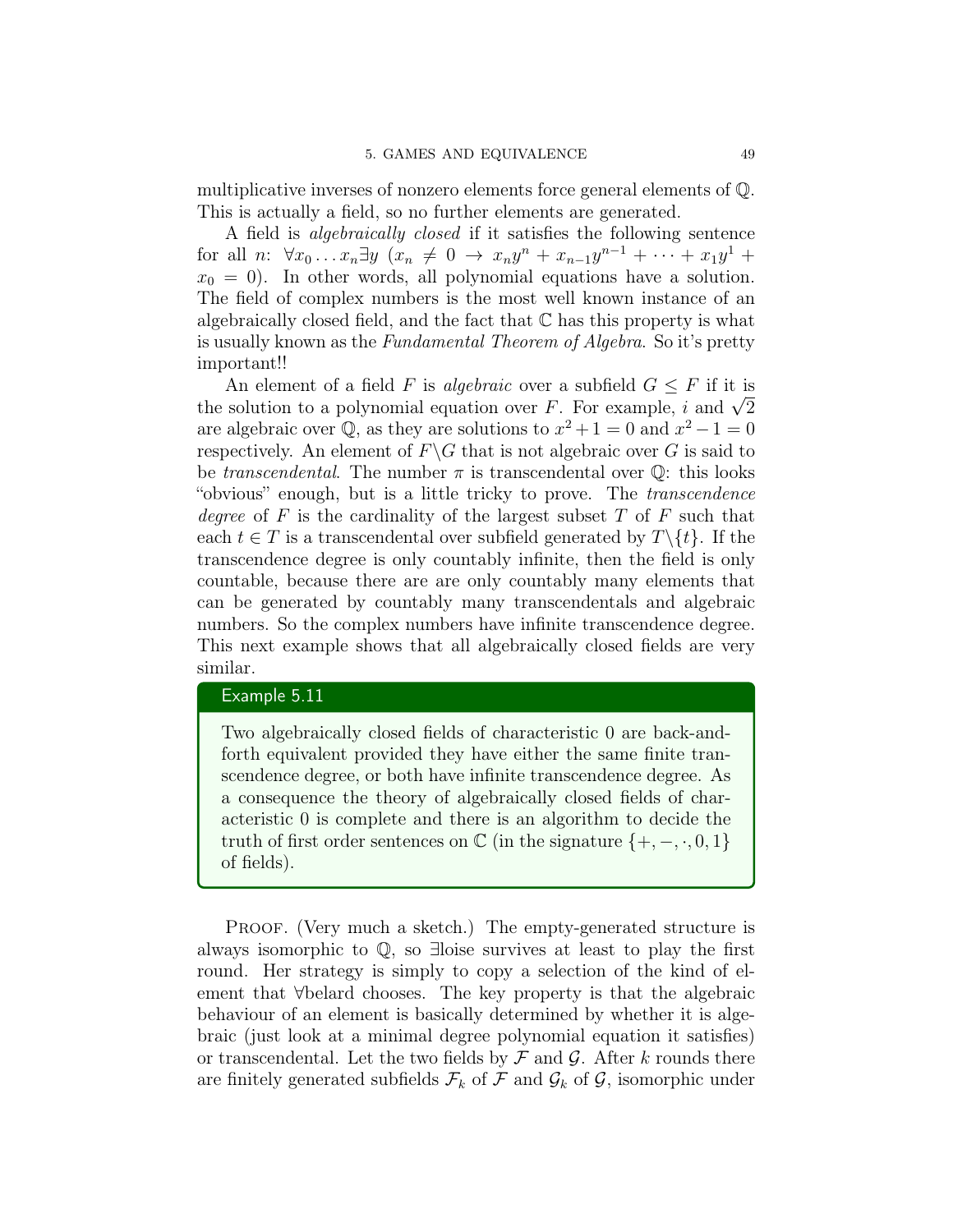multiplicative inverses of nonzero elements force general elements of $\mathbb{Q}$. This is actually a field, so no further elements are generated.

A field is *algebraically closed* if it satisfies the following sentence for all $n$: $\forall x_0 \ldots x_n \exists y\ (x_n \neq 0 \to x_n y^n + x_{n-1} y^{n-1} + \cdots + x_1 y^1 + x_0 = 0)$. In other words, all polynomial equations have a solution. The field of complex numbers is the most well known instance of an algebraically closed field, and the fact that $\mathbb{C}$ has this property is what is usually known as the *Fundamental Theorem of Algebra*. So it's pretty important!!

An element of a field $F$ is *algebraic* over a subfield $G \leq F$ if it is the solution to a polynomial equation over $F$. For example, $i$ and $\sqrt{2}$ are algebraic over $\mathbb{Q}$, as they are solutions to $x^2+1=0$ and $x^2-1=0$ respectively. An element of $F\backslash G$ that is not algebraic over $G$ is said to be *transcendental*. The number $\pi$ is transcendental over $\mathbb{Q}$: this looks "obvious" enough, but is a little tricky to prove. The *transcendence degree* of $F$ is the cardinality of the largest subset $T$ of $F$ such that each $t \in T$ is a transcendental over subfield generated by $T\backslash\{t\}$. If the transcendence degree is only countably infinite, then the field is only countable, because there are are only countably many elements that can be generated by countably many transcendentals and algebraic numbers. So the complex numbers have infinite transcendence degree. This next example shows that all algebraically closed fields are very similar.

**Example 5.11**

Two algebraically closed fields of characteristic 0 are back-and-forth equivalent provided they have either the same finite transcendence degree, or both have infinite transcendence degree. As a consequence the theory of algebraically closed fields of characteristic 0 is complete and there is an algorithm to decide the truth of first order sentences on $\mathbb{C}$ (in the signature $\{+, -, \cdot, 0, 1\}$ of fields).

Proof. (Very much a sketch.) The empty-generated structure is always isomorphic to $\mathbb{Q}$, so $\exists$loise survives at least to play the first round. Her strategy is simply to copy a selection of the kind of element that $\forall$belard chooses. The key property is that the algebraic behaviour of an element is basically determined by whether it is algebraic (just look at a minimal degree polynomial equation it satisfies) or transcendental. Let the two fields by $\mathcal{F}$ and $\mathcal{G}$. After $k$ rounds there are finitely generated subfields $\mathcal{F}_k$ of $\mathcal{F}$ and $\mathcal{G}_k$ of $\mathcal{G}$, isomorphic under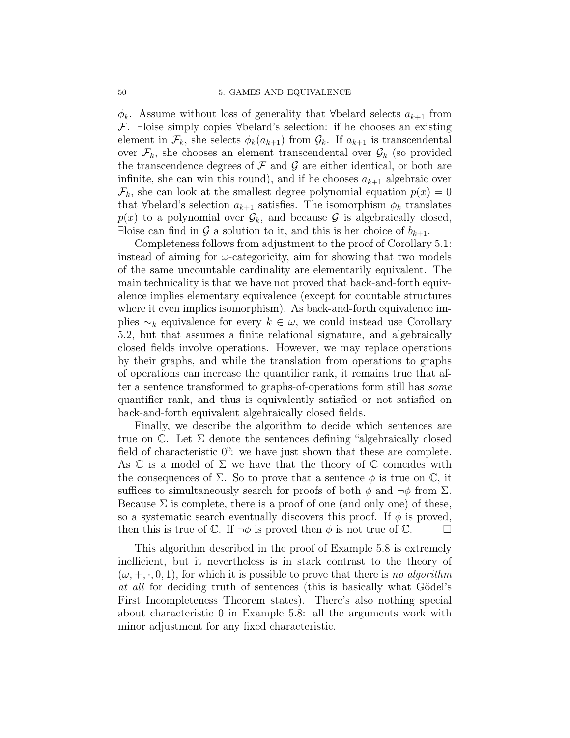$\phi_k$. Assume without loss of generality that ∀belard selects $a_{k+1}$ from $\mathcal{F}$. ∃loise simply copies ∀belard's selection: if he chooses an existing element in $\mathcal{F}_k$, she selects $\phi_k(a_{k+1})$ from $\mathcal{G}_k$. If $a_{k+1}$ is transcendental over $\mathcal{F}_k$, she chooses an element transcendental over $\mathcal{G}_k$ (so provided the transcendence degrees of $\mathcal{F}$ and $\mathcal{G}$ are either identical, or both are infinite, she can win this round), and if he chooses $a_{k+1}$ algebraic over $\mathcal{F}_k$, she can look at the smallest degree polynomial equation $p(x) = 0$ that ∀belard's selection $a_{k+1}$ satisfies. The isomorphism $\phi_k$ translates $p(x)$ to a polynomial over $\mathcal{G}_k$, and because $\mathcal{G}$ is algebraically closed, ∃loise can find in $\mathcal{G}$ a solution to it, and this is her choice of $b_{k+1}$.

Completeness follows from adjustment to the proof of Corollary 5.1: instead of aiming for $\omega$-categoricity, aim for showing that two models of the same uncountable cardinality are elementarily equivalent. The main technicality is that we have not proved that back-and-forth equivalence implies elementary equivalence (except for countable structures where it even implies isomorphism). As back-and-forth equivalence implies $\sim_k$ equivalence for every $k \in \omega$, we could instead use Corollary 5.2, but that assumes a finite relational signature, and algebraically closed fields involve operations. However, we may replace operations by their graphs, and while the translation from operations to graphs of operations can increase the quantifier rank, it remains true that after a sentence transformed to graphs-of-operations form still has *some* quantifier rank, and thus is equivalently satisfied or not satisfied on back-and-forth equivalent algebraically closed fields.

Finally, we describe the algorithm to decide which sentences are true on $\mathbb{C}$. Let $\Sigma$ denote the sentences defining "algebraically closed field of characteristic 0": we have just shown that these are complete. As $\mathbb{C}$ is a model of $\Sigma$ we have that the theory of $\mathbb{C}$ coincides with the consequences of $\Sigma$. So to prove that a sentence $\phi$ is true on $\mathbb{C}$, it suffices to simultaneously search for proofs of both $\phi$ and $\neg\phi$ from $\Sigma$. Because $\Sigma$ is complete, there is a proof of one (and only one) of these, so a systematic search eventually discovers this proof. If $\phi$ is proved, then this is true of $\mathbb{C}$. If $\neg\phi$ is proved then $\phi$ is not true of $\mathbb{C}$. □

This algorithm described in the proof of Example 5.8 is extremely inefficient, but it nevertheless is in stark contrast to the theory of $(\omega, +, \cdot, 0, 1)$, for which it is possible to prove that there is *no algorithm at all* for deciding truth of sentences (this is basically what Gödel's First Incompleteness Theorem states). There's also nothing special about characteristic 0 in Example 5.8: all the arguments work with minor adjustment for any fixed characteristic.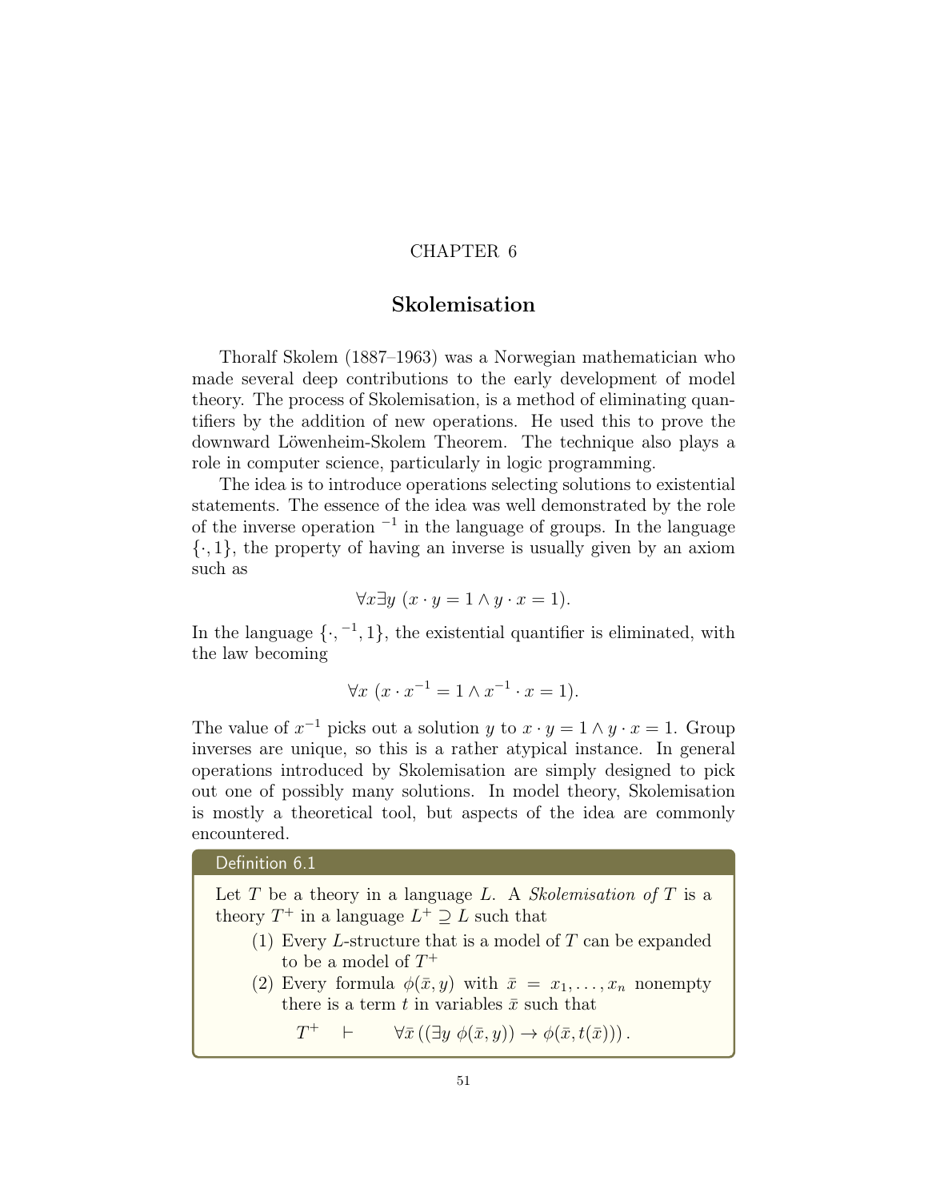# CHAPTER 6

## Skolemisation

Thoralf Skolem (1887–1963) was a Norwegian mathematician who made several deep contributions to the early development of model theory. The process of Skolemisation, is a method of eliminating quantifiers by the addition of new operations. He used this to prove the downward Löwenheim-Skolem Theorem. The technique also plays a role in computer science, particularly in logic programming.

The idea is to introduce operations selecting solutions to existential statements. The essence of the idea was well demonstrated by the role of the inverse operation $^{-1}$ in the language of groups. In the language $\{\cdot, 1\}$, the property of having an inverse is usually given by an axiom such as

$$\forall x \exists y \ (x \cdot y = 1 \wedge y \cdot x = 1).$$

In the language $\{\cdot, {}^{-1}, 1\}$, the existential quantifier is eliminated, with the law becoming

$$\forall x \ (x \cdot x^{-1} = 1 \wedge x^{-1} \cdot x = 1).$$

The value of $x^{-1}$ picks out a solution $y$ to $x \cdot y = 1 \wedge y \cdot x = 1$. Group inverses are unique, so this is a rather atypical instance. In general operations introduced by Skolemisation are simply designed to pick out one of possibly many solutions. In model theory, Skolemisation is mostly a theoretical tool, but aspects of the idea are commonly encountered.

**Definition 6.1**

Let $T$ be a theory in a language $L$. A *Skolemisation of $T$* is a theory $T^+$ in a language $L^+ \supseteq L$ such that

(1) Every $L$-structure that is a model of $T$ can be expanded to be a model of $T^+$

(2) Every formula $\phi(\bar{x}, y)$ with $\bar{x} = x_1, \ldots, x_n$ nonempty there is a term $t$ in variables $\bar{x}$ such that

$$T^+ \quad \vdash \qquad \forall \bar{x} \left( (\exists y \ \phi(\bar{x}, y)) \rightarrow \phi(\bar{x}, t(\bar{x})) \right).$$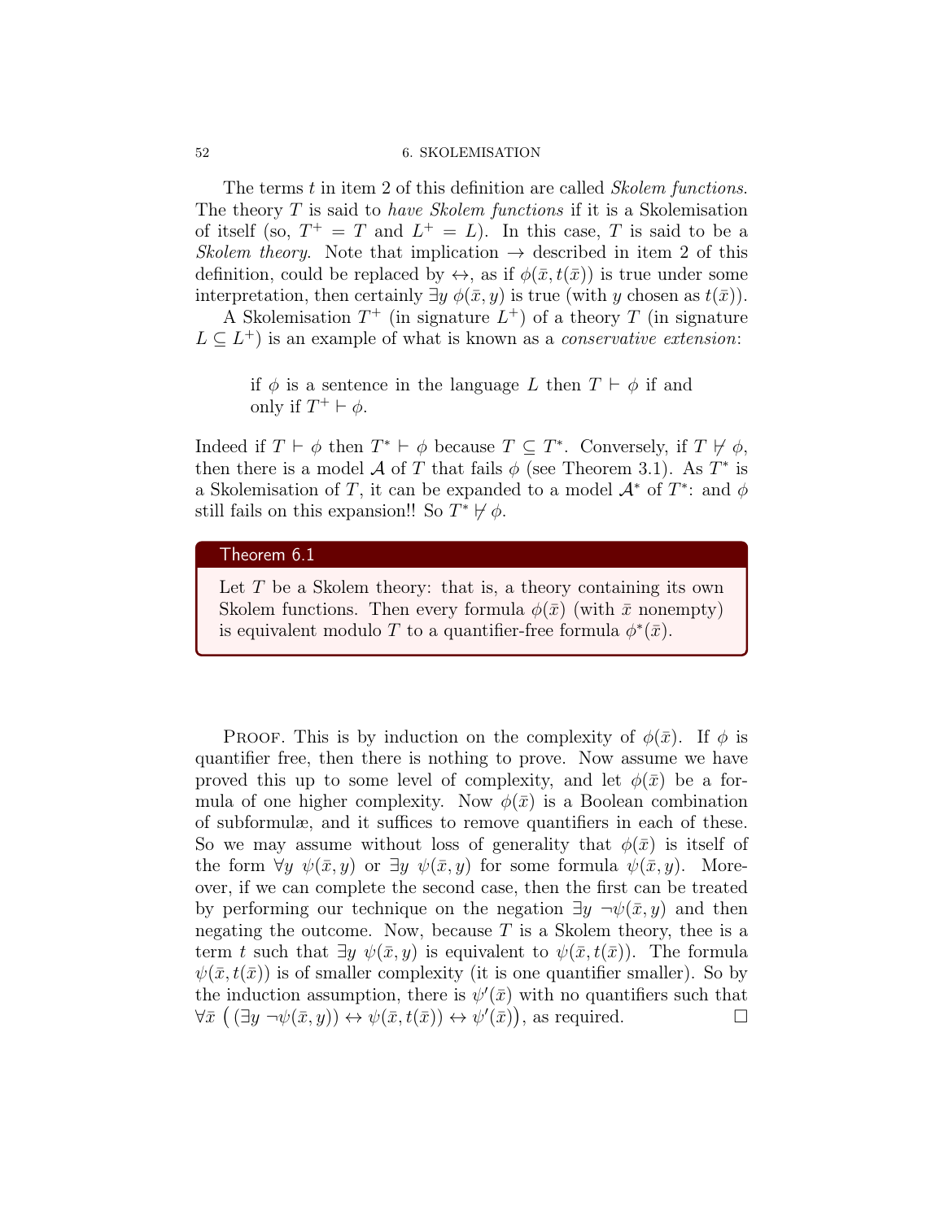The terms $t$ in item 2 of this definition are called *Skolem functions*. The theory $T$ is said to *have Skolem functions* if it is a Skolemisation of itself (so, $T^+ = T$ and $L^+ = L$). In this case, $T$ is said to be a *Skolem theory*. Note that implication $\to$ described in item 2 of this definition, could be replaced by $\leftrightarrow$, as if $\phi(\bar{x}, t(\bar{x}))$ is true under some interpretation, then certainly $\exists y\ \phi(\bar{x}, y)$ is true (with $y$ chosen as $t(\bar{x})$).

A Skolemisation $T^+$ (in signature $L^+$) of a theory $T$ (in signature $L \subseteq L^+$) is an example of what is known as a *conservative extension*:

> if $\phi$ is a sentence in the language $L$ then $T \vdash \phi$ if and only if $T^+ \vdash \phi$.

Indeed if $T \vdash \phi$ then $T^* \vdash \phi$ because $T \subseteq T^*$. Conversely, if $T \not\vdash \phi$, then there is a model $\mathcal{A}$ of $T$ that fails $\phi$ (see Theorem 3.1). As $T^*$ is a Skolemisation of $T$, it can be expanded to a model $\mathcal{A}^*$ of $T^*$: and $\phi$ still fails on this expansion!! So $T^* \not\vdash \phi$.

**Theorem 6.1**

Let $T$ be a Skolem theory: that is, a theory containing its own Skolem functions. Then every formula $\phi(\bar{x})$ (with $\bar{x}$ nonempty) is equivalent modulo $T$ to a quantifier-free formula $\phi^*(\bar{x})$.

Proof. This is by induction on the complexity of $\phi(\bar{x})$. If $\phi$ is quantifier free, then there is nothing to prove. Now assume we have proved this up to some level of complexity, and let $\phi(\bar{x})$ be a formula of one higher complexity. Now $\phi(\bar{x})$ is a Boolean combination of subformulæ, and it suffices to remove quantifiers in each of these. So we may assume without loss of generality that $\phi(\bar{x})$ is itself of the form $\forall y\ \psi(\bar{x}, y)$ or $\exists y\ \psi(\bar{x}, y)$ for some formula $\psi(\bar{x}, y)$. Moreover, if we can complete the second case, then the first can be treated by performing our technique on the negation $\exists y\ \neg\psi(\bar{x}, y)$ and then negating the outcome. Now, because $T$ is a Skolem theory, thee is a term $t$ such that $\exists y\ \psi(\bar{x}, y)$ is equivalent to $\psi(\bar{x}, t(\bar{x}))$. The formula $\psi(\bar{x}, t(\bar{x}))$ is of smaller complexity (it is one quantifier smaller). So by the induction assumption, there is $\psi'(\bar{x})$ with no quantifiers such that $\forall \bar{x}\ \big( (\exists y\ \neg\psi(\bar{x}, y)) \leftrightarrow \psi(\bar{x}, t(\bar{x})) \leftrightarrow \psi'(\bar{x}) \big)$, as required. □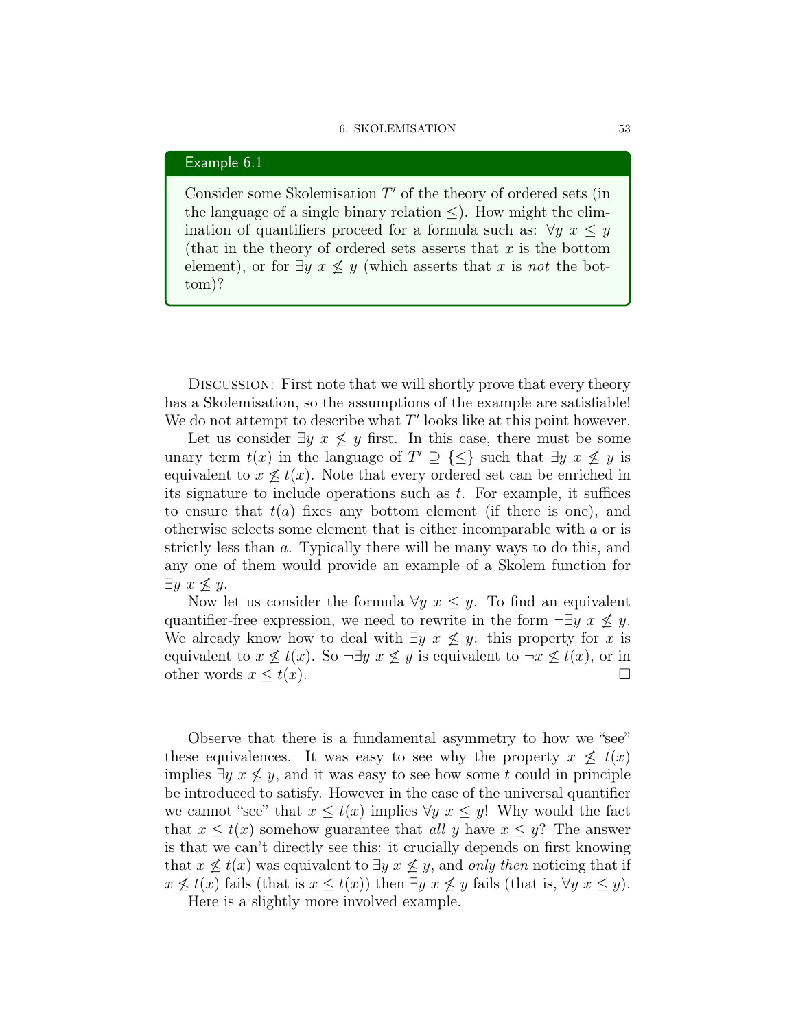> **Example 6.1**
>
> Consider some Skolemisation $T'$ of the theory of ordered sets (in the language of a single binary relation $\leq$). How might the elimination of quantifiers proceed for a formula such as: $\forall y\ x \leq y$ (that in the theory of ordered sets asserts that $x$ is the bottom element), or for $\exists y\ x \not\leq y$ (which asserts that $x$ is *not* the bottom)?

Discussion: First note that we will shortly prove that every theory has a Skolemisation, so the assumptions of the example are satisfiable! We do not attempt to describe what $T'$ looks like at this point however.

Let us consider $\exists y\ x \not\leq y$ first. In this case, there must be some unary term $t(x)$ in the language of $T' \supseteq \{\leq\}$ such that $\exists y\ x \not\leq y$ is equivalent to $x \not\leq t(x)$. Note that every ordered set can be enriched in its signature to include operations such as $t$. For example, it suffices to ensure that $t(a)$ fixes any bottom element (if there is one), and otherwise selects some element that is either incomparable with $a$ or is strictly less than $a$. Typically there will be many ways to do this, and any one of them would provide an example of a Skolem function for $\exists y\ x \not\leq y$.

Now let us consider the formula $\forall y\ x \leq y$. To find an equivalent quantifier-free expression, we need to rewrite in the form $\neg\exists y\ x \not\leq y$. We already know how to deal with $\exists y\ x \not\leq y$: this property for $x$ is equivalent to $x \not\leq t(x)$. So $\neg\exists y\ x \not\leq y$ is equivalent to $\neg x \not\leq t(x)$, or in other words $x \leq t(x)$. □

Observe that there is a fundamental asymmetry to how we "see" these equivalences. It was easy to see why the property $x \not\leq t(x)$ implies $\exists y\ x \not\leq y$, and it was easy to see how some $t$ could in principle be introduced to satisfy. However in the case of the universal quantifier we cannot "see" that $x \leq t(x)$ implies $\forall y\ x \leq y$! Why would the fact that $x \leq t(x)$ somehow guarantee that *all* $y$ have $x \leq y$? The answer is that we can't directly see this: it crucially depends on first knowing that $x \not\leq t(x)$ was equivalent to $\exists y\ x \not\leq y$, and *only then* noticing that if $x \not\leq t(x)$ fails (that is $x \leq t(x)$) then $\exists y\ x \not\leq y$ fails (that is, $\forall y\ x \leq y$).

Here is a slightly more involved example.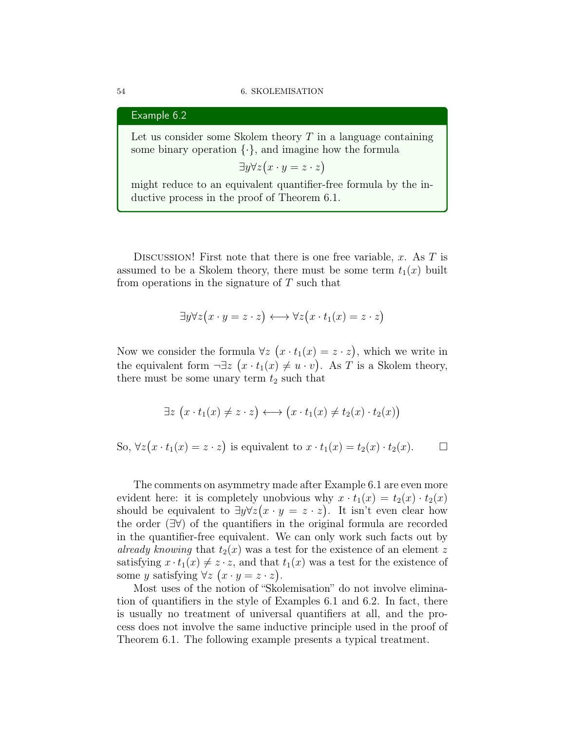**Example 6.2**

Let us consider some Skolem theory $T$ in a language containing some binary operation $\{\cdot\}$, and imagine how the formula

$$\exists y \forall z \big(x \cdot y = z \cdot z\big)$$

might reduce to an equivalent quantifier-free formula by the inductive process in the proof of Theorem 6.1.

Discussion! First note that there is one free variable, $x$. As $T$ is assumed to be a Skolem theory, there must be some term $t_1(x)$ built from operations in the signature of $T$ such that

$$\exists y \forall z \big(x \cdot y = z \cdot z\big) \longleftrightarrow \forall z \big(x \cdot t_1(x) = z \cdot z\big)$$

Now we consider the formula $\forall z \ \big(x \cdot t_1(x) = z \cdot z\big)$, which we write in the equivalent form $\neg \exists z \ \big(x \cdot t_1(x) \neq u \cdot v\big)$. As $T$ is a Skolem theory, there must be some unary term $t_2$ such that

$$\exists z \ \big(x \cdot t_1(x) \neq z \cdot z\big) \longleftrightarrow \big(x \cdot t_1(x) \neq t_2(x) \cdot t_2(x)\big)$$

So, $\forall z \big(x \cdot t_1(x) = z \cdot z\big)$ is equivalent to $x \cdot t_1(x) = t_2(x) \cdot t_2(x)$. □

The comments on asymmetry made after Example 6.1 are even more evident here: it is completely unobvious why $x \cdot t_1(x) = t_2(x) \cdot t_2(x)$ should be equivalent to $\exists y \forall z \big(x \cdot y = z \cdot z\big)$. It isn't even clear how the order ($\exists \forall$) of the quantifiers in the original formula are recorded in the quantifier-free equivalent. We can only work such facts out by *already knowing* that $t_2(x)$ was a test for the existence of an element $z$ satisfying $x \cdot t_1(x) \neq z \cdot z$, and that $t_1(x)$ was a test for the existence of some $y$ satisfying $\forall z \ \big(x \cdot y = z \cdot z\big)$.

Most uses of the notion of "Skolemisation" do not involve elimination of quantifiers in the style of Examples 6.1 and 6.2. In fact, there is usually no treatment of universal quantifiers at all, and the process does not involve the same inductive principle used in the proof of Theorem 6.1. The following example presents a typical treatment.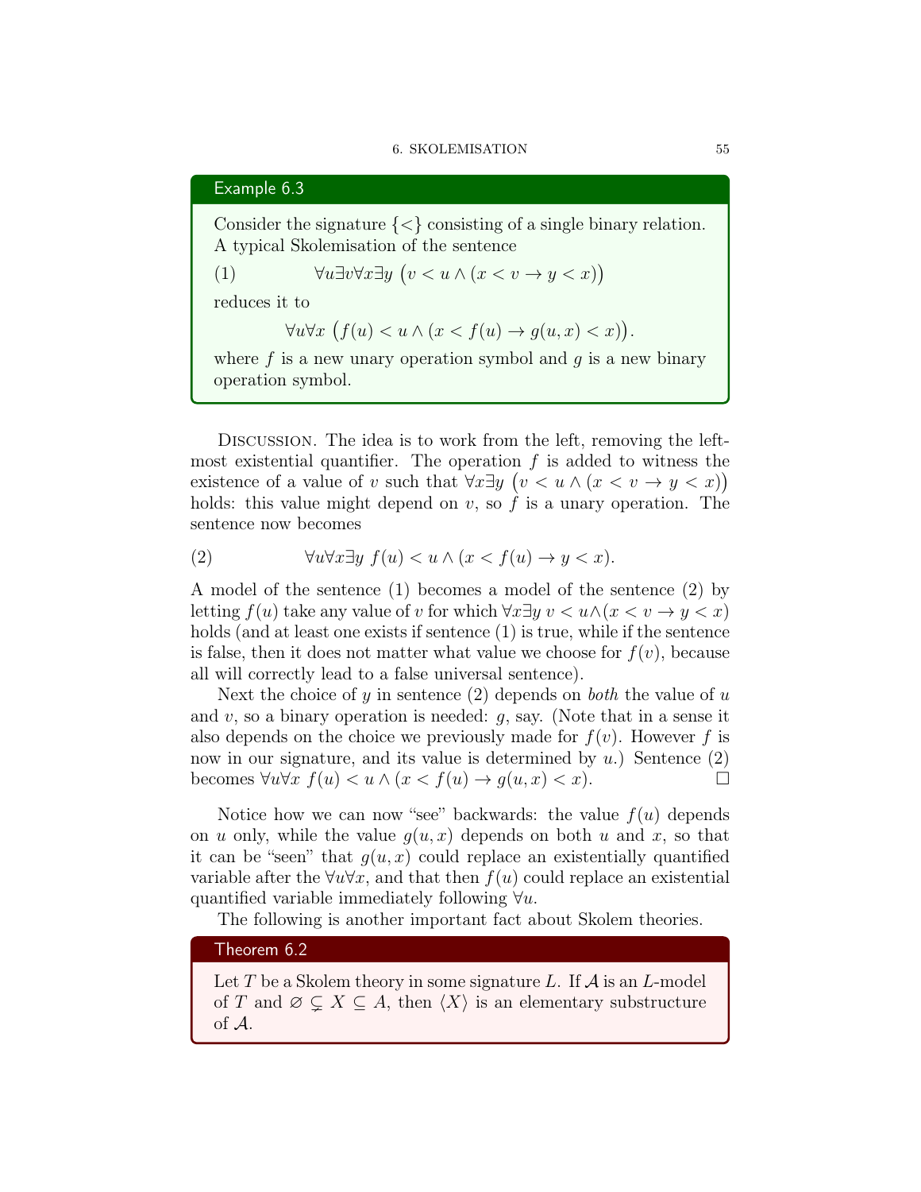**Example 6.3**

Consider the signature $\{<\}$ consisting of a single binary relation. A typical Skolemisation of the sentence

$$(1) \qquad \forall u \exists v \forall x \exists y \ \big(v < u \wedge (x < v \rightarrow y < x)\big)$$

reduces it to

$$\forall u \forall x \ \big(f(u) < u \wedge (x < f(u) \rightarrow g(u,x) < x)\big).$$

where $f$ is a new unary operation symbol and $g$ is a new binary operation symbol.

Discussion. The idea is to work from the left, removing the left-most existential quantifier. The operation $f$ is added to witness the existence of a value of $v$ such that $\forall x \exists y \ \big(v < u \wedge (x < v \rightarrow y < x)\big)$ holds: this value might depend on $v$, so $f$ is a unary operation. The sentence now becomes

$$(2) \qquad \forall u \forall x \exists y \ f(u) < u \wedge (x < f(u) \rightarrow y < x).$$

A model of the sentence (1) becomes a model of the sentence (2) by letting $f(u)$ take any value of $v$ for which $\forall x \exists y \ v < u \wedge (x < v \rightarrow y < x)$ holds (and at least one exists if sentence (1) is true, while if the sentence is false, then it does not matter what value we choose for $f(v)$, because all will correctly lead to a false universal sentence).

Next the choice of $y$ in sentence (2) depends on *both* the value of $u$ and $v$, so a binary operation is needed: $g$, say. (Note that in a sense it also depends on the choice we previously made for $f(v)$. However $f$ is now in our signature, and its value is determined by $u$.) Sentence (2) becomes $\forall u \forall x \ f(u) < u \wedge (x < f(u) \rightarrow g(u,x) < x)$. □

Notice how we can now "see" backwards: the value $f(u)$ depends on $u$ only, while the value $g(u,x)$ depends on both $u$ and $x$, so that it can be "seen" that $g(u,x)$ could replace an existentially quantified variable after the $\forall u \forall x$, and that then $f(u)$ could replace an existential quantified variable immediately following $\forall u$.

The following is another important fact about Skolem theories.

**Theorem 6.2**

Let $T$ be a Skolem theory in some signature $L$. If $\mathcal{A}$ is an $L$-model of $T$ and $\varnothing \subsetneq X \subseteq A$, then $\langle X \rangle$ is an elementary substructure of $\mathcal{A}$.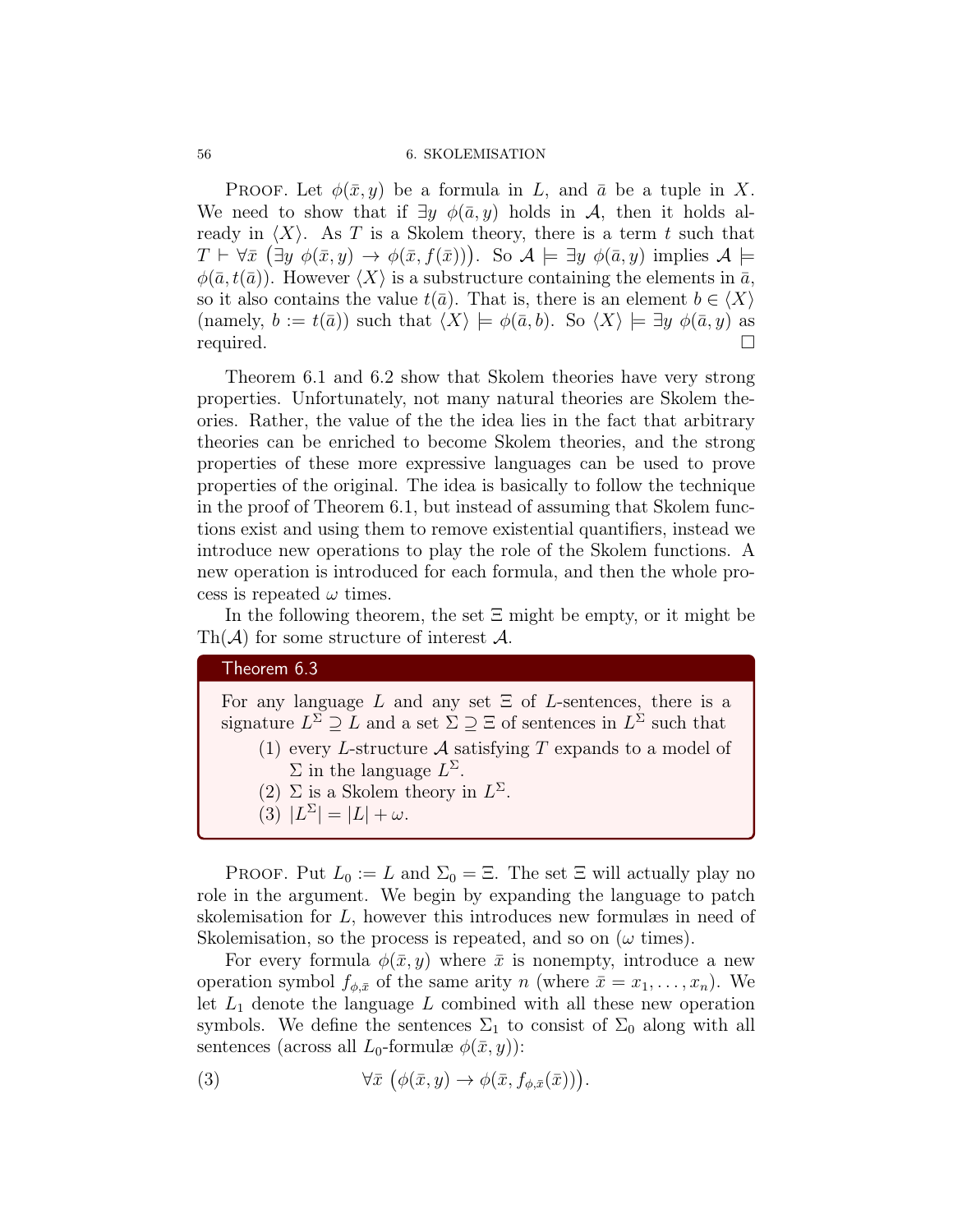PROOF. Let $\phi(\bar{x}, y)$ be a formula in $L$, and $\bar{a}$ be a tuple in $X$. We need to show that if $\exists y\ \phi(\bar{a}, y)$ holds in $\mathcal{A}$, then it holds already in $\langle X \rangle$. As $T$ is a Skolem theory, there is a term $t$ such that $T \vdash \forall \bar{x}\ \big(\exists y\ \phi(\bar{x}, y) \to \phi(\bar{x}, f(\bar{x}))\big)$. So $\mathcal{A} \models \exists y\ \phi(\bar{a}, y)$ implies $\mathcal{A} \models \phi(\bar{a}, t(\bar{a}))$. However $\langle X \rangle$ is a substructure containing the elements in $\bar{a}$, so it also contains the value $t(\bar{a})$. That is, there is an element $b \in \langle X \rangle$ (namely, $b := t(\bar{a})$) such that $\langle X \rangle \models \phi(\bar{a}, b)$. So $\langle X \rangle \models \exists y\ \phi(\bar{a}, y)$ as required. □

Theorem 6.1 and 6.2 show that Skolem theories have very strong properties. Unfortunately, not many natural theories are Skolem theories. Rather, the value of the the idea lies in the fact that arbitrary theories can be enriched to become Skolem theories, and the strong properties of these more expressive languages can be used to prove properties of the original. The idea is basically to follow the technique in the proof of Theorem 6.1, but instead of assuming that Skolem functions exist and using them to remove existential quantifiers, instead we introduce new operations to play the role of the Skolem functions. A new operation is introduced for each formula, and then the whole process is repeated $\omega$ times.

In the following theorem, the set $\Xi$ might be empty, or it might be $\mathrm{Th}(\mathcal{A})$ for some structure of interest $\mathcal{A}$.

**Theorem 6.3**

For any language $L$ and any set $\Xi$ of $L$-sentences, there is a signature $L^{\Sigma} \supseteq L$ and a set $\Sigma \supseteq \Xi$ of sentences in $L^{\Sigma}$ such that

1. every $L$-structure $\mathcal{A}$ satisfying $T$ expands to a model of $\Sigma$ in the language $L^{\Sigma}$.
2. $\Sigma$ is a Skolem theory in $L^{\Sigma}$.
3. $|L^{\Sigma}| = |L| + \omega$.

PROOF. Put $L_0 := L$ and $\Sigma_0 = \Xi$. The set $\Xi$ will actually play no role in the argument. We begin by expanding the language to patch skolemisation for $L$, however this introduces new formulæs in need of Skolemisation, so the process is repeated, and so on ($\omega$ times).

For every formula $\phi(\bar{x}, y)$ where $\bar{x}$ is nonempty, introduce a new operation symbol $f_{\phi,\bar{x}}$ of the same arity $n$ (where $\bar{x} = x_1, \ldots, x_n$). We let $L_1$ denote the language $L$ combined with all these new operation symbols. We define the sentences $\Sigma_1$ to consist of $\Sigma_0$ along with all sentences (across all $L_0$-formulæ $\phi(\bar{x}, y)$):

$$\forall \bar{x}\ \big(\phi(\bar{x}, y) \to \phi(\bar{x}, f_{\phi,\bar{x}}(\bar{x}))\big). \tag{3}$$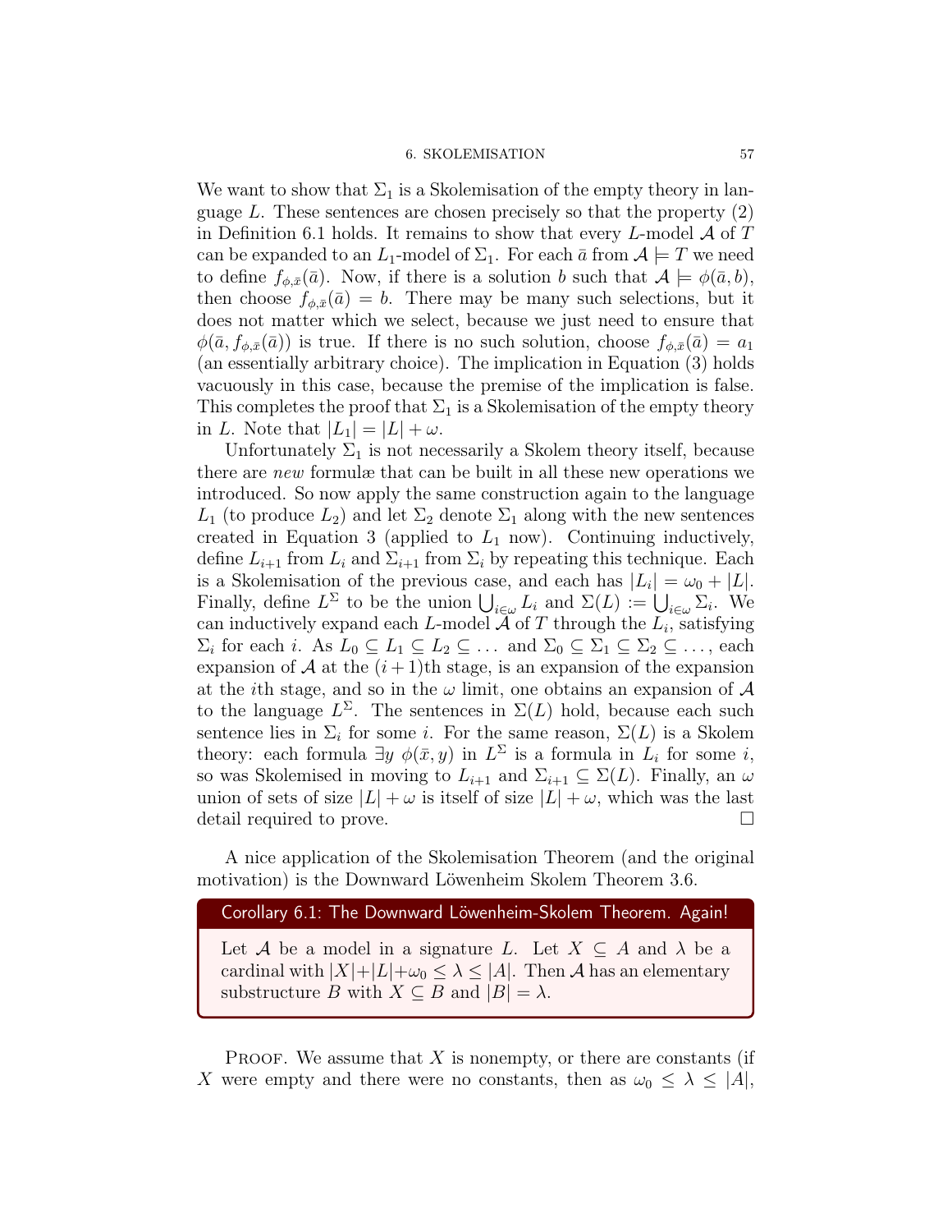We want to show that $\Sigma_1$ is a Skolemisation of the empty theory in language $L$. These sentences are chosen precisely so that the property (2) in Definition 6.1 holds. It remains to show that every $L$-model $\mathcal{A}$ of $T$ can be expanded to an $L_1$-model of $\Sigma_1$. For each $\bar{a}$ from $\mathcal{A} \models T$ we need to define $f_{\phi,\bar{x}}(\bar{a})$. Now, if there is a solution $b$ such that $\mathcal{A} \models \phi(\bar{a}, b)$, then choose $f_{\phi,\bar{x}}(\bar{a}) = b$. There may be many such selections, but it does not matter which we select, because we just need to ensure that $\phi(\bar{a}, f_{\phi,\bar{x}}(\bar{a}))$ is true. If there is no such solution, choose $f_{\phi,\bar{x}}(\bar{a}) = a_1$ (an essentially arbitrary choice). The implication in Equation (3) holds vacuously in this case, because the premise of the implication is false. This completes the proof that $\Sigma_1$ is a Skolemisation of the empty theory in $L$. Note that $|L_1| = |L| + \omega$.

Unfortunately $\Sigma_1$ is not necessarily a Skolem theory itself, because there are *new* formulæ that can be built in all these new operations we introduced. So now apply the same construction again to the language $L_1$ (to produce $L_2$) and let $\Sigma_2$ denote $\Sigma_1$ along with the new sentences created in Equation 3 (applied to $L_1$ now). Continuing inductively, define $L_{i+1}$ from $L_i$ and $\Sigma_{i+1}$ from $\Sigma_i$ by repeating this technique. Each is a Skolemisation of the previous case, and each has $|L_i| = \omega_0 + |L|$. Finally, define $L^\Sigma$ to be the union $\bigcup_{i\in\omega} L_i$ and $\Sigma(L) := \bigcup_{i\in\omega} \Sigma_i$. We can inductively expand each $L$-model $\mathcal{A}$ of $T$ through the $L_i$, satisfying $\Sigma_i$ for each $i$. As $L_0 \subseteq L_1 \subseteq L_2 \subseteq \dots$ and $\Sigma_0 \subseteq \Sigma_1 \subseteq \Sigma_2 \subseteq \dots$, each expansion of $\mathcal{A}$ at the $(i+1)$th stage, is an expansion of the expansion at the $i$th stage, and so in the $\omega$ limit, one obtains an expansion of $\mathcal{A}$ to the language $L^\Sigma$. The sentences in $\Sigma(L)$ hold, because each such sentence lies in $\Sigma_i$ for some $i$. For the same reason, $\Sigma(L)$ is a Skolem theory: each formula $\exists y\ \phi(\bar{x}, y)$ in $L^\Sigma$ is a formula in $L_i$ for some $i$, so was Skolemised in moving to $L_{i+1}$ and $\Sigma_{i+1} \subseteq \Sigma(L)$. Finally, an $\omega$ union of sets of size $|L| + \omega$ is itself of size $|L| + \omega$, which was the last detail required to prove. $\square$

A nice application of the Skolemisation Theorem (and the original motivation) is the Downward Löwenheim Skolem Theorem 3.6.

**Corollary 6.1: The Downward Löwenheim-Skolem Theorem. Again!**

Let $\mathcal{A}$ be a model in a signature $L$. Let $X \subseteq A$ and $\lambda$ be a cardinal with $|X|+|L|+\omega_0 \leq \lambda \leq |A|$. Then $\mathcal{A}$ has an elementary substructure $B$ with $X \subseteq B$ and $|B| = \lambda$.

Proof. We assume that $X$ is nonempty, or there are constants (if $X$ were empty and there were no constants, then as $\omega_0 \leq \lambda \leq |A|$,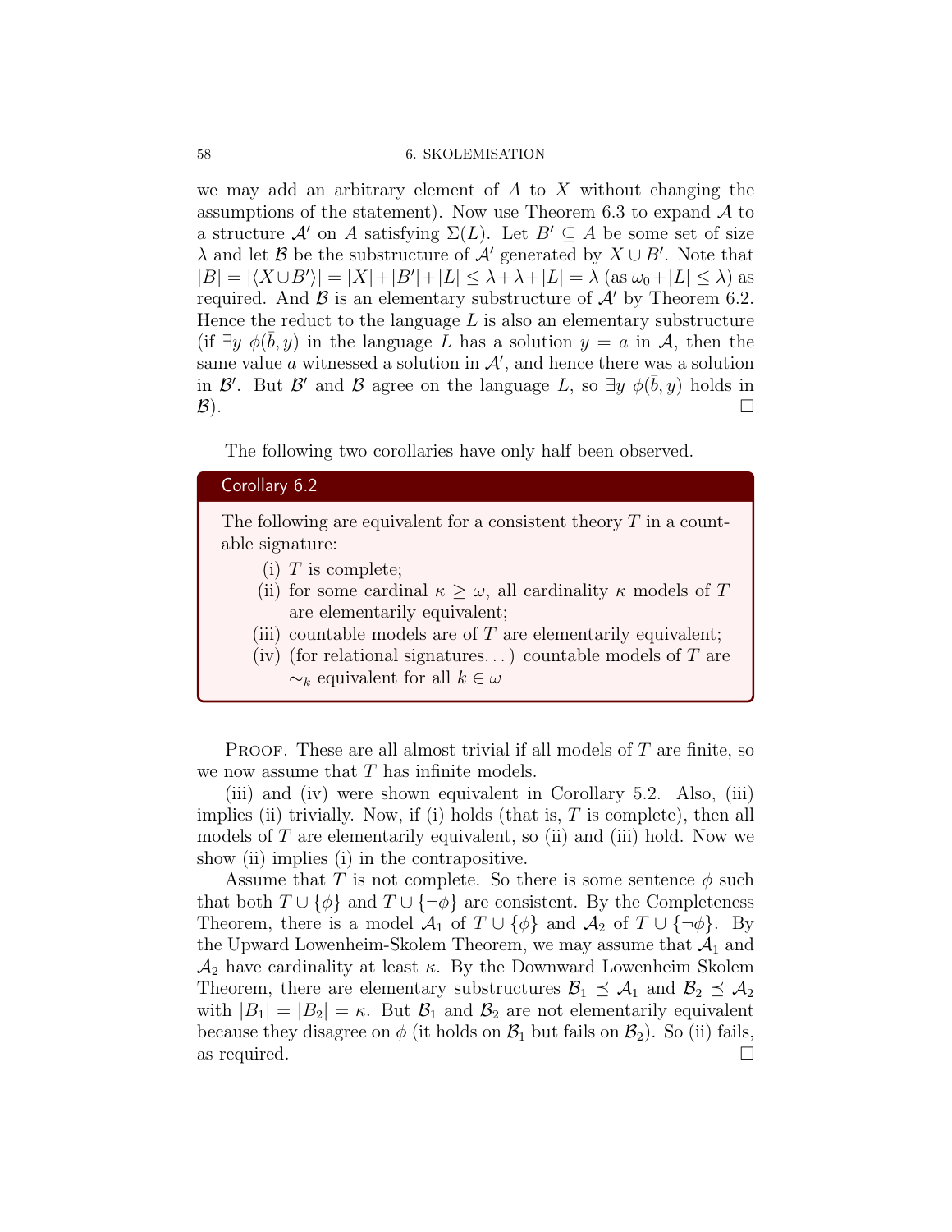we may add an arbitrary element of $A$ to $X$ without changing the assumptions of the statement). Now use Theorem 6.3 to expand $\mathcal{A}$ to a structure $\mathcal{A}'$ on $A$ satisfying $\Sigma(L)$. Let $B' \subseteq A$ be some set of size $\lambda$ and let $\mathcal{B}$ be the substructure of $\mathcal{A}'$ generated by $X \cup B'$. Note that $|B| = |\langle X \cup B' \rangle| = |X| + |B'| + |L| \leq \lambda + \lambda + |L| = \lambda$ (as $\omega_0 + |L| \leq \lambda$) as required. And $\mathcal{B}$ is an elementary substructure of $\mathcal{A}'$ by Theorem 6.2. Hence the reduct to the language $L$ is also an elementary substructure (if $\exists y\ \phi(\bar{b}, y)$ in the language $L$ has a solution $y = a$ in $\mathcal{A}$, then the same value $a$ witnessed a solution in $\mathcal{A}'$, and hence there was a solution in $\mathcal{B}'$. But $\mathcal{B}'$ and $\mathcal{B}$ agree on the language $L$, so $\exists y\ \phi(\bar{b}, y)$ holds in $\mathcal{B}$). □

The following two corollaries have only half been observed.

**Corollary 6.2**

The following are equivalent for a consistent theory $T$ in a countable signature:

(i) $T$ is complete;
(ii) for some cardinal $\kappa \geq \omega$, all cardinality $\kappa$ models of $T$ are elementarily equivalent;
(iii) countable models are of $T$ are elementarily equivalent;
(iv) (for relational signatures…) countable models of $T$ are $\sim_k$ equivalent for all $k \in \omega$

Proof. These are all almost trivial if all models of $T$ are finite, so we now assume that $T$ has infinite models.

(iii) and (iv) were shown equivalent in Corollary 5.2. Also, (iii) implies (ii) trivially. Now, if (i) holds (that is, $T$ is complete), then all models of $T$ are elementarily equivalent, so (ii) and (iii) hold. Now we show (ii) implies (i) in the contrapositive.

Assume that $T$ is not complete. So there is some sentence $\phi$ such that both $T \cup \{\phi\}$ and $T \cup \{\neg\phi\}$ are consistent. By the Completeness Theorem, there is a model $\mathcal{A}_1$ of $T \cup \{\phi\}$ and $\mathcal{A}_2$ of $T \cup \{\neg\phi\}$. By the Upward Lowenheim-Skolem Theorem, we may assume that $\mathcal{A}_1$ and $\mathcal{A}_2$ have cardinality at least $\kappa$. By the Downward Lowenheim Skolem Theorem, there are elementary substructures $\mathcal{B}_1 \preceq \mathcal{A}_1$ and $\mathcal{B}_2 \preceq \mathcal{A}_2$ with $|B_1| = |B_2| = \kappa$. But $\mathcal{B}_1$ and $\mathcal{B}_2$ are not elementarily equivalent because they disagree on $\phi$ (it holds on $\mathcal{B}_1$ but fails on $\mathcal{B}_2$). So (ii) fails, as required. □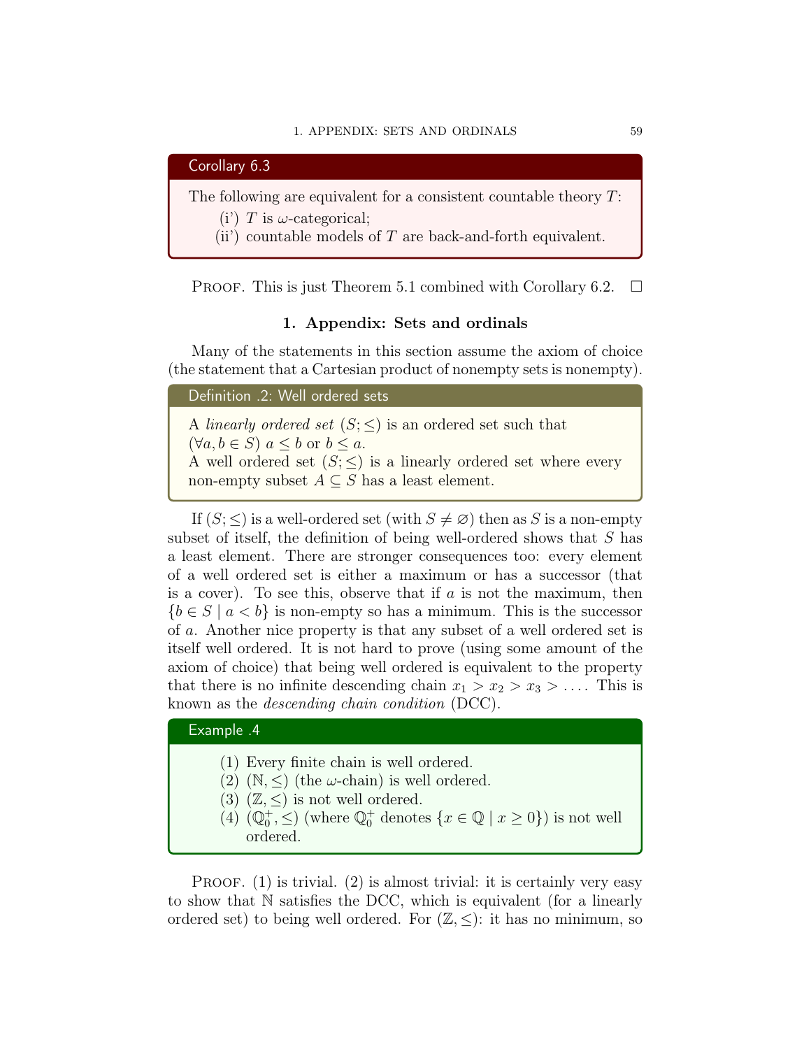**Corollary 6.3**

The following are equivalent for a consistent countable theory $T$:

(i') $T$ is $\omega$-categorical;

(ii') countable models of $T$ are back-and-forth equivalent.

Proof. This is just Theorem 5.1 combined with Corollary 6.2. □

## 1. Appendix: Sets and ordinals

Many of the statements in this section assume the axiom of choice (the statement that a Cartesian product of nonempty sets is nonempty).

**Definition .2: Well ordered sets**

A *linearly ordered set* $(S; \leq)$ is an ordered set such that $(\forall a, b \in S)\ a \leq b$ or $b \leq a$.
A well ordered set $(S; \leq)$ is a linearly ordered set where every non-empty subset $A \subseteq S$ has a least element.

If $(S; \leq)$ is a well-ordered set (with $S \neq \varnothing$) then as $S$ is a non-empty subset of itself, the definition of being well-ordered shows that $S$ has a least element. There are stronger consequences too: every element of a well ordered set is either a maximum or has a successor (that is a cover). To see this, observe that if $a$ is not the maximum, then $\{b \in S \mid a < b\}$ is non-empty so has a minimum. This is the successor of $a$. Another nice property is that any subset of a well ordered set is itself well ordered. It is not hard to prove (using some amount of the axiom of choice) that being well ordered is equivalent to the property that there is no infinite descending chain $x_1 > x_2 > x_3 > \dots$. This is known as the *descending chain condition* (DCC).

**Example .4**

(1) Every finite chain is well ordered.
(2) $(\mathbb{N}, \leq)$ (the $\omega$-chain) is well ordered.
(3) $(\mathbb{Z}, \leq)$ is not well ordered.
(4) $(\mathbb{Q}_0^+, \leq)$ (where $\mathbb{Q}_0^+$ denotes $\{x \in \mathbb{Q} \mid x \geq 0\}$) is not well ordered.

Proof. (1) is trivial. (2) is almost trivial: it is certainly very easy to show that $\mathbb{N}$ satisfies the DCC, which is equivalent (for a linearly ordered set) to being well ordered. For $(\mathbb{Z}, \leq)$: it has no minimum, so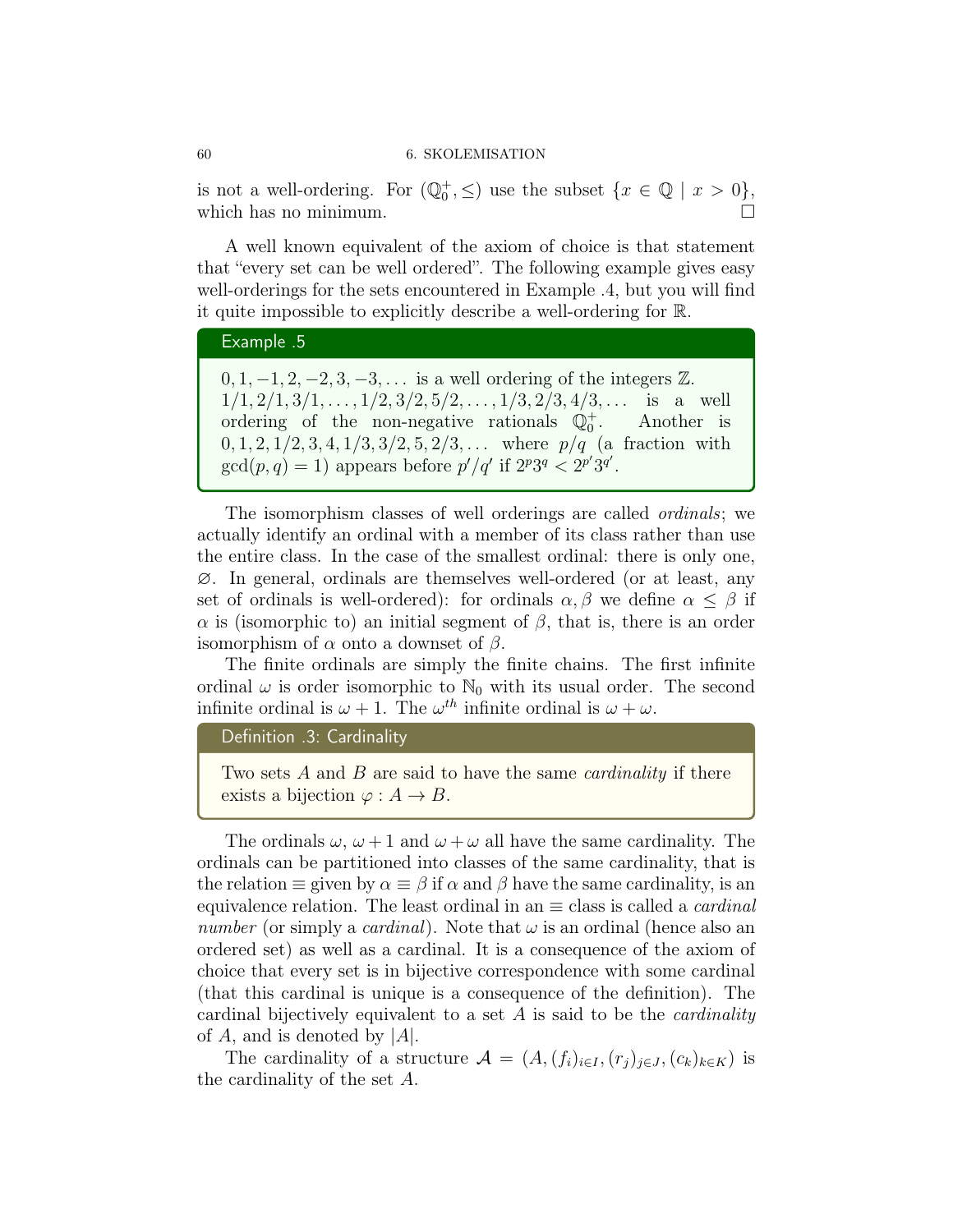is not a well-ordering. For $(\mathbb{Q}_0^+, \leq)$ use the subset $\{x \in \mathbb{Q} \mid x > 0\}$, which has no minimum. □

A well known equivalent of the axiom of choice is that statement that "every set can be well ordered". The following example gives easy well-orderings for the sets encountered in Example .4, but you will find it quite impossible to explicitly describe a well-ordering for $\mathbb{R}$.

**Example .5**

$0, 1, -1, 2, -2, 3, -3, \ldots$ is a well ordering of the integers $\mathbb{Z}$. $1/1, 2/1, 3/1, \ldots, 1/2, 3/2, 5/2, \ldots, 1/3, 2/3, 4/3, \ldots$ is a well ordering of the non-negative rationals $\mathbb{Q}_0^+$. Another is $0, 1, 2, 1/2, 3, 4, 1/3, 3/2, 5, 2/3, \ldots$ where $p/q$ (a fraction with $\gcd(p, q) = 1$) appears before $p'/q'$ if $2^p 3^q < 2^{p'} 3^{q'}$.

The isomorphism classes of well orderings are called *ordinals*; we actually identify an ordinal with a member of its class rather than use the entire class. In the case of the smallest ordinal: there is only one, $\varnothing$. In general, ordinals are themselves well-ordered (or at least, any set of ordinals is well-ordered): for ordinals $\alpha, \beta$ we define $\alpha \leq \beta$ if $\alpha$ is (isomorphic to) an initial segment of $\beta$, that is, there is an order isomorphism of $\alpha$ onto a downset of $\beta$.

The finite ordinals are simply the finite chains. The first infinite ordinal $\omega$ is order isomorphic to $\mathbb{N}_0$ with its usual order. The second infinite ordinal is $\omega + 1$. The $\omega^{th}$ infinite ordinal is $\omega + \omega$.

**Definition .3: Cardinality**

Two sets $A$ and $B$ are said to have the same *cardinality* if there exists a bijection $\varphi : A \to B$.

The ordinals $\omega$, $\omega + 1$ and $\omega + \omega$ all have the same cardinality. The ordinals can be partitioned into classes of the same cardinality, that is the relation $\equiv$ given by $\alpha \equiv \beta$ if $\alpha$ and $\beta$ have the same cardinality, is an equivalence relation. The least ordinal in an $\equiv$ class is called a *cardinal number* (or simply a *cardinal*). Note that $\omega$ is an ordinal (hence also an ordered set) as well as a cardinal. It is a consequence of the axiom of choice that every set is in bijective correspondence with some cardinal (that this cardinal is unique is a consequence of the definition). The cardinal bijectively equivalent to a set $A$ is said to be the *cardinality* of $A$, and is denoted by $|A|$.

The cardinality of a structure $\mathcal{A} = (A, (f_i)_{i \in I}, (r_j)_{j \in J}, (c_k)_{k \in K})$ is the cardinality of the set $A$.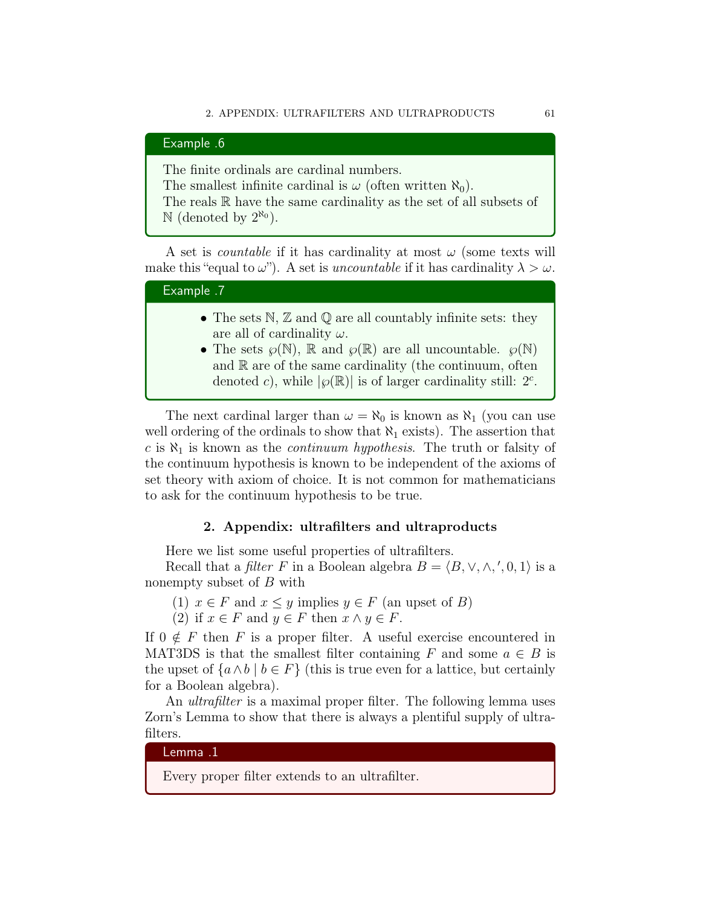**Example .6**

The finite ordinals are cardinal numbers.
The smallest infinite cardinal is $\omega$ (often written $\aleph_0$).
The reals $\mathbb{R}$ have the same cardinality as the set of all subsets of $\mathbb{N}$ (denoted by $2^{\aleph_0}$).

A set is *countable* if it has cardinality at most $\omega$ (some texts will make this "equal to $\omega$"). A set is *uncountable* if it has cardinality $\lambda > \omega$.

**Example .7**

- The sets $\mathbb{N}$, $\mathbb{Z}$ and $\mathbb{Q}$ are all countably infinite sets: they are all of cardinality $\omega$.
- The sets $\wp(\mathbb{N})$, $\mathbb{R}$ and $\wp(\mathbb{R})$ are all uncountable. $\wp(\mathbb{N})$ and $\mathbb{R}$ are of the same cardinality (the continuum, often denoted $c$), while $|\wp(\mathbb{R})|$ is of larger cardinality still: $2^c$.

The next cardinal larger than $\omega = \aleph_0$ is known as $\aleph_1$ (you can use well ordering of the ordinals to show that $\aleph_1$ exists). The assertion that $c$ is $\aleph_1$ is known as the *continuum hypothesis*. The truth or falsity of the continuum hypothesis is known to be independent of the axioms of set theory with axiom of choice. It is not common for mathematicians to ask for the continuum hypothesis to be true.

## 2. Appendix: ultrafilters and ultraproducts

Here we list some useful properties of ultrafilters.

Recall that a *filter* $F$ in a Boolean algebra $B = \langle B, \vee, \wedge, ', 0, 1\rangle$ is a nonempty subset of $B$ with

(1) $x \in F$ and $x \leq y$ implies $y \in F$ (an upset of $B$)
(2) if $x \in F$ and $y \in F$ then $x \wedge y \in F$.

If $0 \notin F$ then $F$ is a proper filter. A useful exercise encountered in MAT3DS is that the smallest filter containing $F$ and some $a \in B$ is the upset of $\{a \wedge b \mid b \in F\}$ (this is true even for a lattice, but certainly for a Boolean algebra).

An *ultrafilter* is a maximal proper filter. The following lemma uses Zorn's Lemma to show that there is always a plentiful supply of ultrafilters.

**Lemma .1**

Every proper filter extends to an ultrafilter.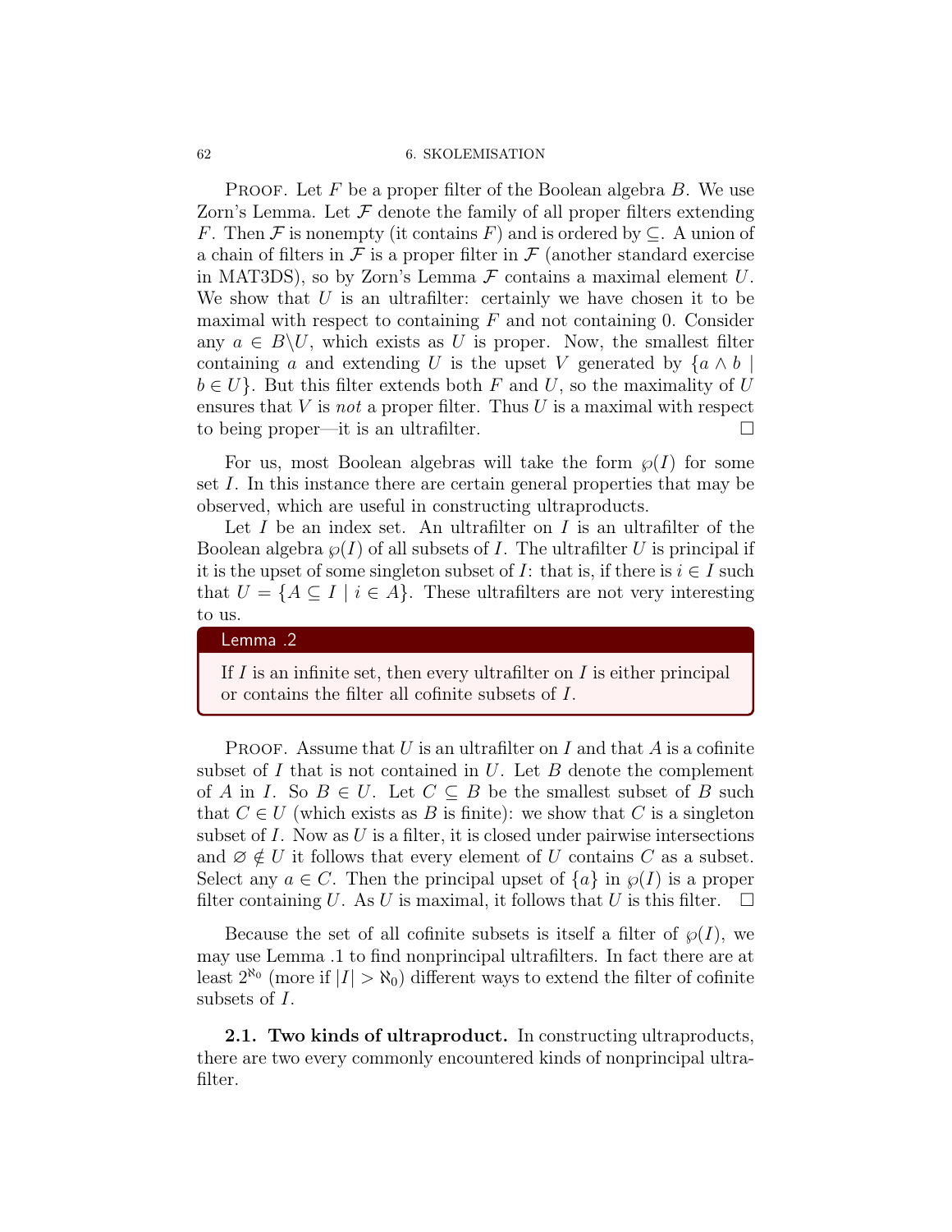PROOF. Let $F$ be a proper filter of the Boolean algebra $B$. We use Zorn's Lemma. Let $\mathcal{F}$ denote the family of all proper filters extending $F$. Then $\mathcal{F}$ is nonempty (it contains $F$) and is ordered by $\subseteq$. A union of a chain of filters in $\mathcal{F}$ is a proper filter in $\mathcal{F}$ (another standard exercise in MAT3DS), so by Zorn's Lemma $\mathcal{F}$ contains a maximal element $U$. We show that $U$ is an ultrafilter: certainly we have chosen it to be maximal with respect to containing $F$ and not containing 0. Consider any $a \in B \backslash U$, which exists as $U$ is proper. Now, the smallest filter containing $a$ and extending $U$ is the upset $V$ generated by $\{a \wedge b \mid b \in U\}$. But this filter extends both $F$ and $U$, so the maximality of $U$ ensures that $V$ is *not* a proper filter. Thus $U$ is a maximal with respect to being proper—it is an ultrafilter. □

For us, most Boolean algebras will take the form $\wp(I)$ for some set $I$. In this instance there are certain general properties that may be observed, which are useful in constructing ultraproducts.

Let $I$ be an index set. An ultrafilter on $I$ is an ultrafilter of the Boolean algebra $\wp(I)$ of all subsets of $I$. The ultrafilter $U$ is principal if it is the upset of some singleton subset of $I$: that is, if there is $i \in I$ such that $U = \{A \subseteq I \mid i \in A\}$. These ultrafilters are not very interesting to us.

**Lemma .2**

If $I$ is an infinite set, then every ultrafilter on $I$ is either principal or contains the filter all cofinite subsets of $I$.

PROOF. Assume that $U$ is an ultrafilter on $I$ and that $A$ is a cofinite subset of $I$ that is not contained in $U$. Let $B$ denote the complement of $A$ in $I$. So $B \in U$. Let $C \subseteq B$ be the smallest subset of $B$ such that $C \in U$ (which exists as $B$ is finite): we show that $C$ is a singleton subset of $I$. Now as $U$ is a filter, it is closed under pairwise intersections and $\varnothing \notin U$ it follows that every element of $U$ contains $C$ as a subset. Select any $a \in C$. Then the principal upset of $\{a\}$ in $\wp(I)$ is a proper filter containing $U$. As $U$ is maximal, it follows that $U$ is this filter. □

Because the set of all cofinite subsets is itself a filter of $\wp(I)$, we may use Lemma .1 to find nonprincipal ultrafilters. In fact there are at least $2^{\aleph_0}$ (more if $|I| > \aleph_0$) different ways to extend the filter of cofinite subsets of $I$.

**2.1. Two kinds of ultraproduct.** In constructing ultraproducts, there are two every commonly encountered kinds of nonprincipal ultrafilter.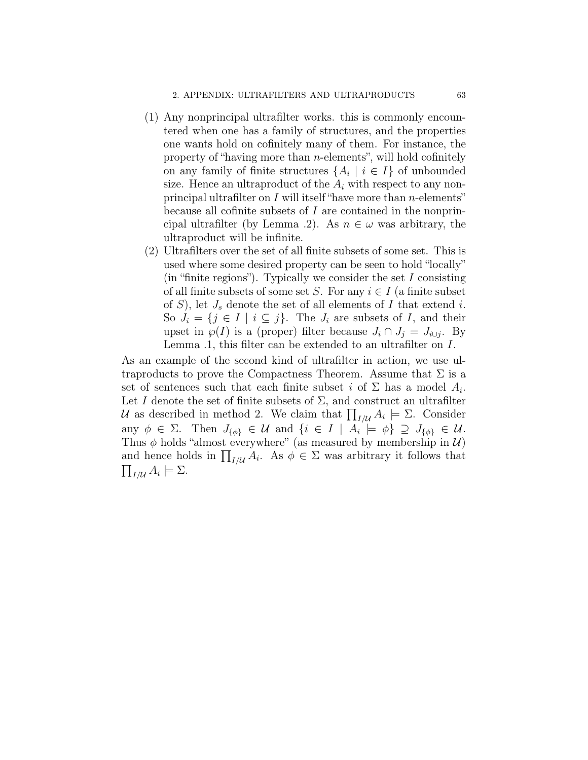(1) Any nonprincipal ultrafilter works. this is commonly encountered when one has a family of structures, and the properties one wants hold on cofinitely many of them. For instance, the property of "having more than $n$-elements", will hold cofinitely on any family of finite structures $\{A_i \mid i \in I\}$ of unbounded size. Hence an ultraproduct of the $A_i$ with respect to any nonprincipal ultrafilter on $I$ will itself "have more than $n$-elements" because all cofinite subsets of $I$ are contained in the nonprincipal ultrafilter (by Lemma .2). As $n \in \omega$ was arbitrary, the ultraproduct will be infinite.

(2) Ultrafilters over the set of all finite subsets of some set. This is used where some desired property can be seen to hold "locally" (in "finite regions"). Typically we consider the set $I$ consisting of all finite subsets of some set $S$. For any $i \in I$ (a finite subset of $S$), let $J_s$ denote the set of all elements of $I$ that extend $i$. So $J_i = \{j \in I \mid i \subseteq j\}$. The $J_i$ are subsets of $I$, and their upset in $\wp(I)$ is a (proper) filter because $J_i \cap J_j = J_{i \cup j}$. By Lemma .1, this filter can be extended to an ultrafilter on $I$.

As an example of the second kind of ultrafilter in action, we use ultraproducts to prove the Compactness Theorem. Assume that $\Sigma$ is a set of sentences such that each finite subset $i$ of $\Sigma$ has a model $A_i$. Let $I$ denote the set of finite subsets of $\Sigma$, and construct an ultrafilter $\mathcal{U}$ as described in method 2. We claim that $\prod_{I/\mathcal{U}} A_i \models \Sigma$. Consider any $\phi \in \Sigma$. Then $J_{\{\phi\}} \in \mathcal{U}$ and $\{i \in I \mid A_i \models \phi\} \supseteq J_{\{\phi\}} \in \mathcal{U}$. Thus $\phi$ holds "almost everywhere" (as measured by membership in $\mathcal{U}$) and hence holds in $\prod_{I/\mathcal{U}} A_i$. As $\phi \in \Sigma$ was arbitrary it follows that $\prod_{I/\mathcal{U}} A_i \models \Sigma$.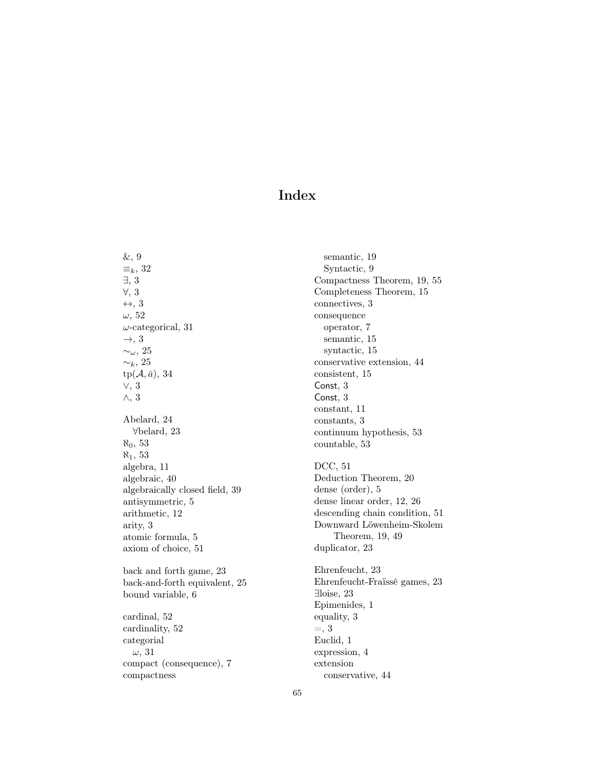# Index

&, 9
$\equiv_k$, 32
$\exists$, 3
$\forall$, 3
$\leftrightarrow$, 3
$\omega$, 52
$\omega$-categorical, 31
$\rightarrow$, 3
$\sim_\omega$, 25
$\sim_k$, 25
$\mathrm{tp}(\mathcal{A}, \bar{a})$, 34
$\vee$, 3
$\wedge$, 3

Abelard, 24
 $\forall$belard, 23
$\aleph_0$, 53
$\aleph_1$, 53
algebra, 11
algebraic, 40
algebraically closed field, 39
antisymmetric, 5
arithmetic, 12
arity, 3
atomic formula, 5
axiom of choice, 51

back and forth game, 23
back-and-forth equivalent, 25
bound variable, 6

cardinal, 52
cardinality, 52
categorial
 $\omega$, 31
compact (consequence), 7
compactness
 semantic, 19
 Syntactic, 9
Compactness Theorem, 19, 55
Completeness Theorem, 15
connectives, 3
consequence
 operator, 7
 semantic, 15
 syntactic, 15
conservative extension, 44
consistent, 15
Const, 3
Const, 3
constant, 11
constants, 3
continuum hypothesis, 53
countable, 53

DCC, 51
Deduction Theorem, 20
dense (order), 5
dense linear order, 12, 26
descending chain condition, 51
Downward Löwenheim-Skolem Theorem, 19, 49
duplicator, 23

Ehrenfeucht, 23
Ehrenfeucht-Fraïssé games, 23
$\exists$loise, 23
Epimenides, 1
equality, 3
=, 3
Euclid, 1
expression, 4
extension
 conservative, 44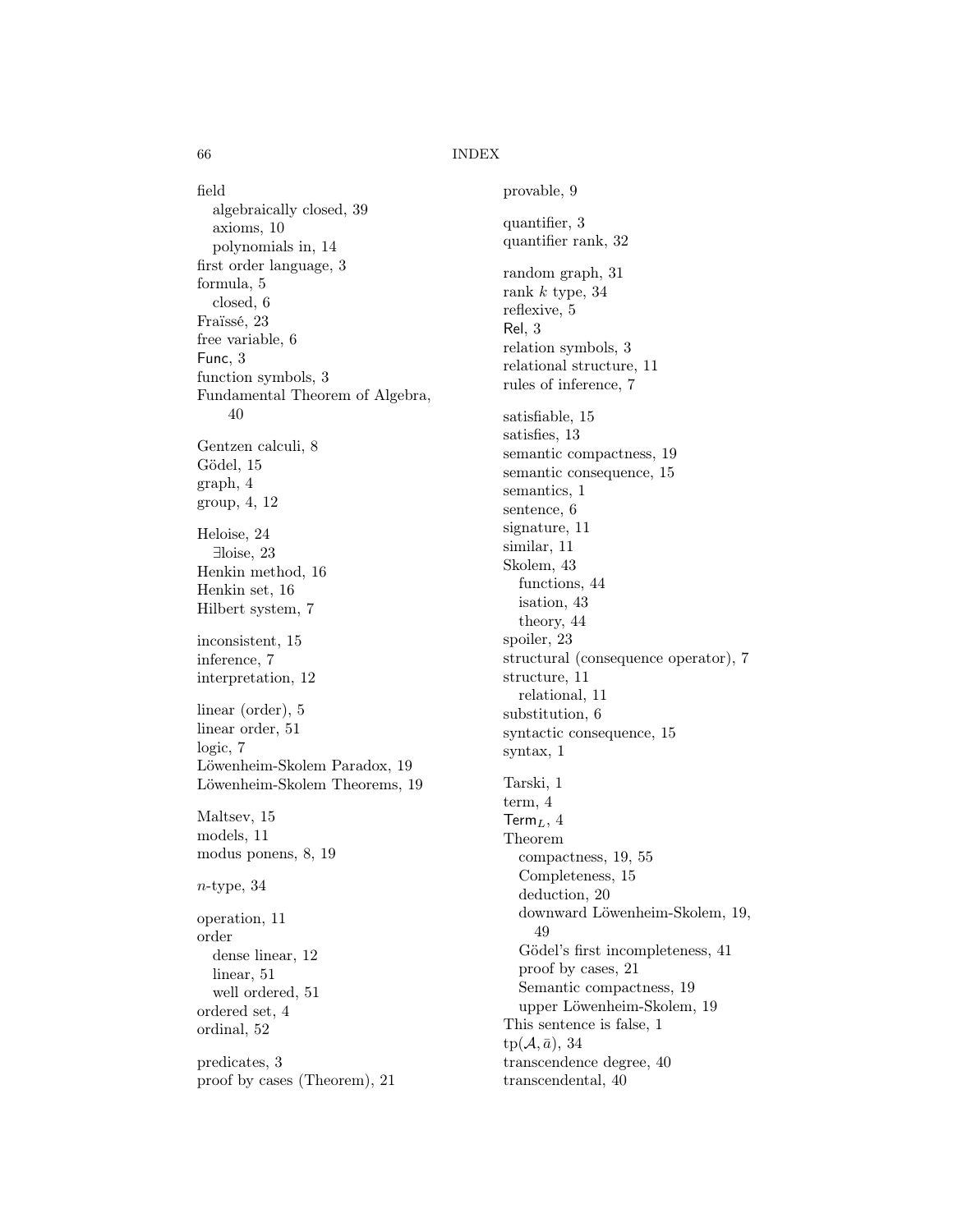field
  algebraically closed, 39
  axioms, 10
  polynomials in, 14
first order language, 3
formula, 5
  closed, 6
Fraïssé, 23
free variable, 6
Func, 3
function symbols, 3
Fundamental Theorem of Algebra, 40

Gentzen calculi, 8
Gödel, 15
graph, 4
group, 4, 12

Heloise, 24
  ∃loise, 23
Henkin method, 16
Henkin set, 16
Hilbert system, 7

inconsistent, 15
inference, 7
interpretation, 12

linear (order), 5
linear order, 51
logic, 7
Löwenheim-Skolem Paradox, 19
Löwenheim-Skolem Theorems, 19

Maltsev, 15
models, 11
modus ponens, 8, 19

$n$-type, 34

operation, 11
order
  dense linear, 12
  linear, 51
  well ordered, 51
ordered set, 4
ordinal, 52

predicates, 3
proof by cases (Theorem), 21
provable, 9

quantifier, 3
quantifier rank, 32

random graph, 31
rank $k$ type, 34
reflexive, 5
Rel, 3
relation symbols, 3
relational structure, 11
rules of inference, 7

satisfiable, 15
satisfies, 13
semantic compactness, 19
semantic consequence, 15
semantics, 1
sentence, 6
signature, 11
similar, 11
Skolem, 43
  functions, 44
  isation, 43
  theory, 44
spoiler, 23
structural (consequence operator), 7
structure, 11
  relational, 11
substitution, 6
syntactic consequence, 15
syntax, 1

Tarski, 1
term, 4
$\mathsf{Term}_L$, 4
Theorem
  compactness, 19, 55
  Completeness, 15
  deduction, 20
  downward Löwenheim-Skolem, 19, 49
  Gödel's first incompleteness, 41
  proof by cases, 21
  Semantic compactness, 19
  upper Löwenheim-Skolem, 19
This sentence is false, 1
$\mathrm{tp}(\mathcal{A}, \bar{a})$, 34
transcendence degree, 40
transcendental, 40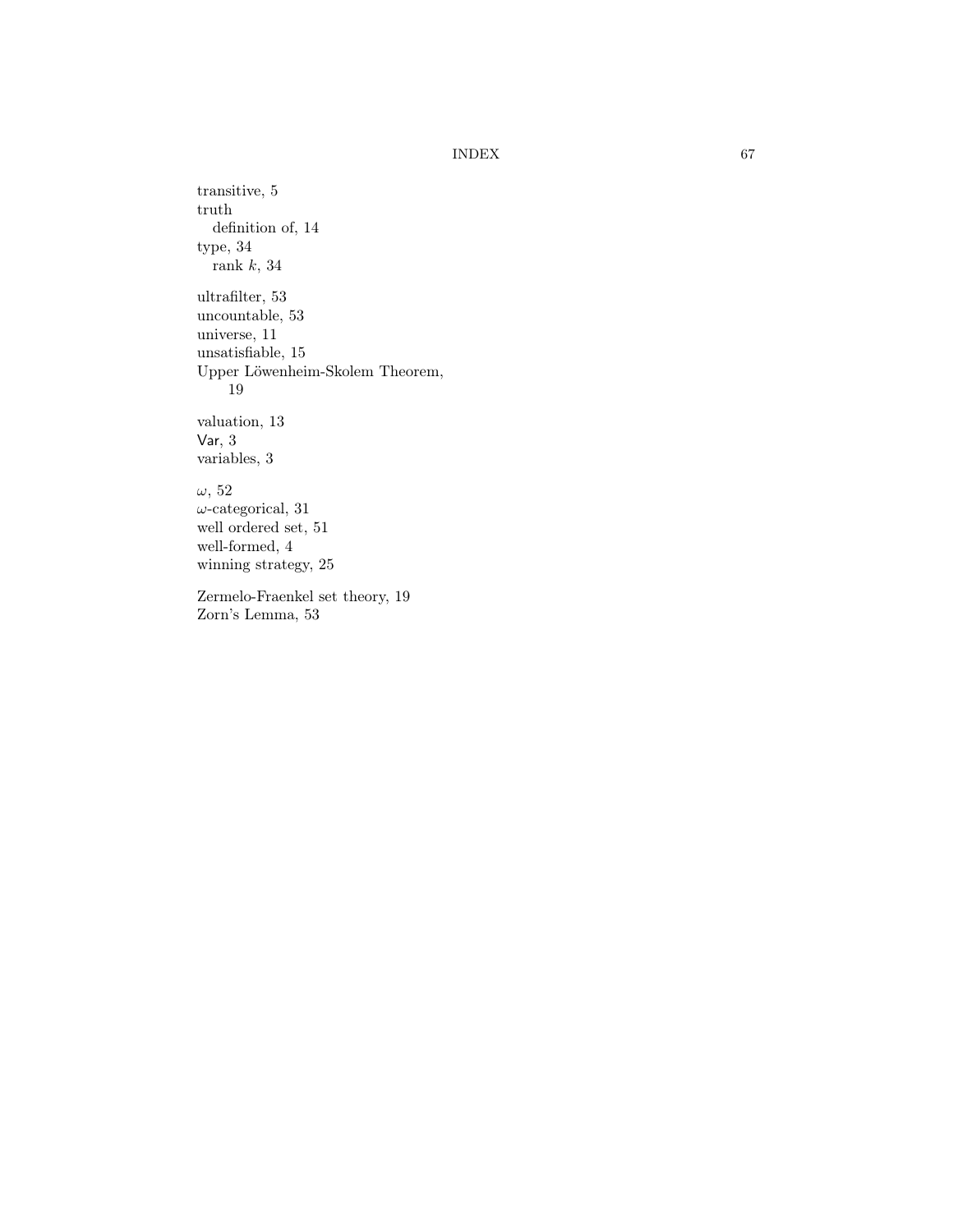transitive, 5
truth
  definition of, 14
type, 34
  rank $k$, 34

ultrafilter, 53
uncountable, 53
universe, 11
unsatisfiable, 15
Upper Löwenheim-Skolem Theorem, 19

valuation, 13
Var, 3
variables, 3

$\omega$, 52
$\omega$-categorical, 31
well ordered set, 51
well-formed, 4
winning strategy, 25

Zermelo-Fraenkel set theory, 19
Zorn's Lemma, 53